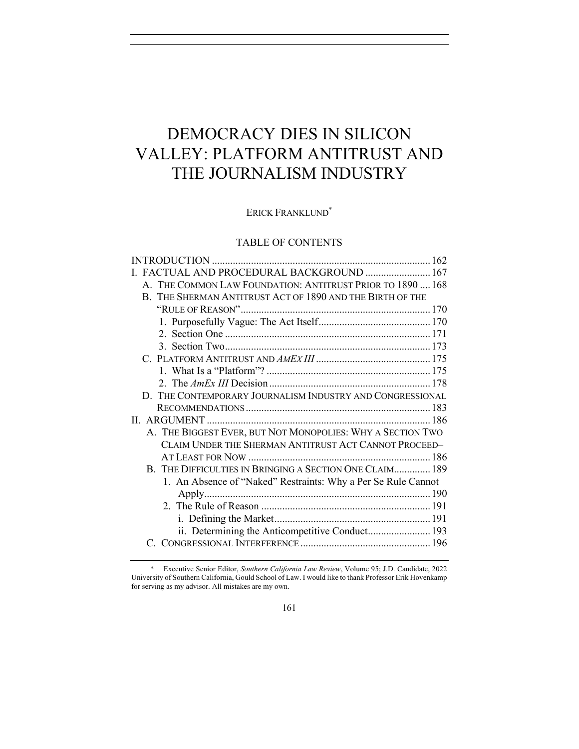# DEMOCRACY DIES IN SILICON VALLEY: PLATFORM ANTITRUST AND THE JOURNALISM INDUSTRY

ERICK FRANKLUND[*]

## TABLE OF CONTENTS

INTRODUCTION .................................................................................... 162

I. FACTUAL AND PROCEDURAL BACKGROUND ......................... 167

- A. THE COMMON LAW FOUNDATION: ANTITRUST PRIOR TO 1890 .... 168
- B. THE SHERMAN ANTITRUST ACT OF 1890 AND THE BIRTH OF THE "RULE OF REASON" ......................................................................... 170
  - 1. Purposefully Vague: The Act Itself ........................................... 170
  - 2. Section One .............................................................................. 171
  - 3. Section Two .............................................................................. 173
- C. PLATFORM ANTITRUST AND *AMEX III* ............................................ 175
  - 1. What Is a "Platform"? ............................................................... 175
  - 2. The *AmEx III* Decision ............................................................. 178
- D. THE CONTEMPORARY JOURNALISM INDUSTRY AND CONGRESSIONAL RECOMMENDATIONS ....................................................................... 183

II. ARGUMENT ...................................................................................... 186

- A. THE BIGGEST EVER, BUT NOT MONOPOLIES: WHY A SECTION TWO CLAIM UNDER THE SHERMAN ANTITRUST ACT CANNOT PROCEED– AT LEAST FOR NOW ...................................................................... 186
- B. THE DIFFICULTIES IN BRINGING A SECTION ONE CLAIM .............. 189
  - 1. An Absence of "Naked" Restraints: Why a Per Se Rule Cannot Apply ....................................................................................... 190
  - 2. The Rule of Reason ................................................................. 191
    - i. Defining the Market ............................................................ 191
    - ii. Determining the Anticompetitive Conduct ........................ 193
- C. CONGRESSIONAL INTERFERENCE .................................................. 196

---

[*] Executive Senior Editor, *Southern California Law Review*, Volume 95; J.D. Candidate, 2022 University of Southern California, Gould School of Law. I would like to thank Professor Erik Hovenkamp for serving as my advisor. All mistakes are my own.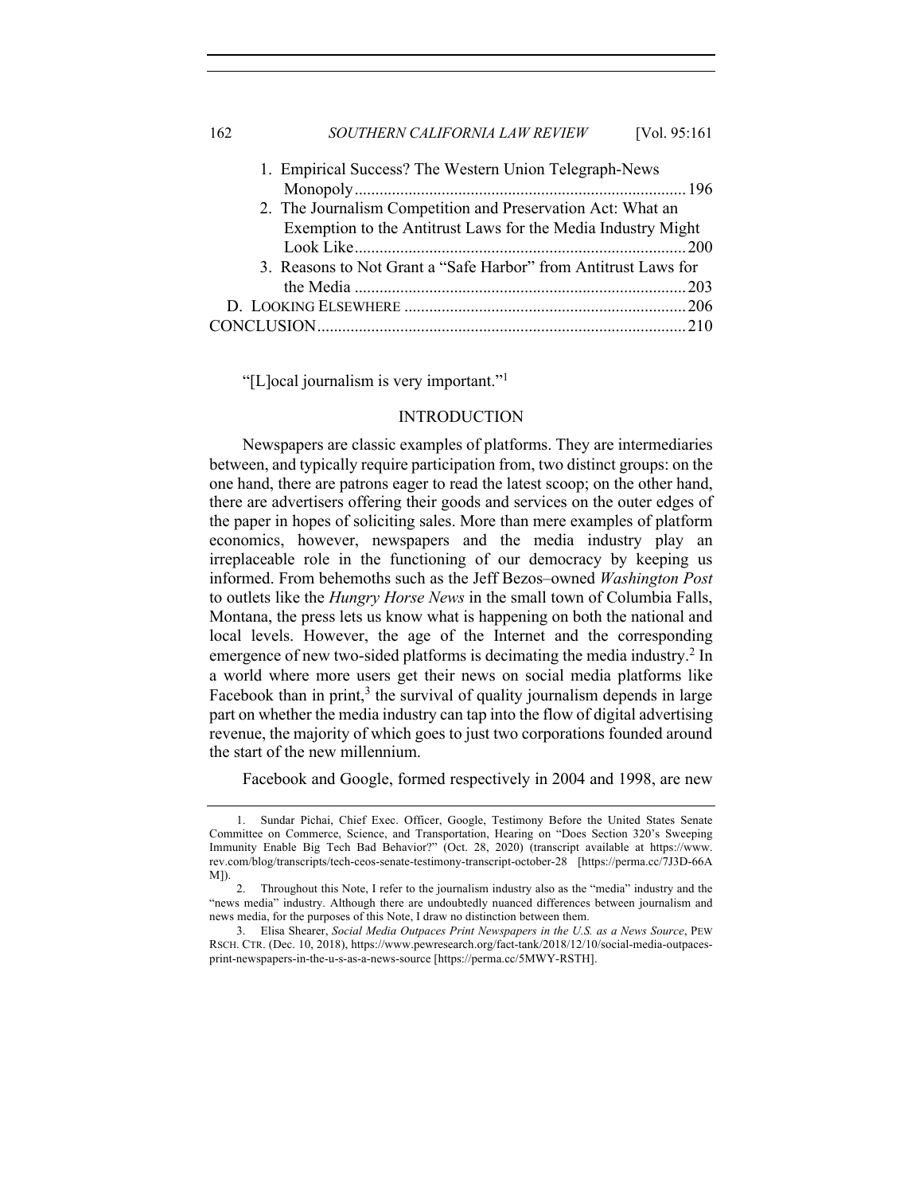1. Empirical Success? The Western Union Telegraph-News Monopoly ............ 196
2. The Journalism Competition and Preservation Act: What an Exemption to the Antitrust Laws for the Media Industry Might Look Like ............ 200
3. Reasons to Not Grant a "Safe Harbor" from Antitrust Laws for the Media ............ 203

D. LOOKING ELSEWHERE ............ 206

CONCLUSION ............ 210

"[L]ocal journalism is very important."[1]

## INTRODUCTION

Newspapers are classic examples of platforms. They are intermediaries between, and typically require participation from, two distinct groups: on the one hand, there are patrons eager to read the latest scoop; on the other hand, there are advertisers offering their goods and services on the outer edges of the paper in hopes of soliciting sales. More than mere examples of platform economics, however, newspapers and the media industry play an irreplaceable role in the functioning of our democracy by keeping us informed. From behemoths such as the Jeff Bezos–owned *Washington Post* to outlets like the *Hungry Horse News* in the small town of Columbia Falls, Montana, the press lets us know what is happening on both the national and local levels. However, the age of the Internet and the corresponding emergence of new two-sided platforms is decimating the media industry.[2] In a world where more users get their news on social media platforms like Facebook than in print,[3] the survival of quality journalism depends in large part on whether the media industry can tap into the flow of digital advertising revenue, the majority of which goes to just two corporations founded around the start of the new millennium.

Facebook and Google, formed respectively in 2004 and 1998, are new

---

1. Sundar Pichai, Chief Exec. Officer, Google, Testimony Before the United States Senate Committee on Commerce, Science, and Transportation, Hearing on "Does Section 320's Sweeping Immunity Enable Big Tech Bad Behavior?" (Oct. 28, 2020) (transcript available at https://www.rev.com/blog/transcripts/tech-ceos-senate-testimony-transcript-october-28 [https://perma.cc/7J3D-66AM]).

2. Throughout this Note, I refer to the journalism industry also as the "media" industry and the "news media" industry. Although there are undoubtedly nuanced differences between journalism and news media, for the purposes of this Note, I draw no distinction between them.

3. Elisa Shearer, *Social Media Outpaces Print Newspapers in the U.S. as a News Source*, PEW RSCH. CTR. (Dec. 10, 2018), https://www.pewresearch.org/fact-tank/2018/12/10/social-media-outpaces-print-newspapers-in-the-u-s-as-a-news-source [https://perma.cc/5MWY-RSTH].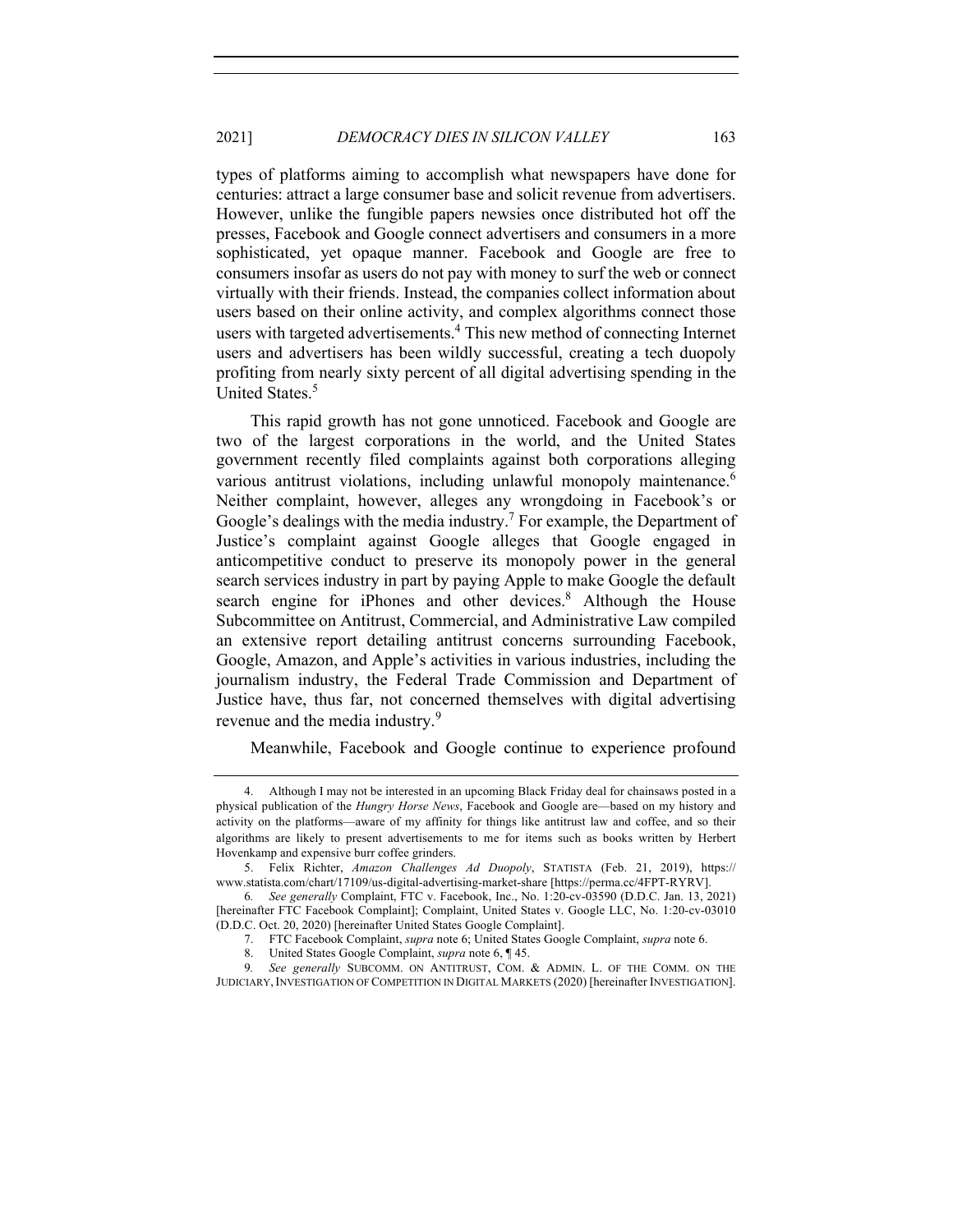types of platforms aiming to accomplish what newspapers have done for centuries: attract a large consumer base and solicit revenue from advertisers. However, unlike the fungible papers newsies once distributed hot off the presses, Facebook and Google connect advertisers and consumers in a more sophisticated, yet opaque manner. Facebook and Google are free to consumers insofar as users do not pay with money to surf the web or connect virtually with their friends. Instead, the companies collect information about users based on their online activity, and complex algorithms connect those users with targeted advertisements.[4] This new method of connecting Internet users and advertisers has been wildly successful, creating a tech duopoly profiting from nearly sixty percent of all digital advertising spending in the United States.[5]

This rapid growth has not gone unnoticed. Facebook and Google are two of the largest corporations in the world, and the United States government recently filed complaints against both corporations alleging various antitrust violations, including unlawful monopoly maintenance.[6] Neither complaint, however, alleges any wrongdoing in Facebook's or Google's dealings with the media industry.[7] For example, the Department of Justice's complaint against Google alleges that Google engaged in anticompetitive conduct to preserve its monopoly power in the general search services industry in part by paying Apple to make Google the default search engine for iPhones and other devices.[8] Although the House Subcommittee on Antitrust, Commercial, and Administrative Law compiled an extensive report detailing antitrust concerns surrounding Facebook, Google, Amazon, and Apple's activities in various industries, including the journalism industry, the Federal Trade Commission and Department of Justice have, thus far, not concerned themselves with digital advertising revenue and the media industry.[9]

Meanwhile, Facebook and Google continue to experience profound

---

4. Although I may not be interested in an upcoming Black Friday deal for chainsaws posted in a physical publication of the *Hungry Horse News*, Facebook and Google are—based on my history and activity on the platforms—aware of my affinity for things like antitrust law and coffee, and so their algorithms are likely to present advertisements to me for items such as books written by Herbert Hovenkamp and expensive burr coffee grinders.

5. Felix Richter, *Amazon Challenges Ad Duopoly*, STATISTA (Feb. 21, 2019), https://www.statista.com/chart/17109/us-digital-advertising-market-share [https://perma.cc/4FPT-RYRV].

6. *See generally* Complaint, FTC v. Facebook, Inc., No. 1:20-cv-03590 (D.D.C. Jan. 13, 2021) [hereinafter FTC Facebook Complaint]; Complaint, United States v. Google LLC, No. 1:20-cv-03010 (D.D.C. Oct. 20, 2020) [hereinafter United States Google Complaint].

7. FTC Facebook Complaint, *supra* note 6; United States Google Complaint, *supra* note 6.

8. United States Google Complaint, *supra* note 6, ¶ 45.

9. *See generally* SUBCOMM. ON ANTITRUST, COM. & ADMIN. L. OF THE COMM. ON THE JUDICIARY, INVESTIGATION OF COMPETITION IN DIGITAL MARKETS (2020) [hereinafter INVESTIGATION].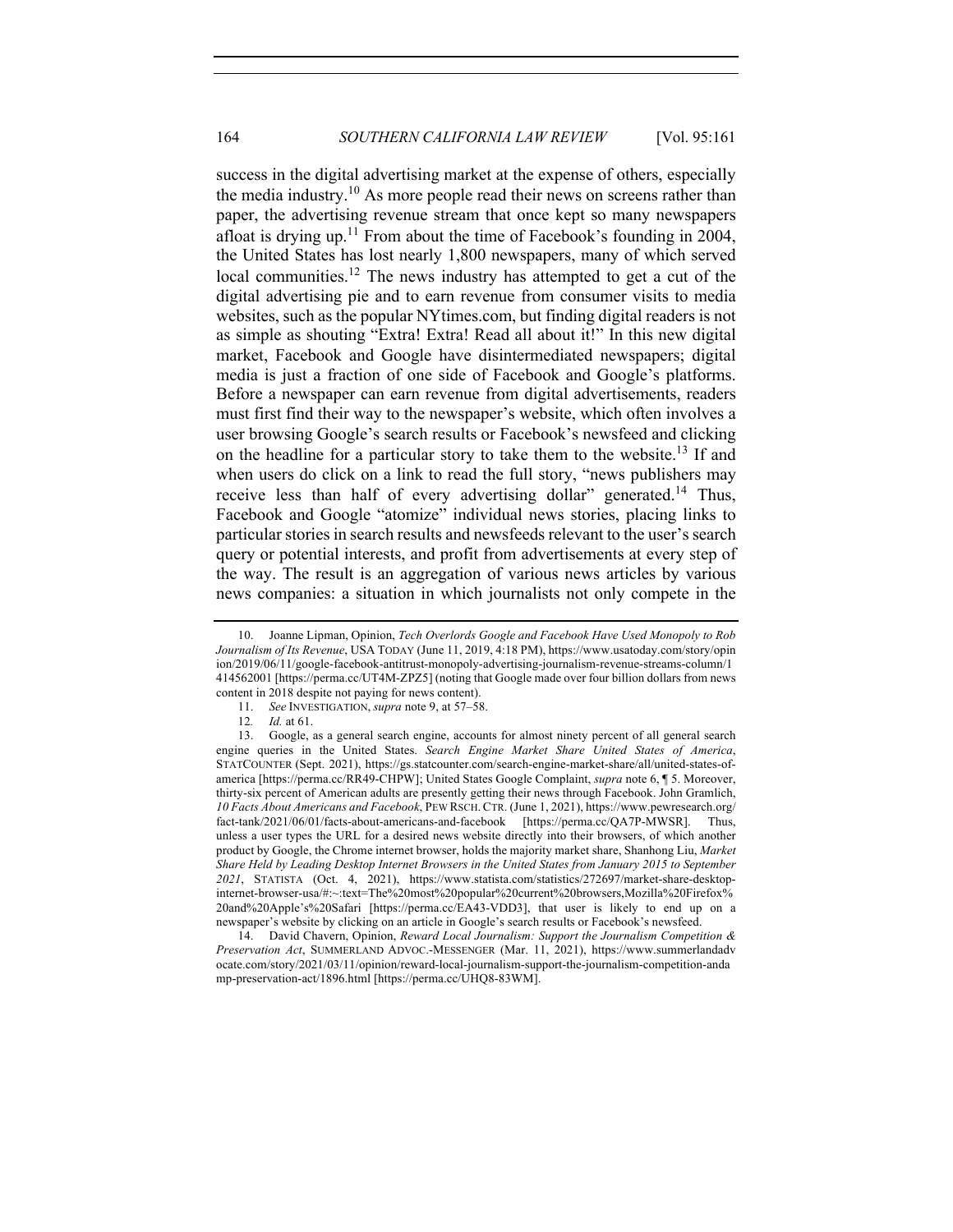success in the digital advertising market at the expense of others, especially the media industry.[10] As more people read their news on screens rather than paper, the advertising revenue stream that once kept so many newspapers afloat is drying up.[11] From about the time of Facebook's founding in 2004, the United States has lost nearly 1,800 newspapers, many of which served local communities.[12] The news industry has attempted to get a cut of the digital advertising pie and to earn revenue from consumer visits to media websites, such as the popular NYtimes.com, but finding digital readers is not as simple as shouting "Extra! Extra! Read all about it!" In this new digital market, Facebook and Google have disintermediated newspapers; digital media is just a fraction of one side of Facebook and Google's platforms. Before a newspaper can earn revenue from digital advertisements, readers must first find their way to the newspaper's website, which often involves a user browsing Google's search results or Facebook's newsfeed and clicking on the headline for a particular story to take them to the website.[13] If and when users do click on a link to read the full story, "news publishers may receive less than half of every advertising dollar" generated.[14] Thus, Facebook and Google "atomize" individual news stories, placing links to particular stories in search results and newsfeeds relevant to the user's search query or potential interests, and profit from advertisements at every step of the way. The result is an aggregation of various news articles by various news companies: a situation in which journalists not only compete in the

---

10. Joanne Lipman, Opinion, *Tech Overlords Google and Facebook Have Used Monopoly to Rob Journalism of Its Revenue*, USA TODAY (June 11, 2019, 4:18 PM), https://www.usatoday.com/story/opinion/2019/06/11/google-facebook-antitrust-monopoly-advertising-journalism-revenue-streams-column/1414562001 [https://perma.cc/UT4M-ZPZ5] (noting that Google made over four billion dollars from news content in 2018 despite not paying for news content).

11. *See* INVESTIGATION, *supra* note 9, at 57–58.

12. *Id.* at 61.

13. Google, as a general search engine, accounts for almost ninety percent of all general search engine queries in the United States. *Search Engine Market Share United States of America*, STATCOUNTER (Sept. 2021), https://gs.statcounter.com/search-engine-market-share/all/united-states-of-america [https://perma.cc/RR49-CHPW]; United States Google Complaint, *supra* note 6, ¶ 5. Moreover, thirty-six percent of American adults are presently getting their news through Facebook. John Gramlich, *10 Facts About Americans and Facebook*, PEW RSCH. CTR. (June 1, 2021), https://www.pewresearch.org/fact-tank/2021/06/01/facts-about-americans-and-facebook [https://perma.cc/QA7P-MWSR]. Thus, unless a user types the URL for a desired news website directly into their browsers, of which another product by Google, the Chrome internet browser, holds the majority market share, Shanhong Liu, *Market Share Held by Leading Desktop Internet Browsers in the United States from January 2015 to September 2021*, STATISTA (Oct. 4, 2021), https://www.statista.com/statistics/272697/market-share-desktop-internet-browser-usa/#:~:text=The%20most%20popular%20current%20browsers,Mozilla%20Firefox%20and%20Apple's%20Safari [https://perma.cc/EA43-VDD3], that user is likely to end up on a newspaper's website by clicking on an article in Google's search results or Facebook's newsfeed.

14. David Chavern, Opinion, *Reward Local Journalism: Support the Journalism Competition & Preservation Act*, SUMMERLAND ADVOC.-MESSENGER (Mar. 11, 2021), https://www.summerlandadvocate.com/story/2021/03/11/opinion/reward-local-journalism-support-the-journalism-competition-andamp-preservation-act/1896.html [https://perma.cc/UHQ8-83WM].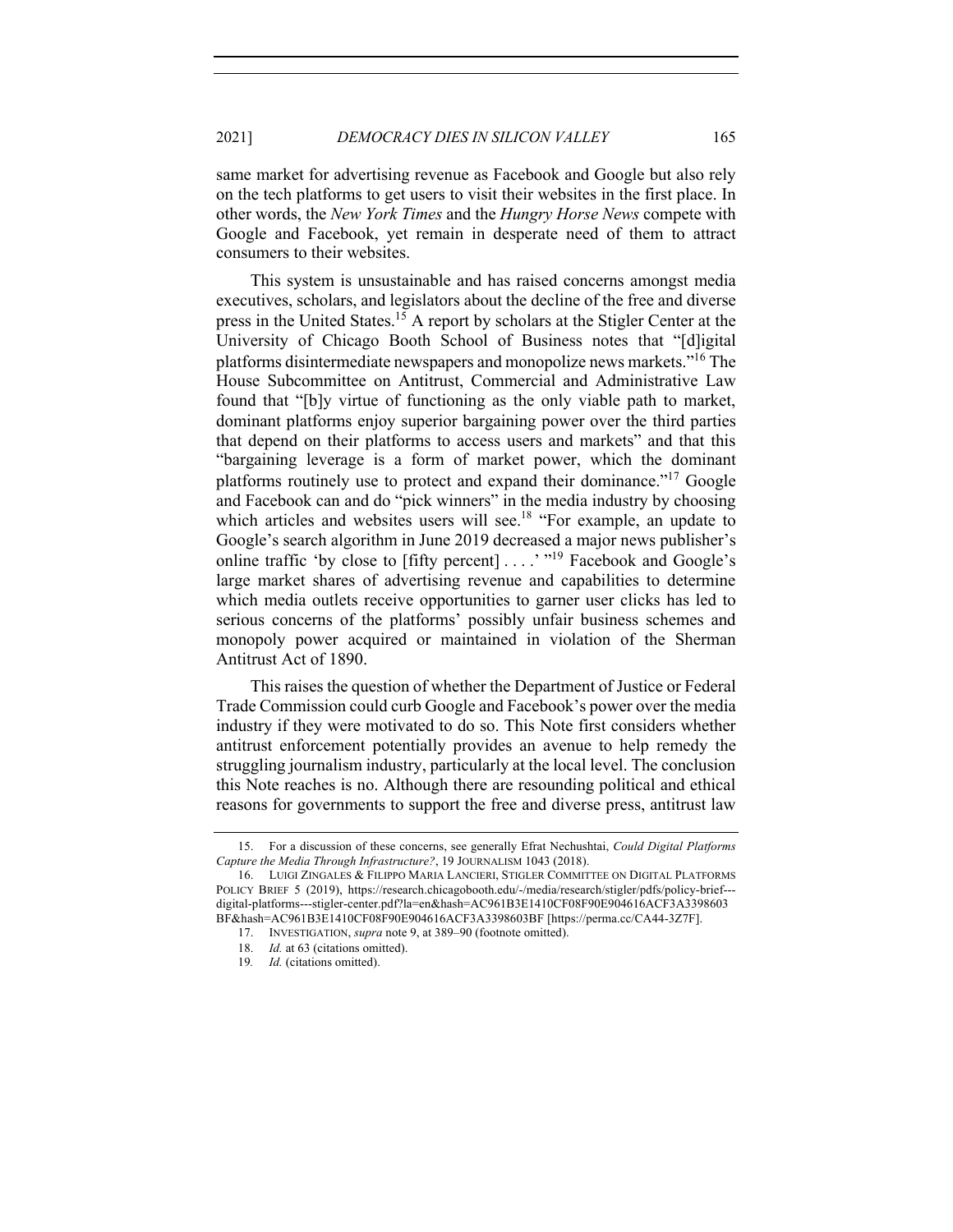same market for advertising revenue as Facebook and Google but also rely on the tech platforms to get users to visit their websites in the first place. In other words, the *New York Times* and the *Hungry Horse News* compete with Google and Facebook, yet remain in desperate need of them to attract consumers to their websites.

This system is unsustainable and has raised concerns amongst media executives, scholars, and legislators about the decline of the free and diverse press in the United States.[15] A report by scholars at the Stigler Center at the University of Chicago Booth School of Business notes that "[d]igital platforms disintermediate newspapers and monopolize news markets."[16] The House Subcommittee on Antitrust, Commercial and Administrative Law found that "[b]y virtue of functioning as the only viable path to market, dominant platforms enjoy superior bargaining power over the third parties that depend on their platforms to access users and markets" and that this "bargaining leverage is a form of market power, which the dominant platforms routinely use to protect and expand their dominance."[17] Google and Facebook can and do "pick winners" in the media industry by choosing which articles and websites users will see.[18] "For example, an update to Google's search algorithm in June 2019 decreased a major news publisher's online traffic 'by close to [fifty percent] . . . .' "[19] Facebook and Google's large market shares of advertising revenue and capabilities to determine which media outlets receive opportunities to garner user clicks has led to serious concerns of the platforms' possibly unfair business schemes and monopoly power acquired or maintained in violation of the Sherman Antitrust Act of 1890.

This raises the question of whether the Department of Justice or Federal Trade Commission could curb Google and Facebook's power over the media industry if they were motivated to do so. This Note first considers whether antitrust enforcement potentially provides an avenue to help remedy the struggling journalism industry, particularly at the local level. The conclusion this Note reaches is no. Although there are resounding political and ethical reasons for governments to support the free and diverse press, antitrust law

---

15. For a discussion of these concerns, see generally Efrat Nechushtai, *Could Digital Platforms Capture the Media Through Infrastructure?*, 19 JOURNALISM 1043 (2018).

16. LUIGI ZINGALES & FILIPPO MARIA LANCIERI, STIGLER COMMITTEE ON DIGITAL PLATFORMS POLICY BRIEF 5 (2019), https://research.chicagobooth.edu/-/media/research/stigler/pdfs/policy-brief---digital-platforms---stigler-center.pdf?la=en&hash=AC961B3E1410CF08F90E904616ACF3A3398603BF&hash=AC961B3E1410CF08F90E904616ACF3A3398603BF [https://perma.cc/CA44-3Z7F].

17. INVESTIGATION, *supra* note 9, at 389–90 (footnote omitted).

18. *Id.* at 63 (citations omitted).

19. *Id.* (citations omitted).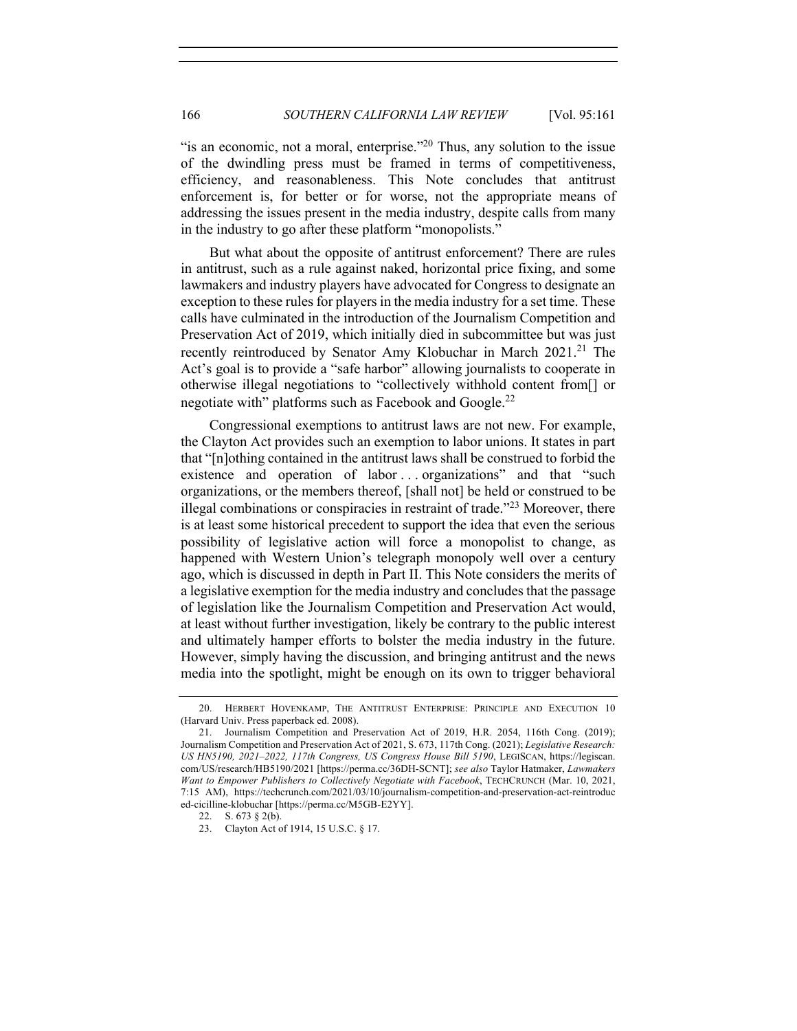"is an economic, not a moral, enterprise."[20] Thus, any solution to the issue of the dwindling press must be framed in terms of competitiveness, efficiency, and reasonableness. This Note concludes that antitrust enforcement is, for better or for worse, not the appropriate means of addressing the issues present in the media industry, despite calls from many in the industry to go after these platform "monopolists."

But what about the opposite of antitrust enforcement? There are rules in antitrust, such as a rule against naked, horizontal price fixing, and some lawmakers and industry players have advocated for Congress to designate an exception to these rules for players in the media industry for a set time. These calls have culminated in the introduction of the Journalism Competition and Preservation Act of 2019, which initially died in subcommittee but was just recently reintroduced by Senator Amy Klobuchar in March 2021.[21] The Act's goal is to provide a "safe harbor" allowing journalists to cooperate in otherwise illegal negotiations to "collectively withhold content from[] or negotiate with" platforms such as Facebook and Google.[22]

Congressional exemptions to antitrust laws are not new. For example, the Clayton Act provides such an exemption to labor unions. It states in part that "[n]othing contained in the antitrust laws shall be construed to forbid the existence and operation of labor . . . organizations" and that "such organizations, or the members thereof, [shall not] be held or construed to be illegal combinations or conspiracies in restraint of trade."[23] Moreover, there is at least some historical precedent to support the idea that even the serious possibility of legislative action will force a monopolist to change, as happened with Western Union's telegraph monopoly well over a century ago, which is discussed in depth in Part II. This Note considers the merits of a legislative exemption for the media industry and concludes that the passage of legislation like the Journalism Competition and Preservation Act would, at least without further investigation, likely be contrary to the public interest and ultimately hamper efforts to bolster the media industry in the future. However, simply having the discussion, and bringing antitrust and the news media into the spotlight, might be enough on its own to trigger behavioral

---

20. HERBERT HOVENKAMP, THE ANTITRUST ENTERPRISE: PRINCIPLE AND EXECUTION 10 (Harvard Univ. Press paperback ed. 2008).

21. Journalism Competition and Preservation Act of 2019, H.R. 2054, 116th Cong. (2019); Journalism Competition and Preservation Act of 2021, S. 673, 117th Cong. (2021); *Legislative Research: US HN5190, 2021–2022, 117th Congress, US Congress House Bill 5190*, LEGISCAN, https://legiscan.com/US/research/HB5190/2021 [https://perma.cc/36DH-SCNT]; *see also* Taylor Hatmaker, *Lawmakers Want to Empower Publishers to Collectively Negotiate with Facebook*, TECHCRUNCH (Mar. 10, 2021, 7:15 AM), https://techcrunch.com/2021/03/10/journalism-competition-and-preservation-act-reintroduced-cicilline-klobuchar [https://perma.cc/M5GB-E2YY].

22. S. 673 § 2(b).

23. Clayton Act of 1914, 15 U.S.C. § 17.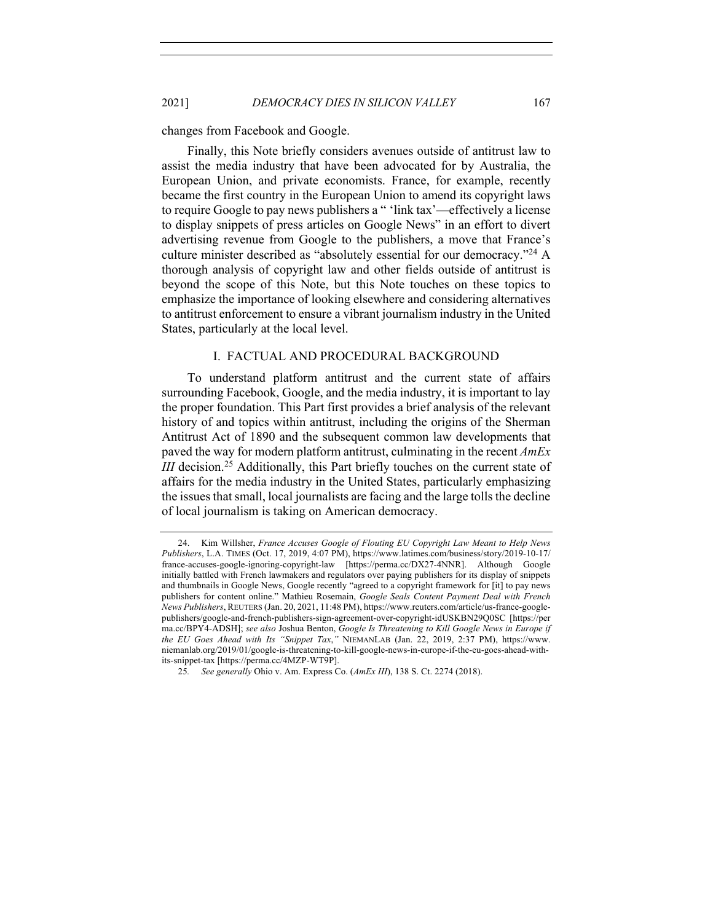changes from Facebook and Google.

Finally, this Note briefly considers avenues outside of antitrust law to assist the media industry that have been advocated for by Australia, the European Union, and private economists. France, for example, recently became the first country in the European Union to amend its copyright laws to require Google to pay news publishers a " 'link tax'—effectively a license to display snippets of press articles on Google News" in an effort to divert advertising revenue from Google to the publishers, a move that France's culture minister described as "absolutely essential for our democracy."[24] A thorough analysis of copyright law and other fields outside of antitrust is beyond the scope of this Note, but this Note touches on these topics to emphasize the importance of looking elsewhere and considering alternatives to antitrust enforcement to ensure a vibrant journalism industry in the United States, particularly at the local level.

## I. FACTUAL AND PROCEDURAL BACKGROUND

To understand platform antitrust and the current state of affairs surrounding Facebook, Google, and the media industry, it is important to lay the proper foundation. This Part first provides a brief analysis of the relevant history of and topics within antitrust, including the origins of the Sherman Antitrust Act of 1890 and the subsequent common law developments that paved the way for modern platform antitrust, culminating in the recent *AmEx III* decision.[25] Additionally, this Part briefly touches on the current state of affairs for the media industry in the United States, particularly emphasizing the issues that small, local journalists are facing and the large tolls the decline of local journalism is taking on American democracy.

---

24. Kim Willsher, *France Accuses Google of Flouting EU Copyright Law Meant to Help News Publishers*, L.A. TIMES (Oct. 17, 2019, 4:07 PM), https://www.latimes.com/business/story/2019-10-17/france-accuses-google-ignoring-copyright-law [https://perma.cc/DX27-4NNR]. Although Google initially battled with French lawmakers and regulators over paying publishers for its display of snippets and thumbnails in Google News, Google recently "agreed to a copyright framework for [it] to pay news publishers for content online." Mathieu Rosemain, *Google Seals Content Payment Deal with French News Publishers*, REUTERS (Jan. 20, 2021, 11:48 PM), https://www.reuters.com/article/us-france-google-publishers/google-and-french-publishers-sign-agreement-over-copyright-idUSKBN29Q0SC [https://perma.cc/BPY4-ADSH]; *see also* Joshua Benton, *Google Is Threatening to Kill Google News in Europe if the EU Goes Ahead with Its "Snippet Tax*,*"* NIEMANLAB (Jan. 22, 2019, 2:37 PM), https://www.niemanlab.org/2019/01/google-is-threatening-to-kill-google-news-in-europe-if-the-eu-goes-ahead-with-its-snippet-tax [https://perma.cc/4MZP-WT9P].

25. *See generally* Ohio v. Am. Express Co. (*AmEx III*), 138 S. Ct. 2274 (2018).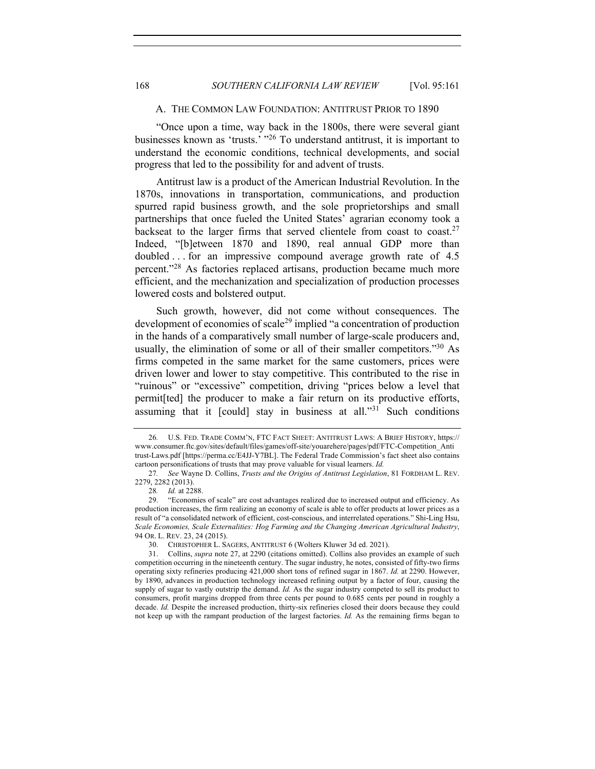### A. THE COMMON LAW FOUNDATION: ANTITRUST PRIOR TO 1890

"Once upon a time, way back in the 1800s, there were several giant businesses known as 'trusts.' "[26] To understand antitrust, it is important to understand the economic conditions, technical developments, and social progress that led to the possibility for and advent of trusts.

Antitrust law is a product of the American Industrial Revolution. In the 1870s, innovations in transportation, communications, and production spurred rapid business growth, and the sole proprietorships and small partnerships that once fueled the United States' agrarian economy took a backseat to the larger firms that served clientele from coast to coast.[27] Indeed, "[b]etween 1870 and 1890, real annual GDP more than doubled . . . for an impressive compound average growth rate of 4.5 percent."[28] As factories replaced artisans, production became much more efficient, and the mechanization and specialization of production processes lowered costs and bolstered output.

Such growth, however, did not come without consequences. The development of economies of scale[29] implied "a concentration of production in the hands of a comparatively small number of large-scale producers and, usually, the elimination of some or all of their smaller competitors."[30] As firms competed in the same market for the same customers, prices were driven lower and lower to stay competitive. This contributed to the rise in "ruinous" or "excessive" competition, driving "prices below a level that permit[ted] the producer to make a fair return on its productive efforts, assuming that it [could] stay in business at all."[31] Such conditions

---

26. U.S. FED. TRADE COMM'N, FTC FACT SHEET: ANTITRUST LAWS: A BRIEF HISTORY, https://www.consumer.ftc.gov/sites/default/files/games/off-site/youarehere/pages/pdf/FTC-Competition_Antitrust-Laws.pdf [https://perma.cc/E4JJ-Y7BL]. The Federal Trade Commission's fact sheet also contains cartoon personifications of trusts that may prove valuable for visual learners. *Id.*

27. *See* Wayne D. Collins, *Trusts and the Origins of Antitrust Legislation*, 81 FORDHAM L. REV. 2279, 2282 (2013).

28. *Id.* at 2288.

29. "Economies of scale" are cost advantages realized due to increased output and efficiency. As production increases, the firm realizing an economy of scale is able to offer products at lower prices as a result of "a consolidated network of efficient, cost-conscious, and interrelated operations." Shi-Ling Hsu, *Scale Economies, Scale Externalities: Hog Farming and the Changing American Agricultural Industry*, 94 OR. L. REV. 23, 24 (2015).

30. CHRISTOPHER L. SAGERS, ANTITRUST 6 (Wolters Kluwer 3d ed. 2021).

31. Collins, *supra* note 27, at 2290 (citations omitted). Collins also provides an example of such competition occurring in the nineteenth century. The sugar industry, he notes, consisted of fifty-two firms operating sixty refineries producing 421,000 short tons of refined sugar in 1867. *Id.* at 2290. However, by 1890, advances in production technology increased refining output by a factor of four, causing the supply of sugar to vastly outstrip the demand. *Id.* As the sugar industry competed to sell its product to consumers, profit margins dropped from three cents per pound to 0.685 cents per pound in roughly a decade. *Id.* Despite the increased production, thirty-six refineries closed their doors because they could not keep up with the rampant production of the largest factories. *Id.* As the remaining firms began to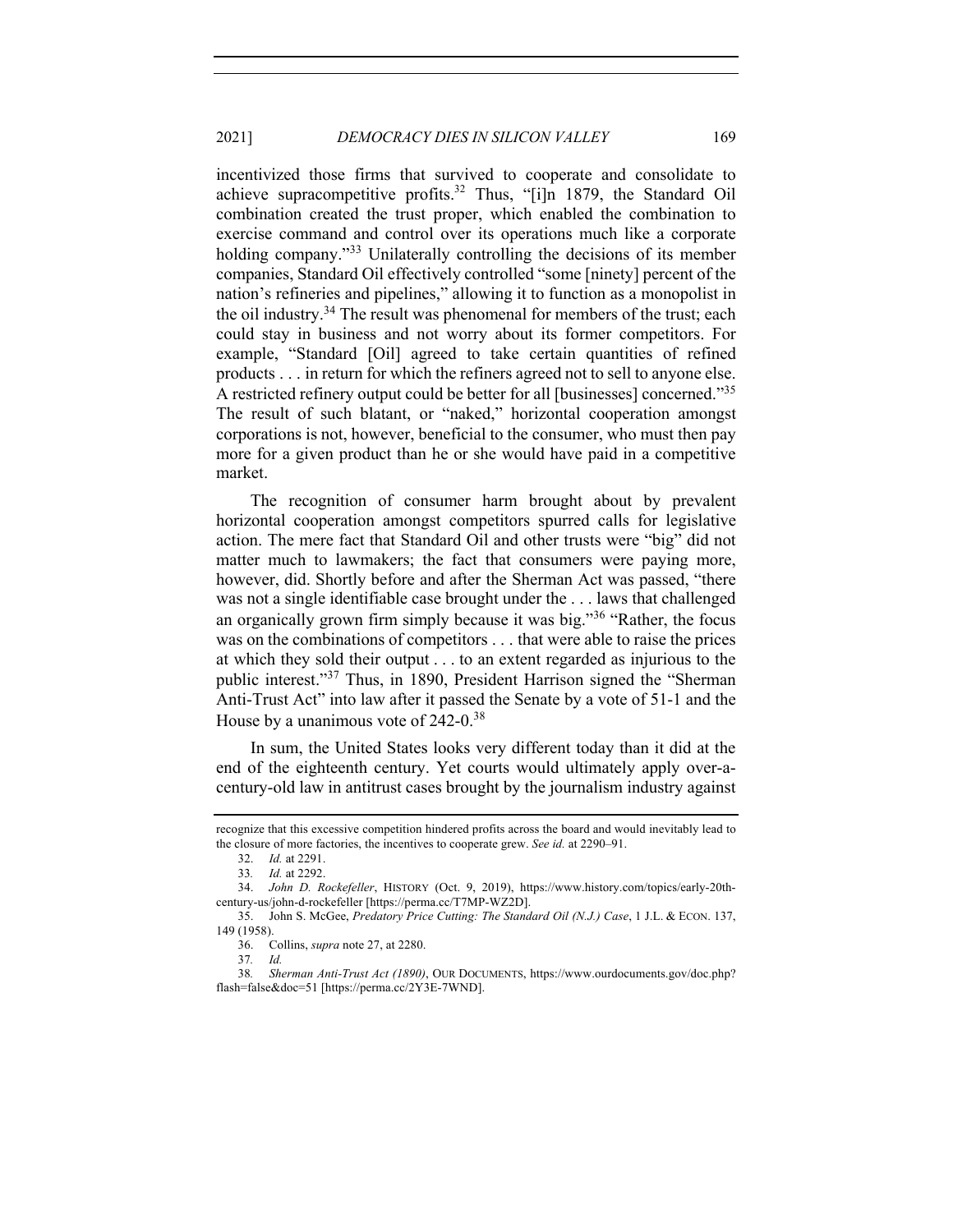incentivized those firms that survived to cooperate and consolidate to achieve supracompetitive profits.[32] Thus, "[i]n 1879, the Standard Oil combination created the trust proper, which enabled the combination to exercise command and control over its operations much like a corporate holding company."[33] Unilaterally controlling the decisions of its member companies, Standard Oil effectively controlled "some [ninety] percent of the nation's refineries and pipelines," allowing it to function as a monopolist in the oil industry.[34] The result was phenomenal for members of the trust; each could stay in business and not worry about its former competitors. For example, "Standard [Oil] agreed to take certain quantities of refined products . . . in return for which the refiners agreed not to sell to anyone else. A restricted refinery output could be better for all [businesses] concerned."[35] The result of such blatant, or "naked," horizontal cooperation amongst corporations is not, however, beneficial to the consumer, who must then pay more for a given product than he or she would have paid in a competitive market.

The recognition of consumer harm brought about by prevalent horizontal cooperation amongst competitors spurred calls for legislative action. The mere fact that Standard Oil and other trusts were "big" did not matter much to lawmakers; the fact that consumers were paying more, however, did. Shortly before and after the Sherman Act was passed, "there was not a single identifiable case brought under the . . . laws that challenged an organically grown firm simply because it was big."[36] "Rather, the focus was on the combinations of competitors . . . that were able to raise the prices at which they sold their output . . . to an extent regarded as injurious to the public interest."[37] Thus, in 1890, President Harrison signed the "Sherman Anti-Trust Act" into law after it passed the Senate by a vote of 51-1 and the House by a unanimous vote of 242-0.[38]

In sum, the United States looks very different today than it did at the end of the eighteenth century. Yet courts would ultimately apply over-a-century-old law in antitrust cases brought by the journalism industry against

---

recognize that this excessive competition hindered profits across the board and would inevitably lead to the closure of more factories, the incentives to cooperate grew. *See id.* at 2290–91.

32. *Id.* at 2291.

33. *Id.* at 2292.

34. *John D. Rockefeller*, HISTORY (Oct. 9, 2019), https://www.history.com/topics/early-20th-century-us/john-d-rockefeller [https://perma.cc/T7MP-WZ2D].

35. John S. McGee, *Predatory Price Cutting: The Standard Oil (N.J.) Case*, 1 J.L. & ECON. 137, 149 (1958).

36. Collins, *supra* note 27, at 2280.

37. *Id.*

38. *Sherman Anti-Trust Act (1890)*, OUR DOCUMENTS, https://www.ourdocuments.gov/doc.php?flash=false&doc=51 [https://perma.cc/2Y3E-7WND].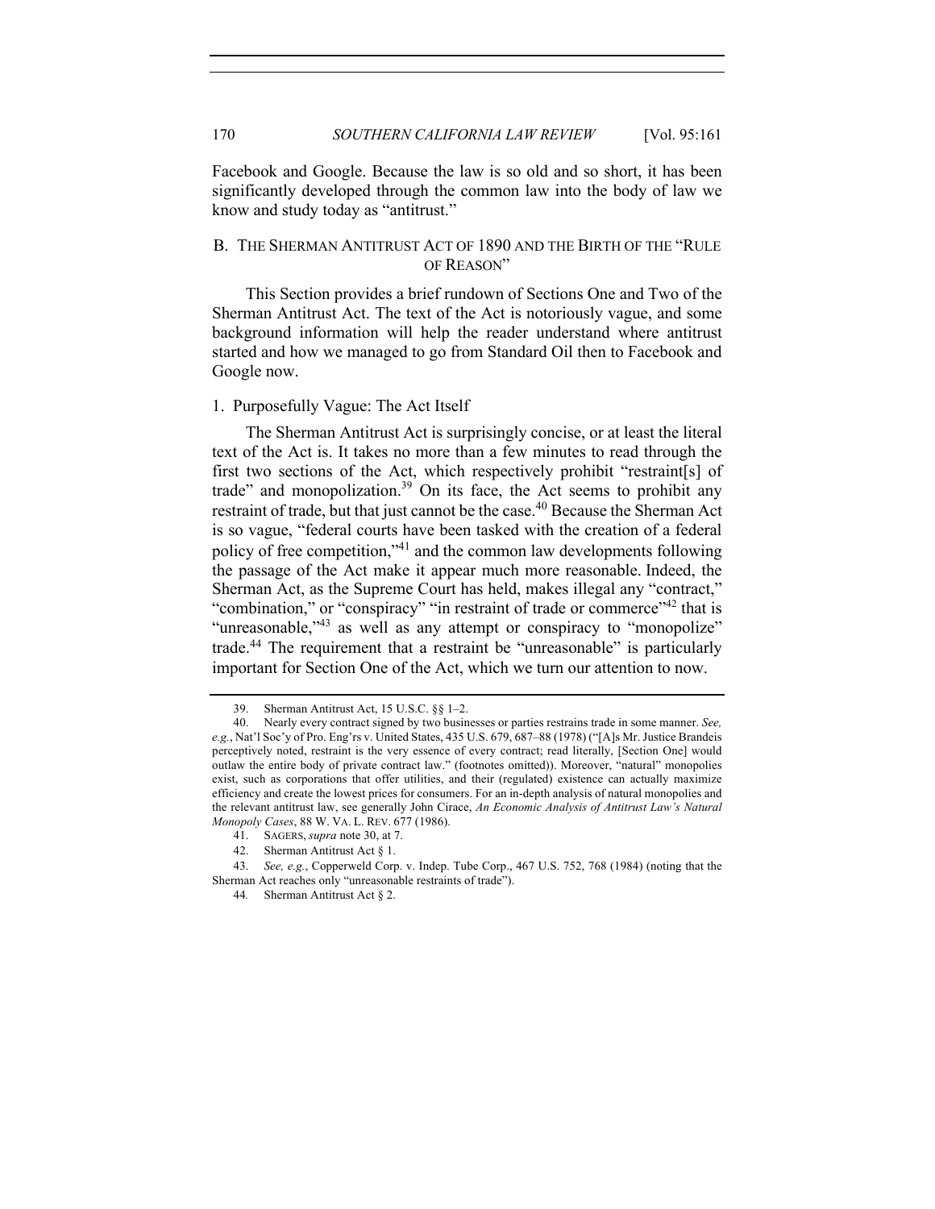Facebook and Google. Because the law is so old and so short, it has been significantly developed through the common law into the body of law we know and study today as "antitrust."

## B. THE SHERMAN ANTITRUST ACT OF 1890 AND THE BIRTH OF THE "RULE OF REASON"

This Section provides a brief rundown of Sections One and Two of the Sherman Antitrust Act. The text of the Act is notoriously vague, and some background information will help the reader understand where antitrust started and how we managed to go from Standard Oil then to Facebook and Google now.

### 1. Purposefully Vague: The Act Itself

The Sherman Antitrust Act is surprisingly concise, or at least the literal text of the Act is. It takes no more than a few minutes to read through the first two sections of the Act, which respectively prohibit "restraint[s] of trade" and monopolization.[39] On its face, the Act seems to prohibit any restraint of trade, but that just cannot be the case.[40] Because the Sherman Act is so vague, "federal courts have been tasked with the creation of a federal policy of free competition,"[41] and the common law developments following the passage of the Act make it appear much more reasonable. Indeed, the Sherman Act, as the Supreme Court has held, makes illegal any "contract," "combination," or "conspiracy" "in restraint of trade or commerce"[42] that is "unreasonable,"[43] as well as any attempt or conspiracy to "monopolize" trade.[44] The requirement that a restraint be "unreasonable" is particularly important for Section One of the Act, which we turn our attention to now.

---

39. Sherman Antitrust Act, 15 U.S.C. §§ 1–2.

40. Nearly every contract signed by two businesses or parties restrains trade in some manner. *See, e.g.*, Nat'l Soc'y of Pro. Eng'rs v. United States, 435 U.S. 679, 687–88 (1978) ("[A]s Mr. Justice Brandeis perceptively noted, restraint is the very essence of every contract; read literally, [Section One] would outlaw the entire body of private contract law." (footnotes omitted)). Moreover, "natural" monopolies exist, such as corporations that offer utilities, and their (regulated) existence can actually maximize efficiency and create the lowest prices for consumers. For an in-depth analysis of natural monopolies and the relevant antitrust law, see generally John Cirace, *An Economic Analysis of Antitrust Law's Natural Monopoly Cases*, 88 W. VA. L. REV. 677 (1986).

41. SAGERS, *supra* note 30, at 7.

42. Sherman Antitrust Act § 1.

43. *See, e.g.*, Copperweld Corp. v. Indep. Tube Corp., 467 U.S. 752, 768 (1984) (noting that the Sherman Act reaches only "unreasonable restraints of trade").

44. Sherman Antitrust Act § 2.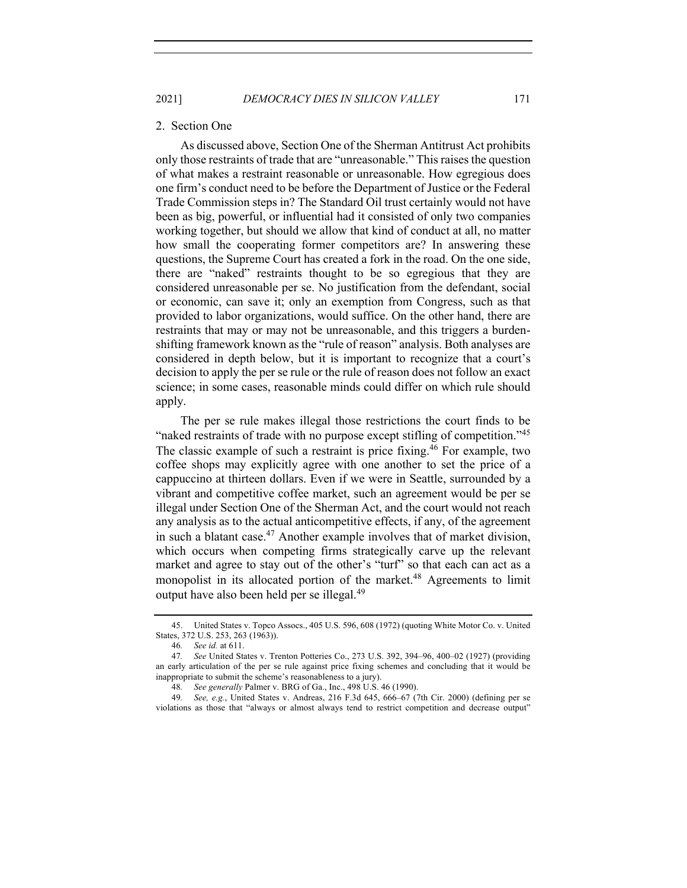### 2. Section One

As discussed above, Section One of the Sherman Antitrust Act prohibits only those restraints of trade that are "unreasonable." This raises the question of what makes a restraint reasonable or unreasonable. How egregious does one firm's conduct need to be before the Department of Justice or the Federal Trade Commission steps in? The Standard Oil trust certainly would not have been as big, powerful, or influential had it consisted of only two companies working together, but should we allow that kind of conduct at all, no matter how small the cooperating former competitors are? In answering these questions, the Supreme Court has created a fork in the road. On the one side, there are "naked" restraints thought to be so egregious that they are considered unreasonable per se. No justification from the defendant, social or economic, can save it; only an exemption from Congress, such as that provided to labor organizations, would suffice. On the other hand, there are restraints that may or may not be unreasonable, and this triggers a burden-shifting framework known as the "rule of reason" analysis. Both analyses are considered in depth below, but it is important to recognize that a court's decision to apply the per se rule or the rule of reason does not follow an exact science; in some cases, reasonable minds could differ on which rule should apply.

The per se rule makes illegal those restrictions the court finds to be "naked restraints of trade with no purpose except stifling of competition."[45] The classic example of such a restraint is price fixing.[46] For example, two coffee shops may explicitly agree with one another to set the price of a cappuccino at thirteen dollars. Even if we were in Seattle, surrounded by a vibrant and competitive coffee market, such an agreement would be per se illegal under Section One of the Sherman Act, and the court would not reach any analysis as to the actual anticompetitive effects, if any, of the agreement in such a blatant case.[47] Another example involves that of market division, which occurs when competing firms strategically carve up the relevant market and agree to stay out of the other's "turf" so that each can act as a monopolist in its allocated portion of the market.[48] Agreements to limit output have also been held per se illegal.[49]

---

45. United States v. Topco Assocs., 405 U.S. 596, 608 (1972) (quoting White Motor Co. v. United States, 372 U.S. 253, 263 (1963)).

46. *See id.* at 611.

47. *See* United States v. Trenton Potteries Co., 273 U.S. 392, 394–96, 400–02 (1927) (providing an early articulation of the per se rule against price fixing schemes and concluding that it would be inappropriate to submit the scheme's reasonableness to a jury).

48. *See generally* Palmer v. BRG of Ga., Inc., 498 U.S. 46 (1990).

49. *See, e.g.*, United States v. Andreas, 216 F.3d 645, 666–67 (7th Cir. 2000) (defining per se violations as those that "always or almost always tend to restrict competition and decrease output"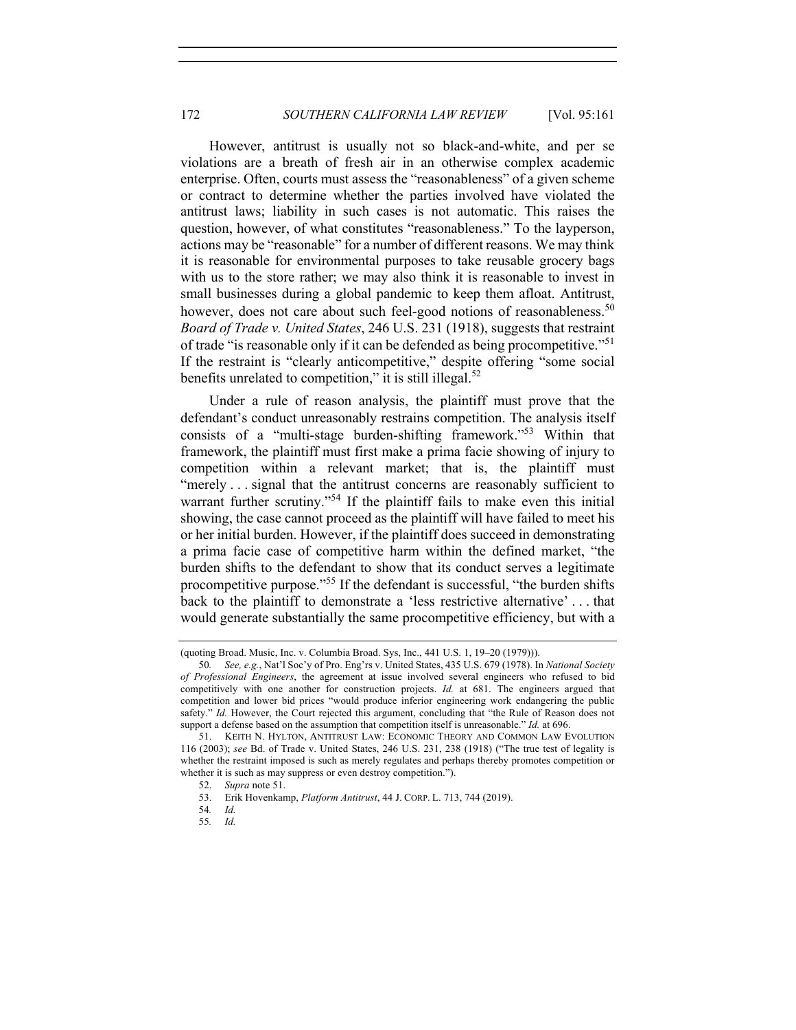However, antitrust is usually not so black-and-white, and per se violations are a breath of fresh air in an otherwise complex academic enterprise. Often, courts must assess the "reasonableness" of a given scheme or contract to determine whether the parties involved have violated the antitrust laws; liability in such cases is not automatic. This raises the question, however, of what constitutes "reasonableness." To the layperson, actions may be "reasonable" for a number of different reasons. We may think it is reasonable for environmental purposes to take reusable grocery bags with us to the store rather; we may also think it is reasonable to invest in small businesses during a global pandemic to keep them afloat. Antitrust, however, does not care about such feel-good notions of reasonableness.[50] *Board of Trade v. United States*, 246 U.S. 231 (1918), suggests that restraint of trade "is reasonable only if it can be defended as being procompetitive."[51] If the restraint is "clearly anticompetitive," despite offering "some social benefits unrelated to competition," it is still illegal.[52]

Under a rule of reason analysis, the plaintiff must prove that the defendant's conduct unreasonably restrains competition. The analysis itself consists of a "multi-stage burden-shifting framework."[53] Within that framework, the plaintiff must first make a prima facie showing of injury to competition within a relevant market; that is, the plaintiff must "merely . . . signal that the antitrust concerns are reasonably sufficient to warrant further scrutiny."[54] If the plaintiff fails to make even this initial showing, the case cannot proceed as the plaintiff will have failed to meet his or her initial burden. However, if the plaintiff does succeed in demonstrating a prima facie case of competitive harm within the defined market, "the burden shifts to the defendant to show that its conduct serves a legitimate procompetitive purpose."[55] If the defendant is successful, "the burden shifts back to the plaintiff to demonstrate a 'less restrictive alternative' . . . that would generate substantially the same procompetitive efficiency, but with a

---

(quoting Broad. Music, Inc. v. Columbia Broad. Sys, Inc., 441 U.S. 1, 19–20 (1979))).

50. *See, e.g.*, Nat'l Soc'y of Pro. Eng'rs v. United States, 435 U.S. 679 (1978). In *National Society of Professional Engineers*, the agreement at issue involved several engineers who refused to bid competitively with one another for construction projects. *Id.* at 681. The engineers argued that competition and lower bid prices "would produce inferior engineering work endangering the public safety." *Id.* However, the Court rejected this argument, concluding that "the Rule of Reason does not support a defense based on the assumption that competition itself is unreasonable." *Id.* at 696.

51. KEITH N. HYLTON, ANTITRUST LAW: ECONOMIC THEORY AND COMMON LAW EVOLUTION 116 (2003); *see* Bd. of Trade v. United States, 246 U.S. 231, 238 (1918) ("The true test of legality is whether the restraint imposed is such as merely regulates and perhaps thereby promotes competition or whether it is such as may suppress or even destroy competition.").

52. *Supra* note 51.

53. Erik Hovenkamp, *Platform Antitrust*, 44 J. CORP. L. 713, 744 (2019).

54. *Id.*

55. *Id.*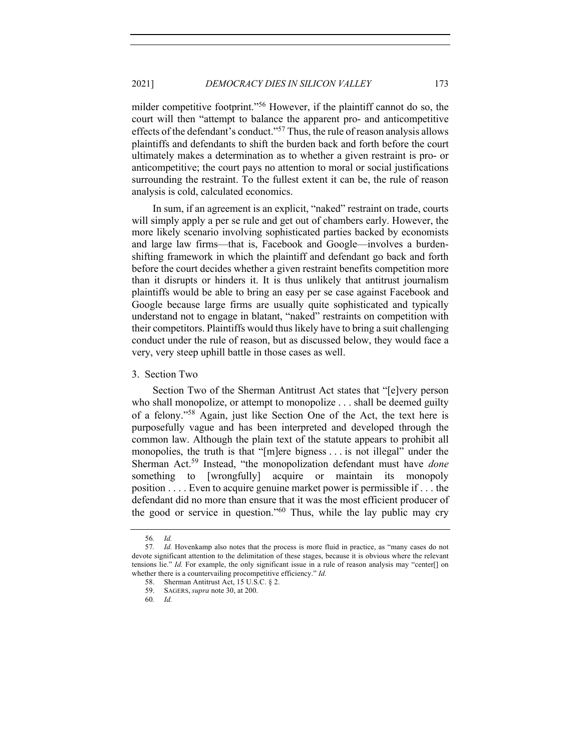milder competitive footprint."[56] However, if the plaintiff cannot do so, the court will then "attempt to balance the apparent pro- and anticompetitive effects of the defendant's conduct."[57] Thus, the rule of reason analysis allows plaintiffs and defendants to shift the burden back and forth before the court ultimately makes a determination as to whether a given restraint is pro- or anticompetitive; the court pays no attention to moral or social justifications surrounding the restraint. To the fullest extent it can be, the rule of reason analysis is cold, calculated economics.

In sum, if an agreement is an explicit, "naked" restraint on trade, courts will simply apply a per se rule and get out of chambers early. However, the more likely scenario involving sophisticated parties backed by economists and large law firms—that is, Facebook and Google—involves a burden-shifting framework in which the plaintiff and defendant go back and forth before the court decides whether a given restraint benefits competition more than it disrupts or hinders it. It is thus unlikely that antitrust journalism plaintiffs would be able to bring an easy per se case against Facebook and Google because large firms are usually quite sophisticated and typically understand not to engage in blatant, "naked" restraints on competition with their competitors. Plaintiffs would thus likely have to bring a suit challenging conduct under the rule of reason, but as discussed below, they would face a very, very steep uphill battle in those cases as well.

### 3. Section Two

Section Two of the Sherman Antitrust Act states that "[e]very person who shall monopolize, or attempt to monopolize . . . shall be deemed guilty of a felony."[58] Again, just like Section One of the Act, the text here is purposefully vague and has been interpreted and developed through the common law. Although the plain text of the statute appears to prohibit all monopolies, the truth is that "[m]ere bigness . . . is not illegal" under the Sherman Act.[59] Instead, "the monopolization defendant must have *done* something to [wrongfully] acquire or maintain its monopoly position . . . . Even to acquire genuine market power is permissible if . . . the defendant did no more than ensure that it was the most efficient producer of the good or service in question."[60] Thus, while the lay public may cry

---

56. *Id.*

57. *Id.* Hovenkamp also notes that the process is more fluid in practice, as "many cases do not devote significant attention to the delimitation of these stages, because it is obvious where the relevant tensions lie." *Id.* For example, the only significant issue in a rule of reason analysis may "center[] on whether there is a countervailing procompetitive efficiency." *Id.*

58. Sherman Antitrust Act, 15 U.S.C. § 2.

59. SAGERS, *supra* note 30, at 200.

60. *Id.*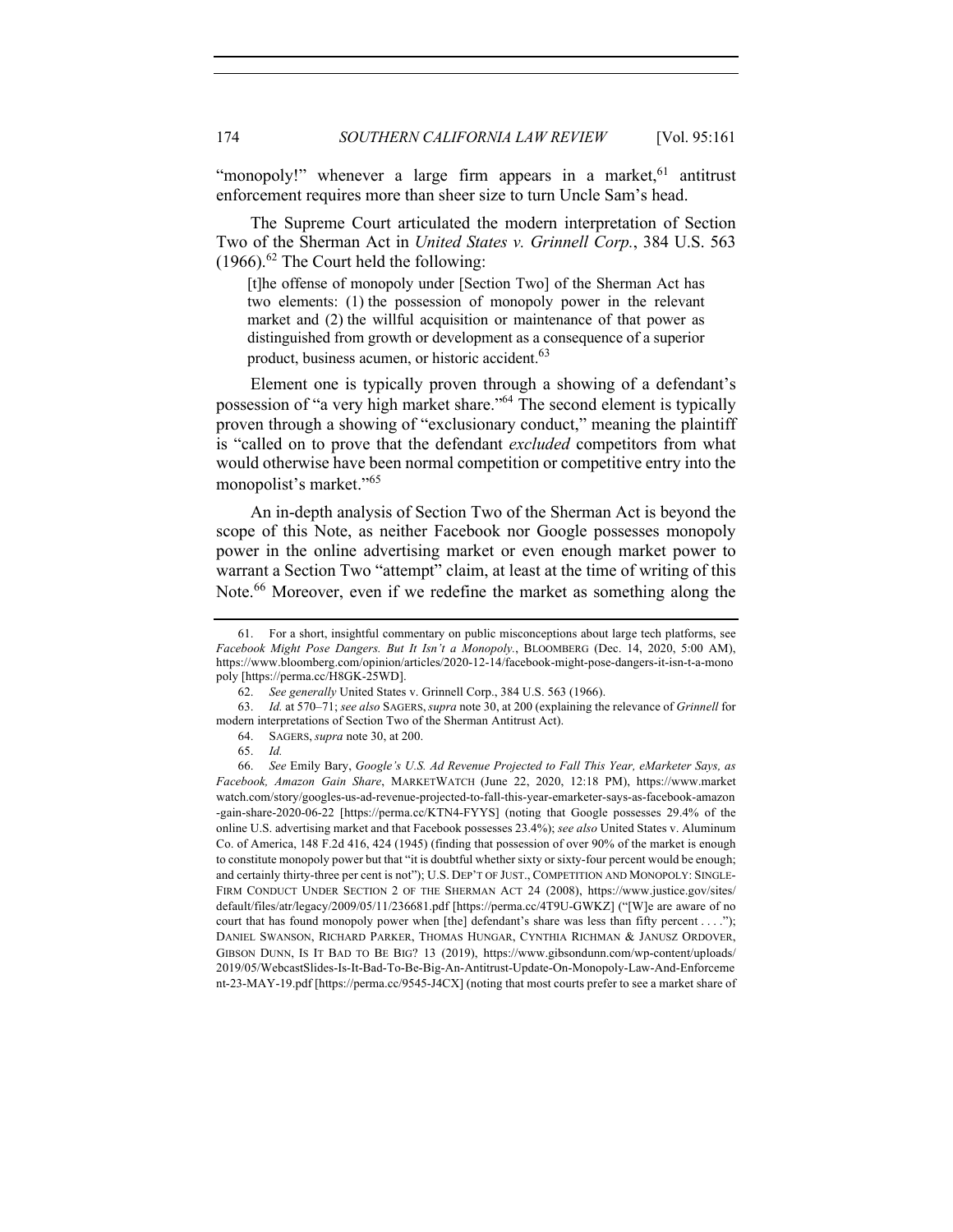"monopoly!" whenever a large firm appears in a market,[61] antitrust enforcement requires more than sheer size to turn Uncle Sam's head.

The Supreme Court articulated the modern interpretation of Section Two of the Sherman Act in *United States v. Grinnell Corp.*, 384 U.S. 563 (1966).[62] The Court held the following:

> [t]he offense of monopoly under [Section Two] of the Sherman Act has two elements: (1) the possession of monopoly power in the relevant market and (2) the willful acquisition or maintenance of that power as distinguished from growth or development as a consequence of a superior product, business acumen, or historic accident.[63]

Element one is typically proven through a showing of a defendant's possession of "a very high market share."[64] The second element is typically proven through a showing of "exclusionary conduct," meaning the plaintiff is "called on to prove that the defendant *excluded* competitors from what would otherwise have been normal competition or competitive entry into the monopolist's market."[65]

An in-depth analysis of Section Two of the Sherman Act is beyond the scope of this Note, as neither Facebook nor Google possesses monopoly power in the online advertising market or even enough market power to warrant a Section Two "attempt" claim, at least at the time of writing of this Note.[66] Moreover, even if we redefine the market as something along the

---

61. For a short, insightful commentary on public misconceptions about large tech platforms, see *Facebook Might Pose Dangers. But It Isn't a Monopoly.*, BLOOMBERG (Dec. 14, 2020, 5:00 AM), https://www.bloomberg.com/opinion/articles/2020-12-14/facebook-might-pose-dangers-it-isn-t-a-monopoly [https://perma.cc/H8GK-25WD].

62. *See generally* United States v. Grinnell Corp., 384 U.S. 563 (1966).

63. *Id.* at 570–71; *see also* SAGERS, *supra* note 30, at 200 (explaining the relevance of *Grinnell* for modern interpretations of Section Two of the Sherman Antitrust Act).

64. SAGERS, *supra* note 30, at 200.

65. *Id.*

66. *See* Emily Bary, *Google's U.S. Ad Revenue Projected to Fall This Year, eMarketer Says, as Facebook, Amazon Gain Share*, MARKETWATCH (June 22, 2020, 12:18 PM), https://www.marketwatch.com/story/googles-us-ad-revenue-projected-to-fall-this-year-emarketer-says-as-facebook-amazon-gain-share-2020-06-22 [https://perma.cc/KTN4-FYYS] (noting that Google possesses 29.4% of the online U.S. advertising market and that Facebook possesses 23.4%); *see also* United States v. Aluminum Co. of America, 148 F.2d 416, 424 (1945) (finding that possession of over 90% of the market is enough to constitute monopoly power but that "it is doubtful whether sixty or sixty-four percent would be enough; and certainly thirty-three per cent is not"); U.S. DEP'T OF JUST., COMPETITION AND MONOPOLY: SINGLE-FIRM CONDUCT UNDER SECTION 2 OF THE SHERMAN ACT 24 (2008), https://www.justice.gov/sites/default/files/atr/legacy/2009/05/11/236681.pdf [https://perma.cc/4T9U-GWKZ] ("[W]e are aware of no court that has found monopoly power when [the] defendant's share was less than fifty percent . . . ."); DANIEL SWANSON, RICHARD PARKER, THOMAS HUNGAR, CYNTHIA RICHMAN & JANUSZ ORDOVER, GIBSON DUNN, IS IT BAD TO BE BIG? 13 (2019), https://www.gibsondunn.com/wp-content/uploads/2019/05/WebcastSlides-Is-It-Bad-To-Be-Big-An-Antitrust-Update-On-Monopoly-Law-And-Enforcement-23-MAY-19.pdf [https://perma.cc/9545-J4CX] (noting that most courts prefer to see a market share of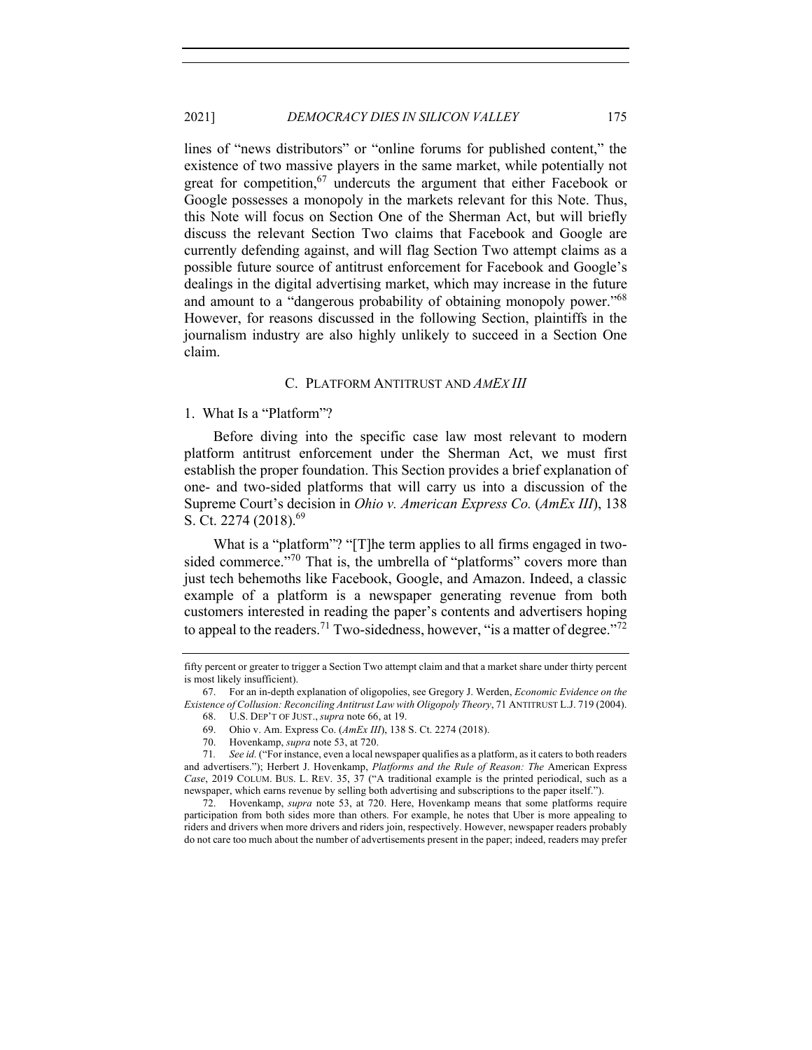lines of "news distributors" or "online forums for published content," the existence of two massive players in the same market, while potentially not great for competition,[67] undercuts the argument that either Facebook or Google possesses a monopoly in the markets relevant for this Note. Thus, this Note will focus on Section One of the Sherman Act, but will briefly discuss the relevant Section Two claims that Facebook and Google are currently defending against, and will flag Section Two attempt claims as a possible future source of antitrust enforcement for Facebook and Google's dealings in the digital advertising market, which may increase in the future and amount to a "dangerous probability of obtaining monopoly power."[68] However, for reasons discussed in the following Section, plaintiffs in the journalism industry are also highly unlikely to succeed in a Section One claim.

### C. PLATFORM ANTITRUST AND *AMEX III*

#### 1. What Is a "Platform"?

Before diving into the specific case law most relevant to modern platform antitrust enforcement under the Sherman Act, we must first establish the proper foundation. This Section provides a brief explanation of one- and two-sided platforms that will carry us into a discussion of the Supreme Court's decision in *Ohio v. American Express Co.* (*AmEx III*), 138 S. Ct. 2274 (2018).[69]

What is a "platform"? "[T]he term applies to all firms engaged in two-sided commerce."[70] That is, the umbrella of "platforms" covers more than just tech behemoths like Facebook, Google, and Amazon. Indeed, a classic example of a platform is a newspaper generating revenue from both customers interested in reading the paper's contents and advertisers hoping to appeal to the readers.[71] Two-sidedness, however, "is a matter of degree."[72]

---

fifty percent or greater to trigger a Section Two attempt claim and that a market share under thirty percent is most likely insufficient).

67. For an in-depth explanation of oligopolies, see Gregory J. Werden, *Economic Evidence on the Existence of Collusion: Reconciling Antitrust Law with Oligopoly Theory*, 71 ANTITRUST L.J. 719 (2004).

68. U.S. DEP'T OF JUST., *supra* note 66, at 19.

69. Ohio v. Am. Express Co. (*AmEx III*), 138 S. Ct. 2274 (2018).

70. Hovenkamp, *supra* note 53, at 720.

71. *See id.* ("For instance, even a local newspaper qualifies as a platform, as it caters to both readers and advertisers."); Herbert J. Hovenkamp, *Platforms and the Rule of Reason: The* American Express *Case*, 2019 COLUM. BUS. L. REV. 35, 37 ("A traditional example is the printed periodical, such as a newspaper, which earns revenue by selling both advertising and subscriptions to the paper itself.").

72. Hovenkamp, *supra* note 53, at 720. Here, Hovenkamp means that some platforms require participation from both sides more than others. For example, he notes that Uber is more appealing to riders and drivers when more drivers and riders join, respectively. However, newspaper readers probably do not care too much about the number of advertisements present in the paper; indeed, readers may prefer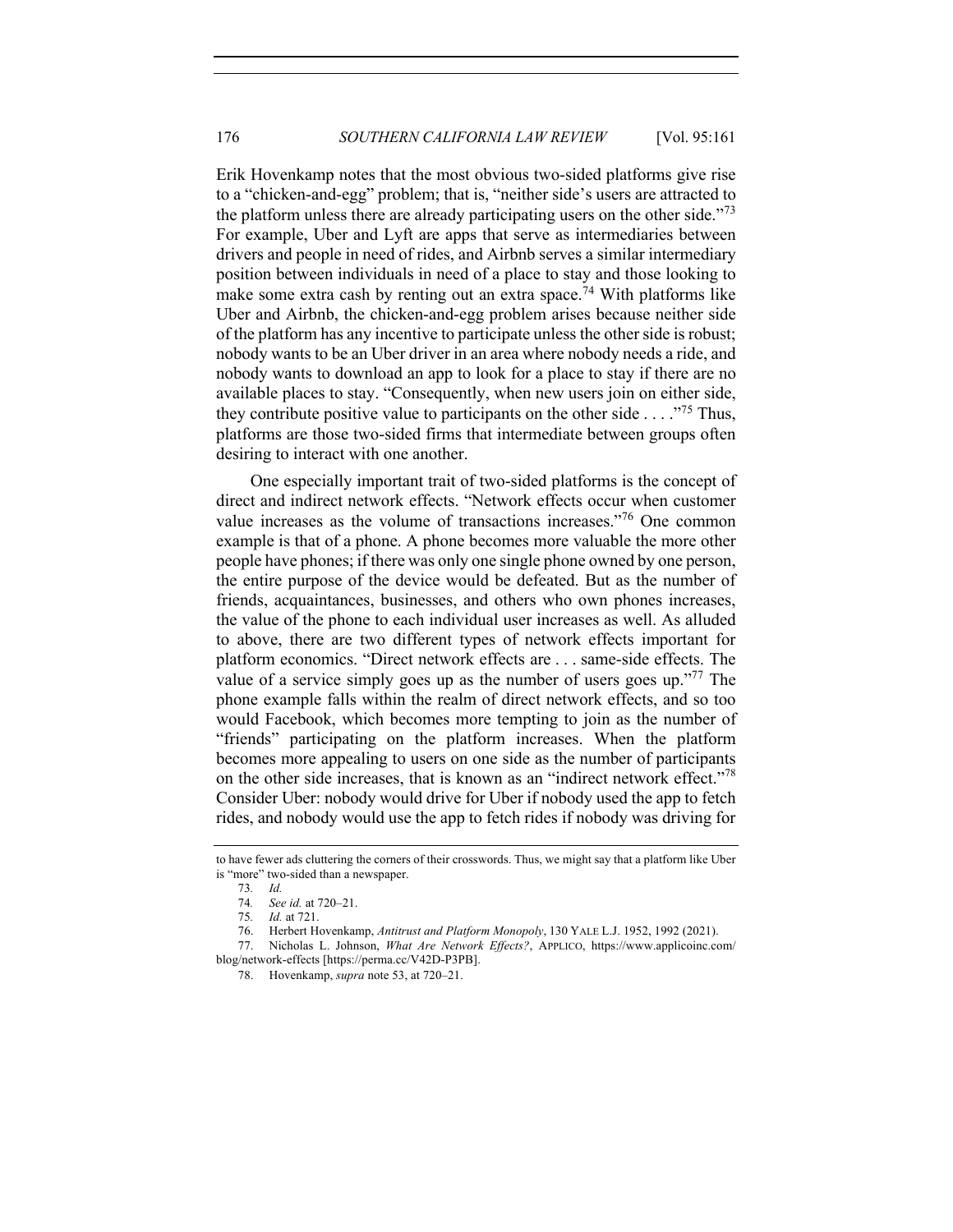Erik Hovenkamp notes that the most obvious two-sided platforms give rise to a "chicken-and-egg" problem; that is, "neither side's users are attracted to the platform unless there are already participating users on the other side."[73] For example, Uber and Lyft are apps that serve as intermediaries between drivers and people in need of rides, and Airbnb serves a similar intermediary position between individuals in need of a place to stay and those looking to make some extra cash by renting out an extra space.[74] With platforms like Uber and Airbnb, the chicken-and-egg problem arises because neither side of the platform has any incentive to participate unless the other side is robust; nobody wants to be an Uber driver in an area where nobody needs a ride, and nobody wants to download an app to look for a place to stay if there are no available places to stay. "Consequently, when new users join on either side, they contribute positive value to participants on the other side . . . ."[75] Thus, platforms are those two-sided firms that intermediate between groups often desiring to interact with one another.

One especially important trait of two-sided platforms is the concept of direct and indirect network effects. "Network effects occur when customer value increases as the volume of transactions increases."[76] One common example is that of a phone. A phone becomes more valuable the more other people have phones; if there was only one single phone owned by one person, the entire purpose of the device would be defeated. But as the number of friends, acquaintances, businesses, and others who own phones increases, the value of the phone to each individual user increases as well. As alluded to above, there are two different types of network effects important for platform economics. "Direct network effects are . . . same-side effects. The value of a service simply goes up as the number of users goes up."[77] The phone example falls within the realm of direct network effects, and so too would Facebook, which becomes more tempting to join as the number of "friends" participating on the platform increases. When the platform becomes more appealing to users on one side as the number of participants on the other side increases, that is known as an "indirect network effect."[78] Consider Uber: nobody would drive for Uber if nobody used the app to fetch rides, and nobody would use the app to fetch rides if nobody was driving for

---

to have fewer ads cluttering the corners of their crosswords. Thus, we might say that a platform like Uber is "more" two-sided than a newspaper.

73. *Id.*

74. *See id.* at 720–21.

75. *Id.* at 721.

76. Herbert Hovenkamp, *Antitrust and Platform Monopoly*, 130 YALE L.J. 1952, 1992 (2021).

77. Nicholas L. Johnson, *What Are Network Effects?*, APPLICO, https://www.applicoinc.com/blog/network-effects [https://perma.cc/V42D-P3PB].

78. Hovenkamp, *supra* note 53, at 720–21.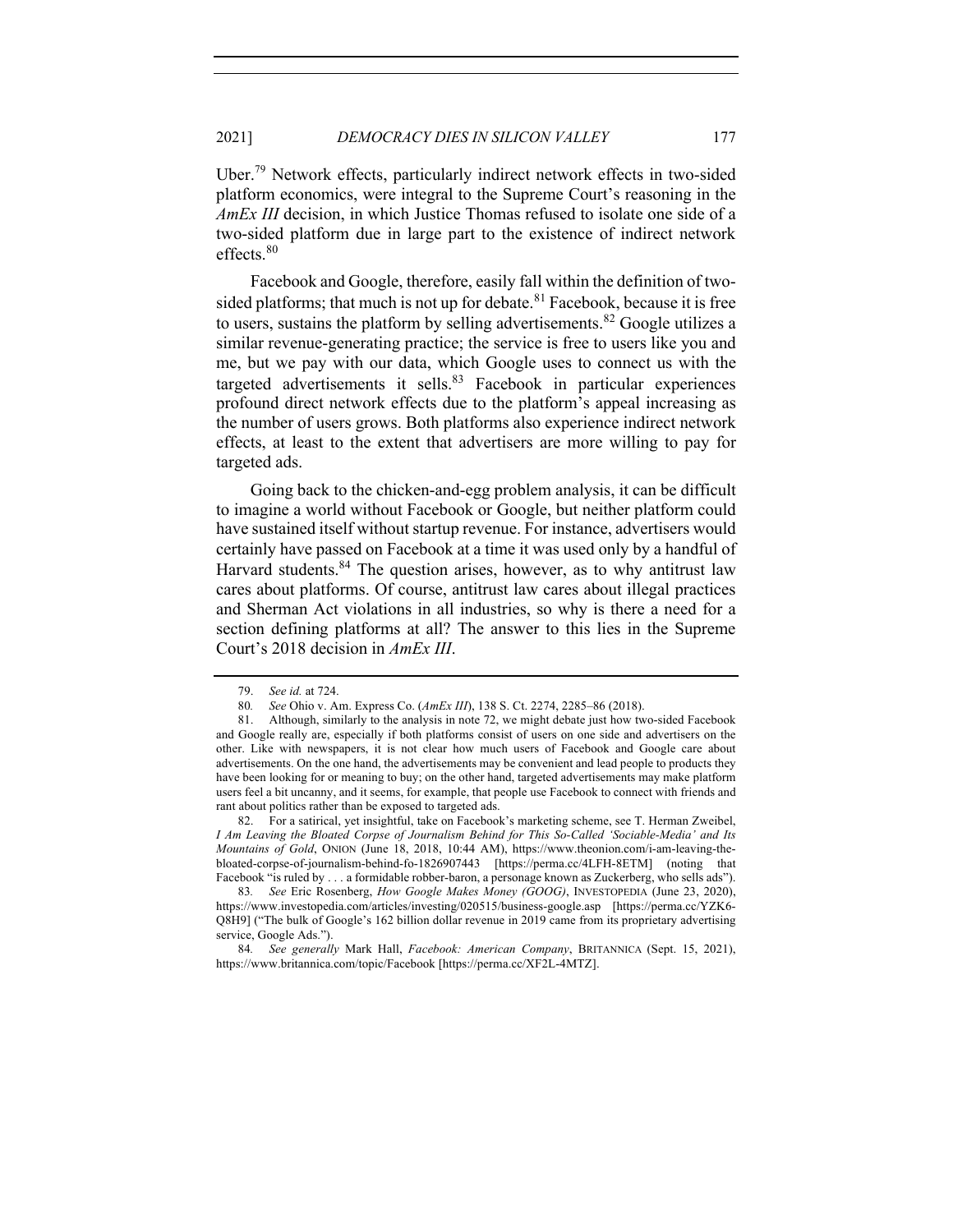Uber.[79] Network effects, particularly indirect network effects in two-sided platform economics, were integral to the Supreme Court's reasoning in the *AmEx III* decision, in which Justice Thomas refused to isolate one side of a two-sided platform due in large part to the existence of indirect network effects.[80]

Facebook and Google, therefore, easily fall within the definition of two-sided platforms; that much is not up for debate.[81] Facebook, because it is free to users, sustains the platform by selling advertisements.[82] Google utilizes a similar revenue-generating practice; the service is free to users like you and me, but we pay with our data, which Google uses to connect us with the targeted advertisements it sells.[83] Facebook in particular experiences profound direct network effects due to the platform's appeal increasing as the number of users grows. Both platforms also experience indirect network effects, at least to the extent that advertisers are more willing to pay for targeted ads.

Going back to the chicken-and-egg problem analysis, it can be difficult to imagine a world without Facebook or Google, but neither platform could have sustained itself without startup revenue. For instance, advertisers would certainly have passed on Facebook at a time it was used only by a handful of Harvard students.[84] The question arises, however, as to why antitrust law cares about platforms. Of course, antitrust law cares about illegal practices and Sherman Act violations in all industries, so why is there a need for a section defining platforms at all? The answer to this lies in the Supreme Court's 2018 decision in *AmEx III*.

---

79. *See id.* at 724.

80. *See* Ohio v. Am. Express Co. (*AmEx III*), 138 S. Ct. 2274, 2285–86 (2018).

81. Although, similarly to the analysis in note 72, we might debate just how two-sided Facebook and Google really are, especially if both platforms consist of users on one side and advertisers on the other. Like with newspapers, it is not clear how much users of Facebook and Google care about advertisements. On the one hand, the advertisements may be convenient and lead people to products they have been looking for or meaning to buy; on the other hand, targeted advertisements may make platform users feel a bit uncanny, and it seems, for example, that people use Facebook to connect with friends and rant about politics rather than be exposed to targeted ads.

82. For a satirical, yet insightful, take on Facebook's marketing scheme, see T. Herman Zweibel, *I Am Leaving the Bloated Corpse of Journalism Behind for This So-Called 'Sociable-Media' and Its Mountains of Gold*, ONION (June 18, 2018, 10:44 AM), https://www.theonion.com/i-am-leaving-the-bloated-corpse-of-journalism-behind-fo-1826907443 [https://perma.cc/4LFH-8ETM] (noting that Facebook "is ruled by . . . a formidable robber-baron, a personage known as Zuckerberg, who sells ads").

83. *See* Eric Rosenberg, *How Google Makes Money (GOOG)*, INVESTOPEDIA (June 23, 2020), https://www.investopedia.com/articles/investing/020515/business-google.asp [https://perma.cc/YZK6-Q8H9] ("The bulk of Google's 162 billion dollar revenue in 2019 came from its proprietary advertising service, Google Ads.").

84. *See generally* Mark Hall, *Facebook: American Company*, BRITANNICA (Sept. 15, 2021), https://www.britannica.com/topic/Facebook [https://perma.cc/XF2L-4MTZ].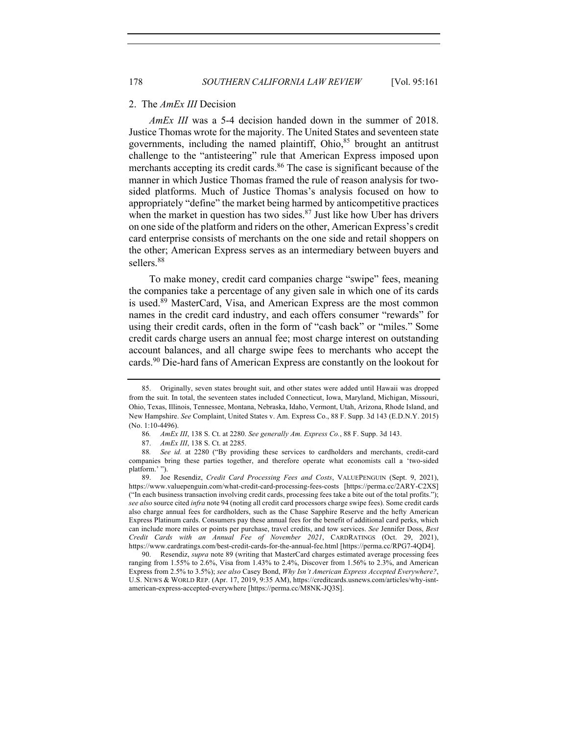### 2. The *AmEx III* Decision

*AmEx III* was a 5-4 decision handed down in the summer of 2018. Justice Thomas wrote for the majority. The United States and seventeen state governments, including the named plaintiff, Ohio,[85] brought an antitrust challenge to the "antisteering" rule that American Express imposed upon merchants accepting its credit cards.[86] The case is significant because of the manner in which Justice Thomas framed the rule of reason analysis for two-sided platforms. Much of Justice Thomas's analysis focused on how to appropriately "define" the market being harmed by anticompetitive practices when the market in question has two sides.[87] Just like how Uber has drivers on one side of the platform and riders on the other, American Express's credit card enterprise consists of merchants on the one side and retail shoppers on the other; American Express serves as an intermediary between buyers and sellers.[88]

To make money, credit card companies charge "swipe" fees, meaning the companies take a percentage of any given sale in which one of its cards is used.[89] MasterCard, Visa, and American Express are the most common names in the credit card industry, and each offers consumer "rewards" for using their credit cards, often in the form of "cash back" or "miles." Some credit cards charge users an annual fee; most charge interest on outstanding account balances, and all charge swipe fees to merchants who accept the cards.[90] Die-hard fans of American Express are constantly on the lookout for

---

85. Originally, seven states brought suit, and other states were added until Hawaii was dropped from the suit. In total, the seventeen states included Connecticut, Iowa, Maryland, Michigan, Missouri, Ohio, Texas, Illinois, Tennessee, Montana, Nebraska, Idaho, Vermont, Utah, Arizona, Rhode Island, and New Hampshire. *See* Complaint, United States v. Am. Express Co., 88 F. Supp. 3d 143 (E.D.N.Y. 2015) (No. 1:10-4496).

86. *AmEx III*, 138 S. Ct. at 2280. *See generally Am. Express Co.*, 88 F. Supp. 3d 143.

87. *AmEx III*, 138 S. Ct. at 2285.

88. *See id.* at 2280 ("By providing these services to cardholders and merchants, credit-card companies bring these parties together, and therefore operate what economists call a 'two-sided platform.' ").

89. Joe Resendiz, *Credit Card Processing Fees and Costs*, VALUEPENGUIN (Sept. 9, 2021), https://www.valuepenguin.com/what-credit-card-processing-fees-costs [https://perma.cc/2ARY-C2XS] ("In each business transaction involving credit cards, processing fees take a bite out of the total profits."); *see also* source cited *infra* note 94 (noting all credit card processors charge swipe fees). Some credit cards also charge annual fees for cardholders, such as the Chase Sapphire Reserve and the hefty American Express Platinum cards. Consumers pay these annual fees for the benefit of additional card perks, which can include more miles or points per purchase, travel credits, and tow services. *See* Jennifer Doss, *Best Credit Cards with an Annual Fee of November 2021*, CARDRATINGS (Oct. 29, 2021), https://www.cardratings.com/best-credit-cards-for-the-annual-fee.html [https://perma.cc/RPG7-4QD4].

90. Resendiz, *supra* note 89 (writing that MasterCard charges estimated average processing fees ranging from 1.55% to 2.6%, Visa from 1.43% to 2.4%, Discover from 1.56% to 2.3%, and American Express from 2.5% to 3.5%); *see also* Casey Bond, *Why Isn't American Express Accepted Everywhere?*, U.S. NEWS & WORLD REP. (Apr. 17, 2019, 9:35 AM), https://creditcards.usnews.com/articles/why-isnt-american-express-accepted-everywhere [https://perma.cc/M8NK-JQ3S].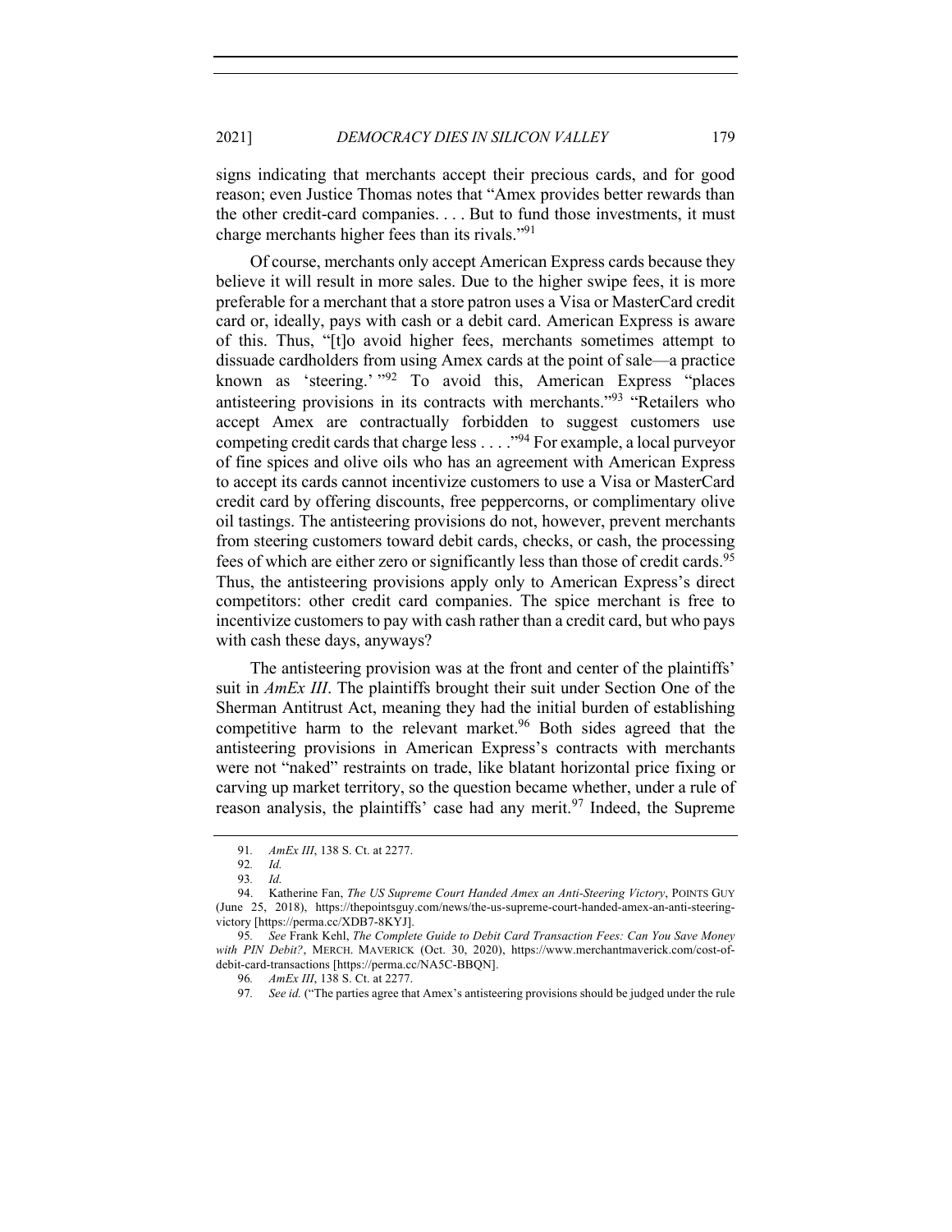signs indicating that merchants accept their precious cards, and for good reason; even Justice Thomas notes that "Amex provides better rewards than the other credit-card companies. . . . But to fund those investments, it must charge merchants higher fees than its rivals."[91]

Of course, merchants only accept American Express cards because they believe it will result in more sales. Due to the higher swipe fees, it is more preferable for a merchant that a store patron uses a Visa or MasterCard credit card or, ideally, pays with cash or a debit card. American Express is aware of this. Thus, "[t]o avoid higher fees, merchants sometimes attempt to dissuade cardholders from using Amex cards at the point of sale—a practice known as 'steering.'"[92] To avoid this, American Express "places antisteering provisions in its contracts with merchants."[93] "Retailers who accept Amex are contractually forbidden to suggest customers use competing credit cards that charge less . . . ."[94] For example, a local purveyor of fine spices and olive oils who has an agreement with American Express to accept its cards cannot incentivize customers to use a Visa or MasterCard credit card by offering discounts, free peppercorns, or complimentary olive oil tastings. The antisteering provisions do not, however, prevent merchants from steering customers toward debit cards, checks, or cash, the processing fees of which are either zero or significantly less than those of credit cards.[95] Thus, the antisteering provisions apply only to American Express's direct competitors: other credit card companies. The spice merchant is free to incentivize customers to pay with cash rather than a credit card, but who pays with cash these days, anyways?

The antisteering provision was at the front and center of the plaintiffs' suit in *AmEx III*. The plaintiffs brought their suit under Section One of the Sherman Antitrust Act, meaning they had the initial burden of establishing competitive harm to the relevant market.[96] Both sides agreed that the antisteering provisions in American Express's contracts with merchants were not "naked" restraints on trade, like blatant horizontal price fixing or carving up market territory, so the question became whether, under a rule of reason analysis, the plaintiffs' case had any merit.[97] Indeed, the Supreme

---

91. *AmEx III*, 138 S. Ct. at 2277.

92. *Id.*

93. *Id.*

94. Katherine Fan, *The US Supreme Court Handed Amex an Anti-Steering Victory*, POINTS GUY (June 25, 2018), https://thepointsguy.com/news/the-us-supreme-court-handed-amex-an-anti-steering-victory [https://perma.cc/XDB7-8KYJ].

95. *See* Frank Kehl, *The Complete Guide to Debit Card Transaction Fees: Can You Save Money with PIN Debit?*, MERCH. MAVERICK (Oct. 30, 2020), https://www.merchantmaverick.com/cost-of-debit-card-transactions [https://perma.cc/NA5C-BBQN].

96. *AmEx III*, 138 S. Ct. at 2277.

97. *See id.* ("The parties agree that Amex's antisteering provisions should be judged under the rule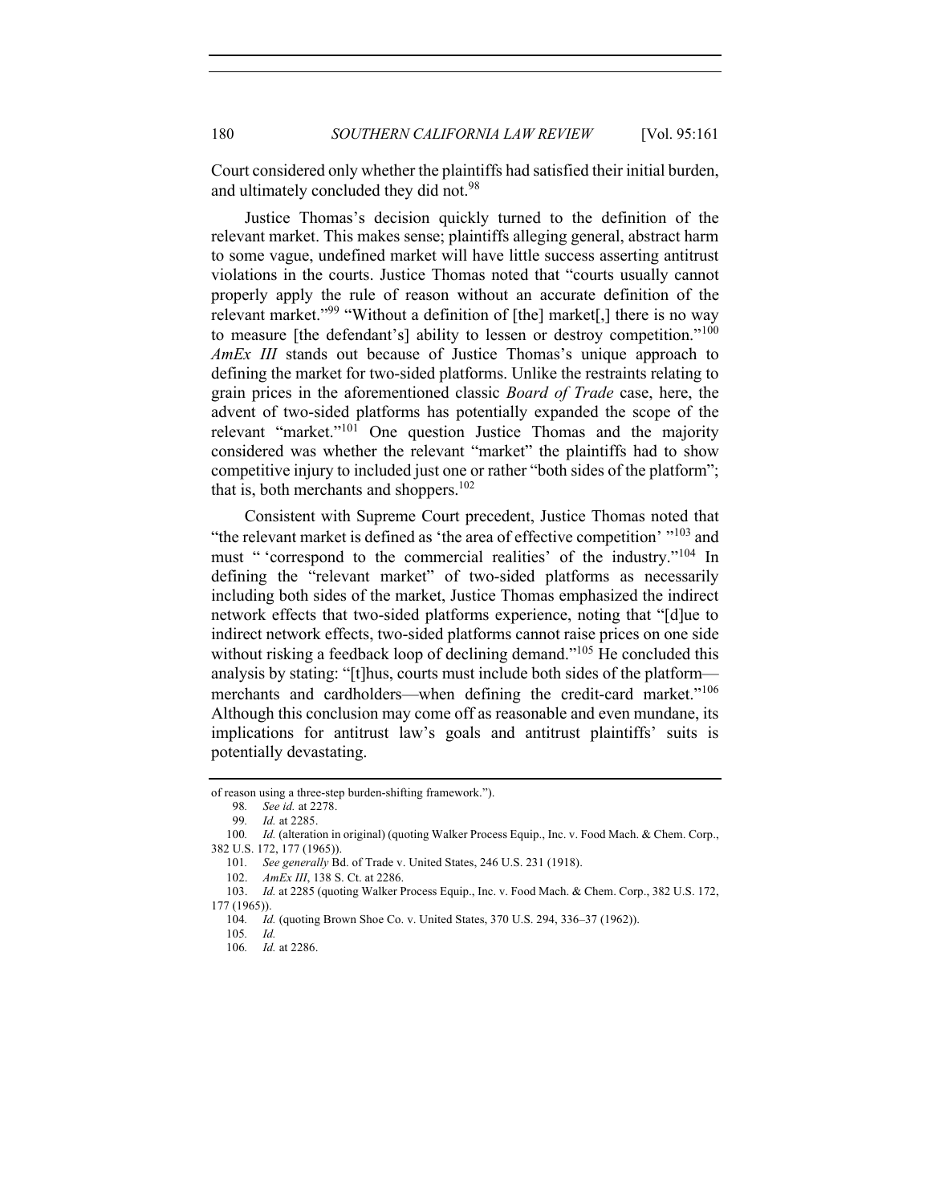Court considered only whether the plaintiffs had satisfied their initial burden, and ultimately concluded they did not.[98]

Justice Thomas's decision quickly turned to the definition of the relevant market. This makes sense; plaintiffs alleging general, abstract harm to some vague, undefined market will have little success asserting antitrust violations in the courts. Justice Thomas noted that "courts usually cannot properly apply the rule of reason without an accurate definition of the relevant market."[99] "Without a definition of [the] market[,] there is no way to measure [the defendant's] ability to lessen or destroy competition."[100] *AmEx III* stands out because of Justice Thomas's unique approach to defining the market for two-sided platforms. Unlike the restraints relating to grain prices in the aforementioned classic *Board of Trade* case, here, the advent of two-sided platforms has potentially expanded the scope of the relevant "market."[101] One question Justice Thomas and the majority considered was whether the relevant "market" the plaintiffs had to show competitive injury to included just one or rather "both sides of the platform"; that is, both merchants and shoppers.[102]

Consistent with Supreme Court precedent, Justice Thomas noted that "the relevant market is defined as 'the area of effective competition' "[103] and must " 'correspond to the commercial realities' of the industry."[104] In defining the "relevant market" of two-sided platforms as necessarily including both sides of the market, Justice Thomas emphasized the indirect network effects that two-sided platforms experience, noting that "[d]ue to indirect network effects, two-sided platforms cannot raise prices on one side without risking a feedback loop of declining demand."[105] He concluded this analysis by stating: "[t]hus, courts must include both sides of the platform—merchants and cardholders—when defining the credit-card market."[106] Although this conclusion may come off as reasonable and even mundane, its implications for antitrust law's goals and antitrust plaintiffs' suits is potentially devastating.

---

of reason using a three-step burden-shifting framework.").

98. *See id.* at 2278.

99. *Id.* at 2285.

100. *Id.* (alteration in original) (quoting Walker Process Equip., Inc. v. Food Mach. & Chem. Corp., 382 U.S. 172, 177 (1965)).

101. *See generally* Bd. of Trade v. United States, 246 U.S. 231 (1918).

102. *AmEx III*, 138 S. Ct. at 2286.

103. *Id.* at 2285 (quoting Walker Process Equip., Inc. v. Food Mach. & Chem. Corp., 382 U.S. 172, 177 (1965)).

104. *Id.* (quoting Brown Shoe Co. v. United States, 370 U.S. 294, 336–37 (1962)).

105. *Id.*

106. *Id.* at 2286.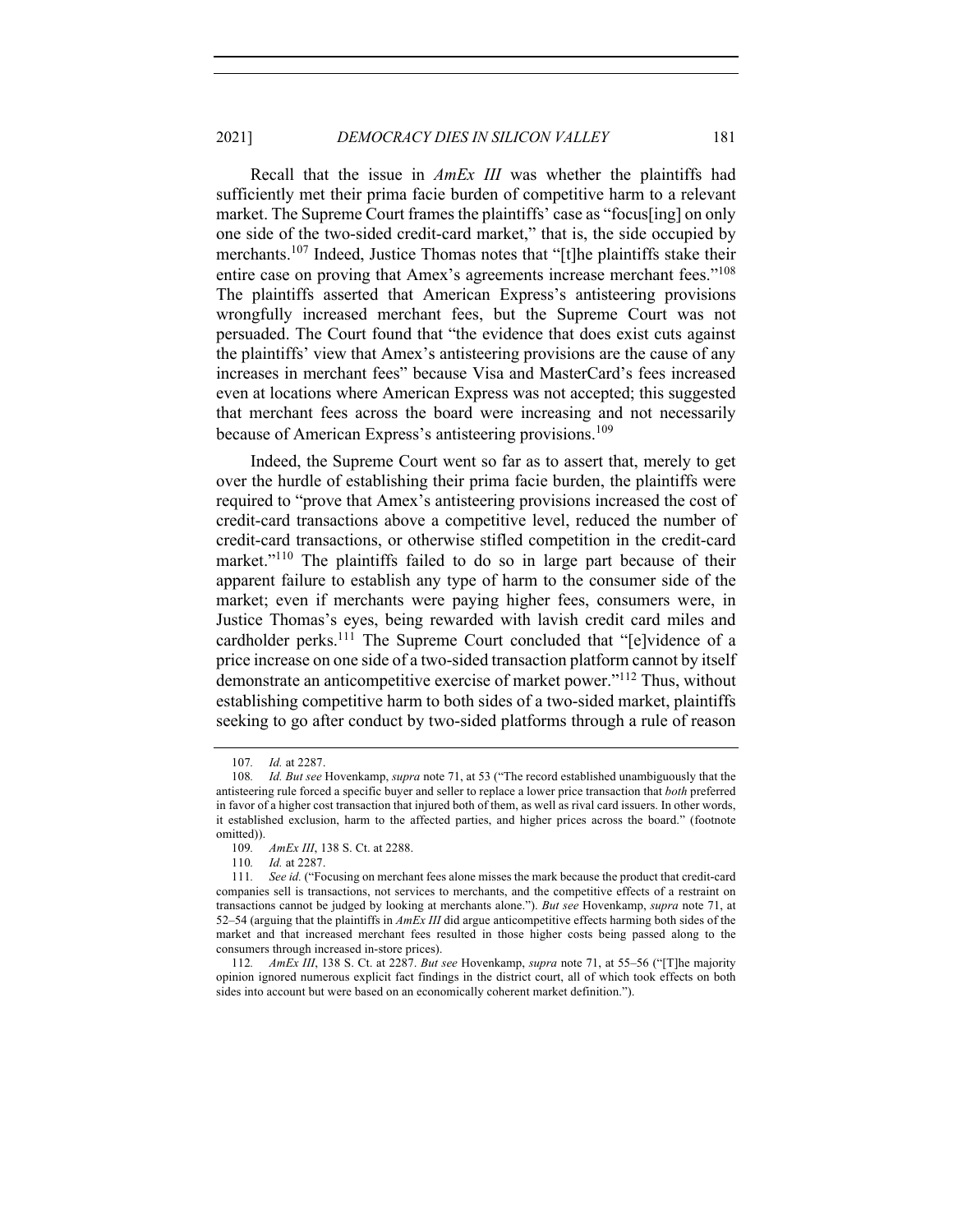Recall that the issue in *AmEx III* was whether the plaintiffs had sufficiently met their prima facie burden of competitive harm to a relevant market. The Supreme Court frames the plaintiffs' case as "focus[ing] on only one side of the two-sided credit-card market," that is, the side occupied by merchants.[107] Indeed, Justice Thomas notes that "[t]he plaintiffs stake their entire case on proving that Amex's agreements increase merchant fees."[108] The plaintiffs asserted that American Express's antisteering provisions wrongfully increased merchant fees, but the Supreme Court was not persuaded. The Court found that "the evidence that does exist cuts against the plaintiffs' view that Amex's antisteering provisions are the cause of any increases in merchant fees" because Visa and MasterCard's fees increased even at locations where American Express was not accepted; this suggested that merchant fees across the board were increasing and not necessarily because of American Express's antisteering provisions.[109]

Indeed, the Supreme Court went so far as to assert that, merely to get over the hurdle of establishing their prima facie burden, the plaintiffs were required to "prove that Amex's antisteering provisions increased the cost of credit-card transactions above a competitive level, reduced the number of credit-card transactions, or otherwise stifled competition in the credit-card market."[110] The plaintiffs failed to do so in large part because of their apparent failure to establish any type of harm to the consumer side of the market; even if merchants were paying higher fees, consumers were, in Justice Thomas's eyes, being rewarded with lavish credit card miles and cardholder perks.[111] The Supreme Court concluded that "[e]vidence of a price increase on one side of a two-sided transaction platform cannot by itself demonstrate an anticompetitive exercise of market power."[112] Thus, without establishing competitive harm to both sides of a two-sided market, plaintiffs seeking to go after conduct by two-sided platforms through a rule of reason

---

107. *Id.* at 2287.

108. *Id. But see* Hovenkamp, *supra* note 71, at 53 ("The record established unambiguously that the antisteering rule forced a specific buyer and seller to replace a lower price transaction that *both* preferred in favor of a higher cost transaction that injured both of them, as well as rival card issuers. In other words, it established exclusion, harm to the affected parties, and higher prices across the board." (footnote omitted)).

109. *AmEx III*, 138 S. Ct. at 2288.

110. *Id.* at 2287.

111. *See id.* ("Focusing on merchant fees alone misses the mark because the product that credit-card companies sell is transactions, not services to merchants, and the competitive effects of a restraint on transactions cannot be judged by looking at merchants alone."). *But see* Hovenkamp, *supra* note 71, at 52–54 (arguing that the plaintiffs in *AmEx III* did argue anticompetitive effects harming both sides of the market and that increased merchant fees resulted in those higher costs being passed along to the consumers through increased in-store prices).

112. *AmEx III*, 138 S. Ct. at 2287. *But see* Hovenkamp, *supra* note 71, at 55–56 ("[T]he majority opinion ignored numerous explicit fact findings in the district court, all of which took effects on both sides into account but were based on an economically coherent market definition.").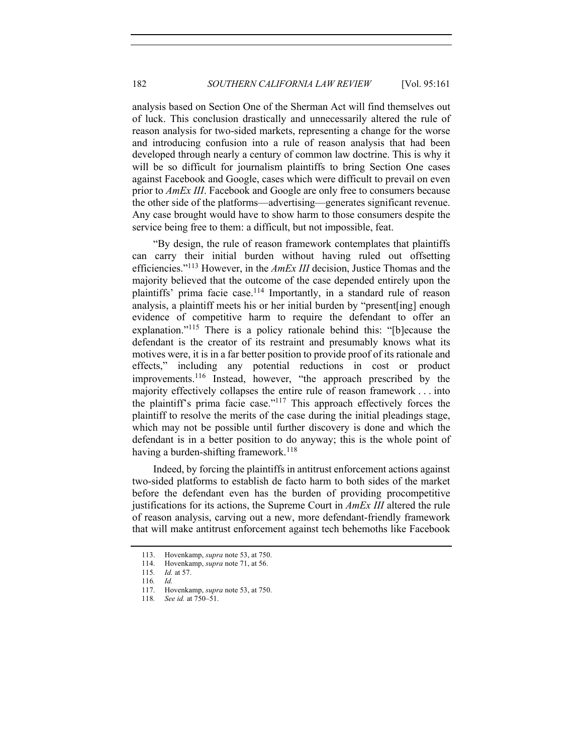analysis based on Section One of the Sherman Act will find themselves out of luck. This conclusion drastically and unnecessarily altered the rule of reason analysis for two-sided markets, representing a change for the worse and introducing confusion into a rule of reason analysis that had been developed through nearly a century of common law doctrine. This is why it will be so difficult for journalism plaintiffs to bring Section One cases against Facebook and Google, cases which were difficult to prevail on even prior to *AmEx III*. Facebook and Google are only free to consumers because the other side of the platforms—advertising—generates significant revenue. Any case brought would have to show harm to those consumers despite the service being free to them: a difficult, but not impossible, feat.

"By design, the rule of reason framework contemplates that plaintiffs can carry their initial burden without having ruled out offsetting efficiencies."[113] However, in the *AmEx III* decision, Justice Thomas and the majority believed that the outcome of the case depended entirely upon the plaintiffs' prima facie case.[114] Importantly, in a standard rule of reason analysis, a plaintiff meets his or her initial burden by "present[ing] enough evidence of competitive harm to require the defendant to offer an explanation."[115] There is a policy rationale behind this: "[b]ecause the defendant is the creator of its restraint and presumably knows what its motives were, it is in a far better position to provide proof of its rationale and effects," including any potential reductions in cost or product improvements.[116] Instead, however, "the approach prescribed by the majority effectively collapses the entire rule of reason framework . . . into the plaintiff's prima facie case."[117] This approach effectively forces the plaintiff to resolve the merits of the case during the initial pleadings stage, which may not be possible until further discovery is done and which the defendant is in a better position to do anyway; this is the whole point of having a burden-shifting framework.[118]

Indeed, by forcing the plaintiffs in antitrust enforcement actions against two-sided platforms to establish de facto harm to both sides of the market before the defendant even has the burden of providing procompetitive justifications for its actions, the Supreme Court in *AmEx III* altered the rule of reason analysis, carving out a new, more defendant-friendly framework that will make antitrust enforcement against tech behemoths like Facebook

---

113. Hovenkamp, *supra* note 53, at 750.
114. Hovenkamp, *supra* note 71, at 56.
115. *Id.* at 57.
116. *Id.*
117. Hovenkamp, *supra* note 53, at 750.
118. *See id.* at 750–51.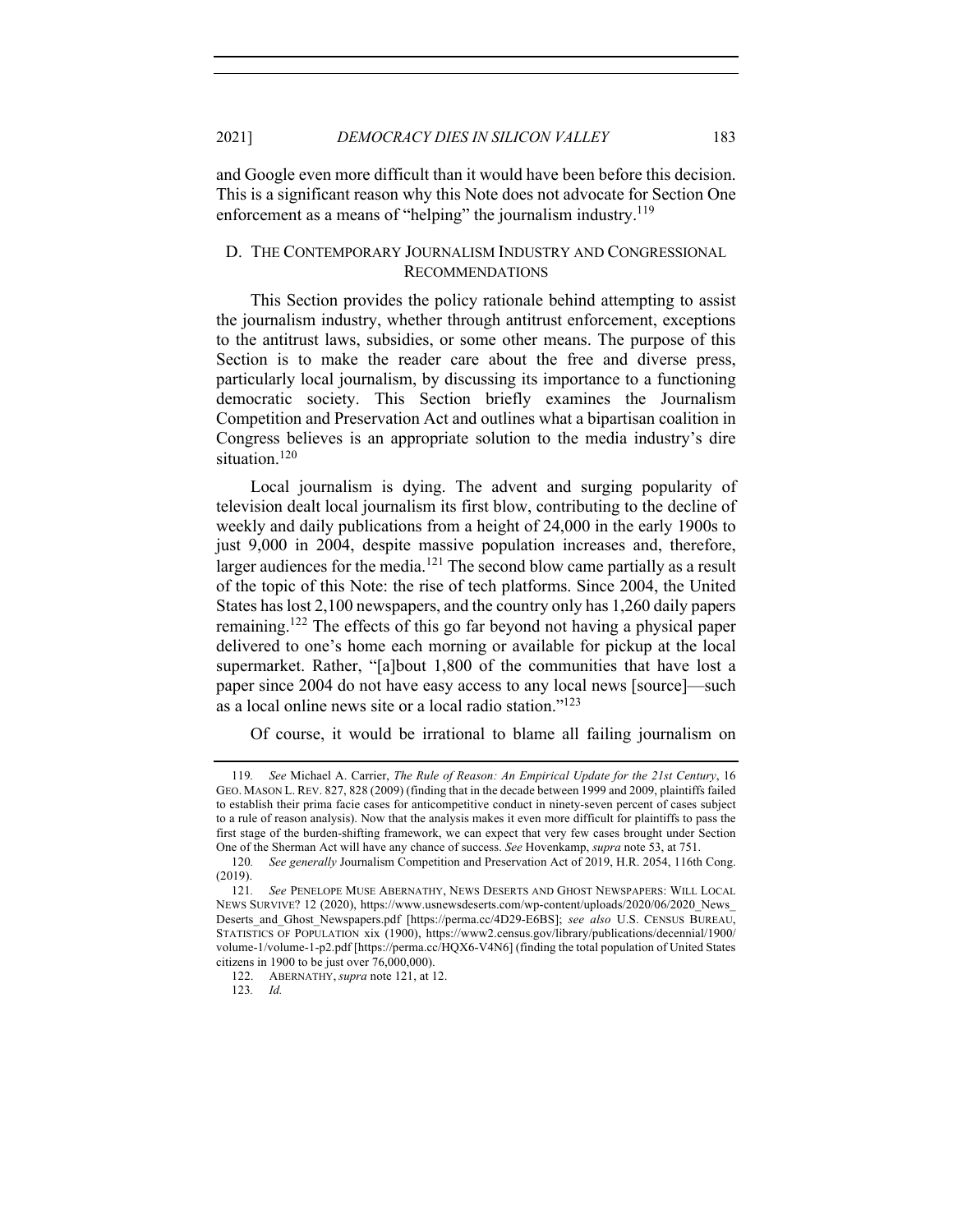and Google even more difficult than it would have been before this decision. This is a significant reason why this Note does not advocate for Section One enforcement as a means of "helping" the journalism industry.[119]

### D. The Contemporary Journalism Industry and Congressional Recommendations

This Section provides the policy rationale behind attempting to assist the journalism industry, whether through antitrust enforcement, exceptions to the antitrust laws, subsidies, or some other means. The purpose of this Section is to make the reader care about the free and diverse press, particularly local journalism, by discussing its importance to a functioning democratic society. This Section briefly examines the Journalism Competition and Preservation Act and outlines what a bipartisan coalition in Congress believes is an appropriate solution to the media industry's dire situation.[120]

Local journalism is dying. The advent and surging popularity of television dealt local journalism its first blow, contributing to the decline of weekly and daily publications from a height of 24,000 in the early 1900s to just 9,000 in 2004, despite massive population increases and, therefore, larger audiences for the media.[121] The second blow came partially as a result of the topic of this Note: the rise of tech platforms. Since 2004, the United States has lost 2,100 newspapers, and the country only has 1,260 daily papers remaining.[122] The effects of this go far beyond not having a physical paper delivered to one's home each morning or available for pickup at the local supermarket. Rather, "[a]bout 1,800 of the communities that have lost a paper since 2004 do not have easy access to any local news [source]—such as a local online news site or a local radio station."[123]

Of course, it would be irrational to blame all failing journalism on

---

119. *See* Michael A. Carrier, *The Rule of Reason: An Empirical Update for the 21st Century*, 16 GEO. MASON L. REV. 827, 828 (2009) (finding that in the decade between 1999 and 2009, plaintiffs failed to establish their prima facie cases for anticompetitive conduct in ninety-seven percent of cases subject to a rule of reason analysis). Now that the analysis makes it even more difficult for plaintiffs to pass the first stage of the burden-shifting framework, we can expect that very few cases brought under Section One of the Sherman Act will have any chance of success. *See* Hovenkamp, *supra* note 53, at 751.

120. *See generally* Journalism Competition and Preservation Act of 2019, H.R. 2054, 116th Cong. (2019).

121. *See* PENELOPE MUSE ABERNATHY, NEWS DESERTS AND GHOST NEWSPAPERS: WILL LOCAL NEWS SURVIVE? 12 (2020), https://www.usnewsdeserts.com/wp-content/uploads/2020/06/2020_News_Deserts_and_Ghost_Newspapers.pdf [https://perma.cc/4D29-E6BS]; *see also* U.S. CENSUS BUREAU, STATISTICS OF POPULATION xix (1900), https://www2.census.gov/library/publications/decennial/1900/volume-1/volume-1-p2.pdf [https://perma.cc/HQX6-V4N6] (finding the total population of United States citizens in 1900 to be just over 76,000,000).

122. ABERNATHY, *supra* note 121, at 12.

123. *Id.*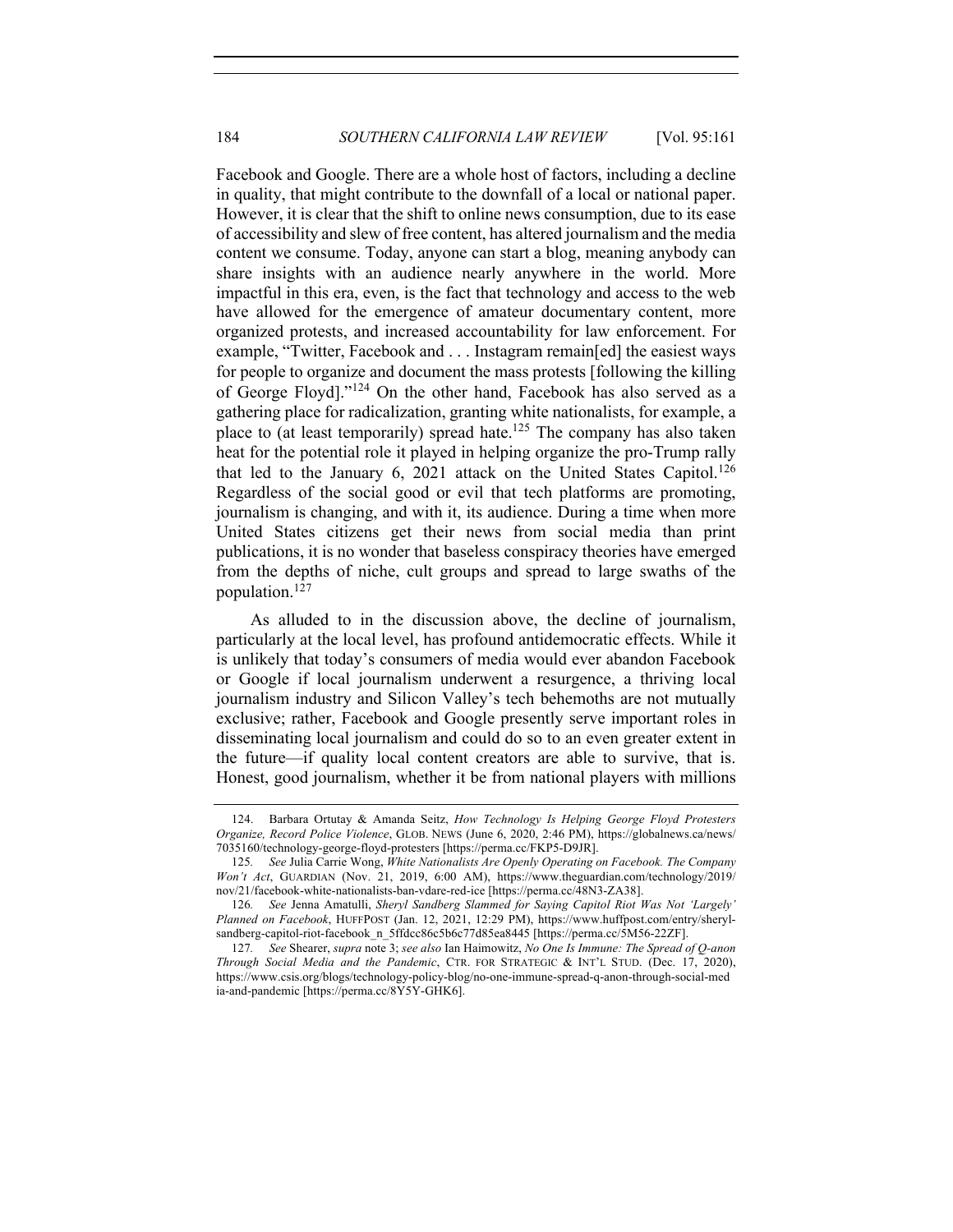Facebook and Google. There are a whole host of factors, including a decline in quality, that might contribute to the downfall of a local or national paper. However, it is clear that the shift to online news consumption, due to its ease of accessibility and slew of free content, has altered journalism and the media content we consume. Today, anyone can start a blog, meaning anybody can share insights with an audience nearly anywhere in the world. More impactful in this era, even, is the fact that technology and access to the web have allowed for the emergence of amateur documentary content, more organized protests, and increased accountability for law enforcement. For example, "Twitter, Facebook and . . . Instagram remain[ed] the easiest ways for people to organize and document the mass protests [following the killing of George Floyd]."[124] On the other hand, Facebook has also served as a gathering place for radicalization, granting white nationalists, for example, a place to (at least temporarily) spread hate.[125] The company has also taken heat for the potential role it played in helping organize the pro-Trump rally that led to the January 6, 2021 attack on the United States Capitol.[126] Regardless of the social good or evil that tech platforms are promoting, journalism is changing, and with it, its audience. During a time when more United States citizens get their news from social media than print publications, it is no wonder that baseless conspiracy theories have emerged from the depths of niche, cult groups and spread to large swaths of the population.[127]

As alluded to in the discussion above, the decline of journalism, particularly at the local level, has profound antidemocratic effects. While it is unlikely that today's consumers of media would ever abandon Facebook or Google if local journalism underwent a resurgence, a thriving local journalism industry and Silicon Valley's tech behemoths are not mutually exclusive; rather, Facebook and Google presently serve important roles in disseminating local journalism and could do so to an even greater extent in the future—if quality local content creators are able to survive, that is. Honest, good journalism, whether it be from national players with millions

---

124. Barbara Ortutay & Amanda Seitz, *How Technology Is Helping George Floyd Protesters Organize, Record Police Violence*, GLOB. NEWS (June 6, 2020, 2:46 PM), https://globalnews.ca/news/7035160/technology-george-floyd-protesters [https://perma.cc/FKP5-D9JR].

125. *See* Julia Carrie Wong, *White Nationalists Are Openly Operating on Facebook. The Company Won't Act*, GUARDIAN (Nov. 21, 2019, 6:00 AM), https://www.theguardian.com/technology/2019/nov/21/facebook-white-nationalists-ban-vdare-red-ice [https://perma.cc/48N3-ZA38].

126. *See* Jenna Amatulli, *Sheryl Sandberg Slammed for Saying Capitol Riot Was Not 'Largely' Planned on Facebook*, HUFFPOST (Jan. 12, 2021, 12:29 PM), https://www.huffpost.com/entry/sheryl-sandberg-capitol-riot-facebook_n_5ffdcc86c5b6c77d85ea8445 [https://perma.cc/5M56-22ZF].

127. *See* Shearer, *supra* note 3; *see also* Ian Haimowitz, *No One Is Immune: The Spread of Q-anon Through Social Media and the Pandemic*, CTR. FOR STRATEGIC & INT'L STUD. (Dec. 17, 2020), https://www.csis.org/blogs/technology-policy-blog/no-one-immune-spread-q-anon-through-social-media-and-pandemic [https://perma.cc/8Y5Y-GHK6].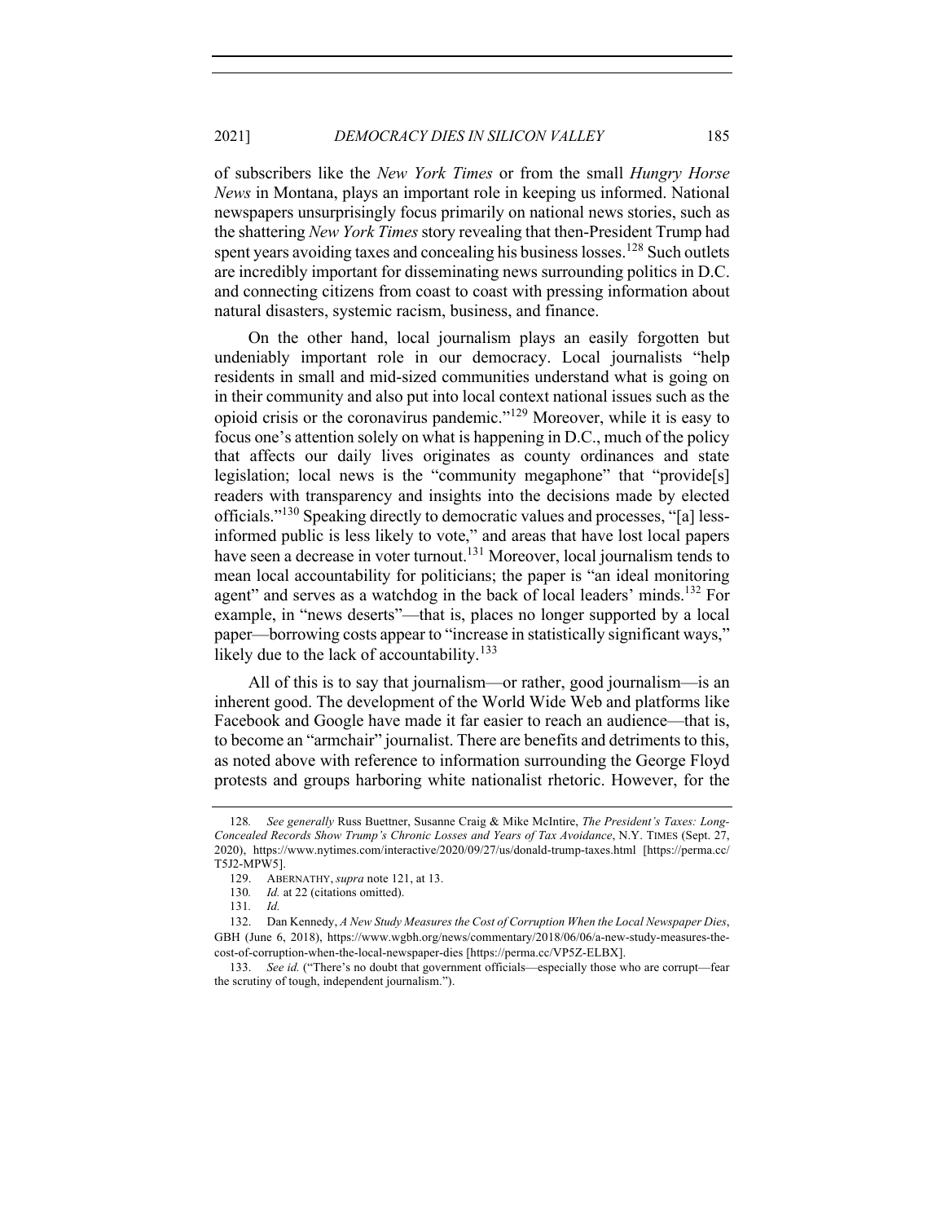of subscribers like the *New York Times* or from the small *Hungry Horse News* in Montana, plays an important role in keeping us informed. National newspapers unsurprisingly focus primarily on national news stories, such as the shattering *New York Times* story revealing that then-President Trump had spent years avoiding taxes and concealing his business losses.[128] Such outlets are incredibly important for disseminating news surrounding politics in D.C. and connecting citizens from coast to coast with pressing information about natural disasters, systemic racism, business, and finance.

On the other hand, local journalism plays an easily forgotten but undeniably important role in our democracy. Local journalists "help residents in small and mid-sized communities understand what is going on in their community and also put into local context national issues such as the opioid crisis or the coronavirus pandemic."[129] Moreover, while it is easy to focus one's attention solely on what is happening in D.C., much of the policy that affects our daily lives originates as county ordinances and state legislation; local news is the "community megaphone" that "provide[s] readers with transparency and insights into the decisions made by elected officials."[130] Speaking directly to democratic values and processes, "[a] less-informed public is less likely to vote," and areas that have lost local papers have seen a decrease in voter turnout.[131] Moreover, local journalism tends to mean local accountability for politicians; the paper is "an ideal monitoring agent" and serves as a watchdog in the back of local leaders' minds.[132] For example, in "news deserts"—that is, places no longer supported by a local paper—borrowing costs appear to "increase in statistically significant ways," likely due to the lack of accountability.[133]

All of this is to say that journalism—or rather, good journalism—is an inherent good. The development of the World Wide Web and platforms like Facebook and Google have made it far easier to reach an audience—that is, to become an "armchair" journalist. There are benefits and detriments to this, as noted above with reference to information surrounding the George Floyd protests and groups harboring white nationalist rhetoric. However, for the

---

128. *See generally* Russ Buettner, Susanne Craig & Mike McIntire, *The President's Taxes: Long-Concealed Records Show Trump's Chronic Losses and Years of Tax Avoidance*, N.Y. TIMES (Sept. 27, 2020), https://www.nytimes.com/interactive/2020/09/27/us/donald-trump-taxes.html [https://perma.cc/T5J2-MPW5].

129. ABERNATHY, *supra* note 121, at 13.

130. *Id.* at 22 (citations omitted).

131. *Id.*

132. Dan Kennedy, *A New Study Measures the Cost of Corruption When the Local Newspaper Dies*, GBH (June 6, 2018), https://www.wgbh.org/news/commentary/2018/06/06/a-new-study-measures-the-cost-of-corruption-when-the-local-newspaper-dies [https://perma.cc/VP5Z-ELBX].

133. *See id.* ("There's no doubt that government officials—especially those who are corrupt—fear the scrutiny of tough, independent journalism.").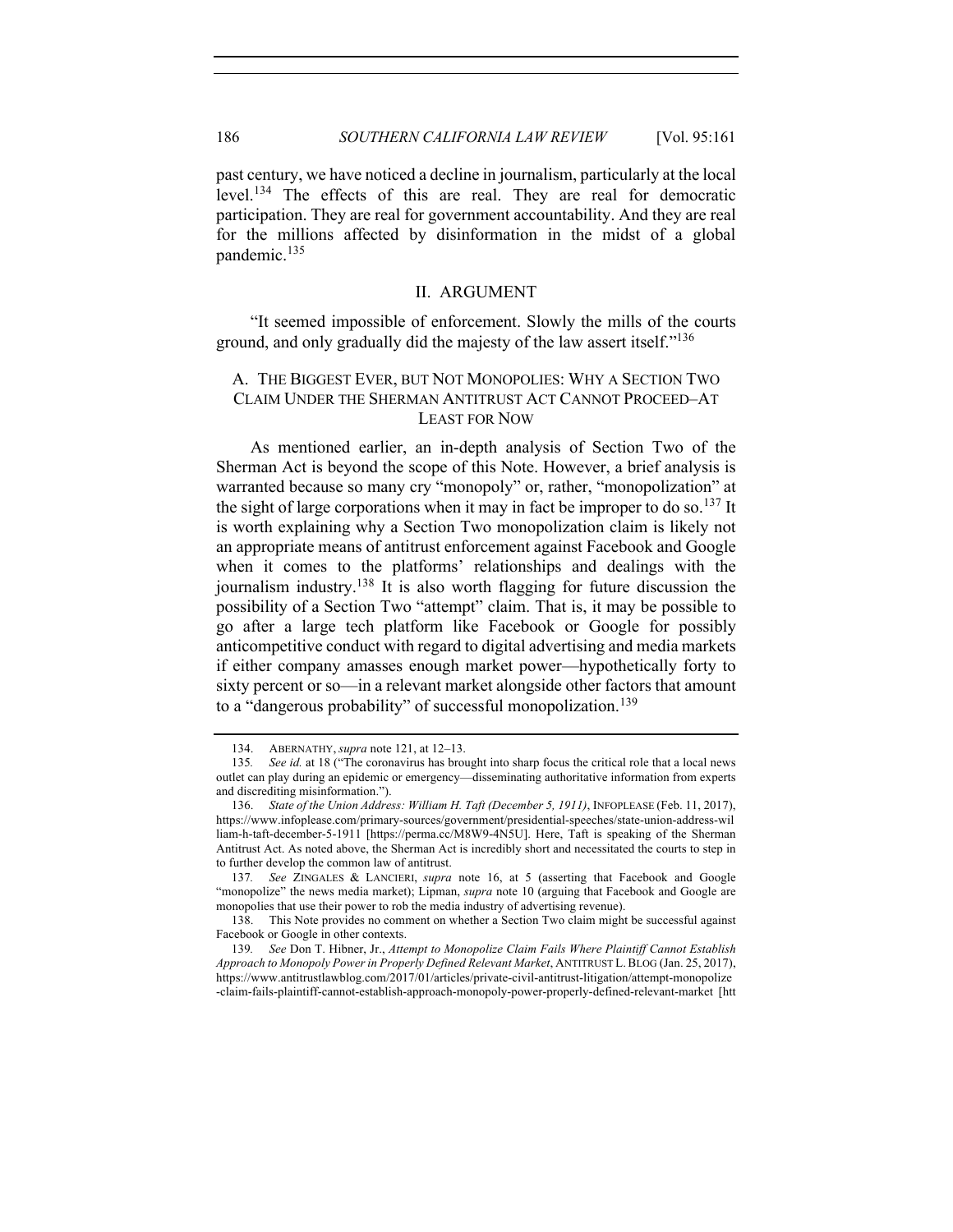past century, we have noticed a decline in journalism, particularly at the local level.[134] The effects of this are real. They are real for democratic participation. They are real for government accountability. And they are real for the millions affected by disinformation in the midst of a global pandemic.[135]

## II. ARGUMENT

"It seemed impossible of enforcement. Slowly the mills of the courts ground, and only gradually did the majesty of the law assert itself."[136]

### A. THE BIGGEST EVER, BUT NOT MONOPOLIES: WHY A SECTION TWO CLAIM UNDER THE SHERMAN ANTITRUST ACT CANNOT PROCEED–AT LEAST FOR NOW

As mentioned earlier, an in-depth analysis of Section Two of the Sherman Act is beyond the scope of this Note. However, a brief analysis is warranted because so many cry "monopoly" or, rather, "monopolization" at the sight of large corporations when it may in fact be improper to do so.[137] It is worth explaining why a Section Two monopolization claim is likely not an appropriate means of antitrust enforcement against Facebook and Google when it comes to the platforms' relationships and dealings with the journalism industry.[138] It is also worth flagging for future discussion the possibility of a Section Two "attempt" claim. That is, it may be possible to go after a large tech platform like Facebook or Google for possibly anticompetitive conduct with regard to digital advertising and media markets if either company amasses enough market power—hypothetically forty to sixty percent or so—in a relevant market alongside other factors that amount to a "dangerous probability" of successful monopolization.[139]

---

134. ABERNATHY, *supra* note 121, at 12–13.

135. *See id.* at 18 ("The coronavirus has brought into sharp focus the critical role that a local news outlet can play during an epidemic or emergency—disseminating authoritative information from experts and discrediting misinformation.").

136. *State of the Union Address: William H. Taft (December 5, 1911)*, INFOPLEASE (Feb. 11, 2017), https://www.infoplease.com/primary-sources/government/presidential-speeches/state-union-address-william-h-taft-december-5-1911 [https://perma.cc/M8W9-4N5U]. Here, Taft is speaking of the Sherman Antitrust Act. As noted above, the Sherman Act is incredibly short and necessitated the courts to step in to further develop the common law of antitrust.

137. *See* ZINGALES & LANCIERI, *supra* note 16, at 5 (asserting that Facebook and Google "monopolize" the news media market); Lipman, *supra* note 10 (arguing that Facebook and Google are monopolies that use their power to rob the media industry of advertising revenue).

138. This Note provides no comment on whether a Section Two claim might be successful against Facebook or Google in other contexts.

139. *See* Don T. Hibner, Jr., *Attempt to Monopolize Claim Fails Where Plaintiff Cannot Establish Approach to Monopoly Power in Properly Defined Relevant Market*, ANTITRUST L. BLOG (Jan. 25, 2017), https://www.antitrustlawblog.com/2017/01/articles/private-civil-antitrust-litigation/attempt-monopolize-claim-fails-plaintiff-cannot-establish-approach-monopoly-power-properly-defined-relevant-market [htt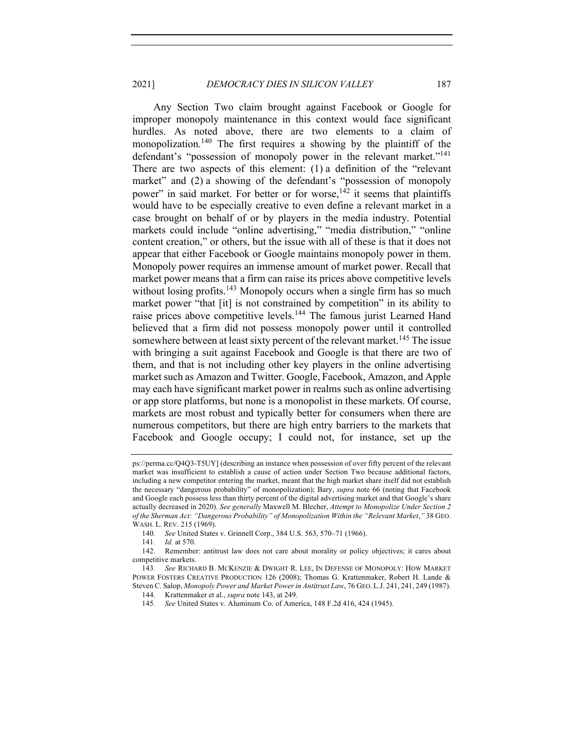Any Section Two claim brought against Facebook or Google for improper monopoly maintenance in this context would face significant hurdles. As noted above, there are two elements to a claim of monopolization.[140] The first requires a showing by the plaintiff of the defendant's "possession of monopoly power in the relevant market."[141] There are two aspects of this element: (1) a definition of the "relevant market" and (2) a showing of the defendant's "possession of monopoly power" in said market. For better or for worse,[142] it seems that plaintiffs would have to be especially creative to even define a relevant market in a case brought on behalf of or by players in the media industry. Potential markets could include "online advertising," "media distribution," "online content creation," or others, but the issue with all of these is that it does not appear that either Facebook or Google maintains monopoly power in them. Monopoly power requires an immense amount of market power. Recall that market power means that a firm can raise its prices above competitive levels without losing profits.[143] Monopoly occurs when a single firm has so much market power "that [it] is not constrained by competition" in its ability to raise prices above competitive levels.[144] The famous jurist Learned Hand believed that a firm did not possess monopoly power until it controlled somewhere between at least sixty percent of the relevant market.[145] The issue with bringing a suit against Facebook and Google is that there are two of them, and that is not including other key players in the online advertising market such as Amazon and Twitter. Google, Facebook, Amazon, and Apple may each have significant market power in realms such as online advertising or app store platforms, but none is a monopolist in these markets. Of course, markets are most robust and typically better for consumers when there are numerous competitors, but there are high entry barriers to the markets that Facebook and Google occupy; I could not, for instance, set up the

---

ps://perma.cc/Q4Q3-T5UY] (describing an instance when possession of over fifty percent of the relevant market was insufficient to establish a cause of action under Section Two because additional factors, including a new competitor entering the market, meant that the high market share itself did not establish the necessary "dangerous probability" of monopolization); Bary, *supra* note 66 (noting that Facebook and Google each possess less than thirty percent of the digital advertising market and that Google's share actually decreased in 2020). *See generally* Maxwell M. Blecher, *Attempt to Monopolize Under Section 2 of the Sherman Act: "Dangerous Probability" of Monopolization Within the "Relevant Market*,*"* 38 GEO. WASH. L. REV. 215 (1969).

140. *See* United States v. Grinnell Corp., 384 U.S. 563, 570–71 (1966).

141. *Id.* at 570.

142. Remember: antitrust law does not care about morality or policy objectives; it cares about competitive markets.

143. *See* RICHARD B. MCKENZIE & DWIGHT R. LEE, IN DEFENSE OF MONOPOLY: HOW MARKET POWER FOSTERS CREATIVE PRODUCTION 126 (2008); Thomas G. Krattenmaker, Robert H. Lande & Steven C. Salop, *Monopoly Power and Market Power in Antitrust Law*, 76 GEO. L.J. 241, 241, 249 (1987).

144. Krattenmaker et al., *supra* note 143, at 249.

145. *See* United States v. Aluminum Co. of America, 148 F.2d 416, 424 (1945).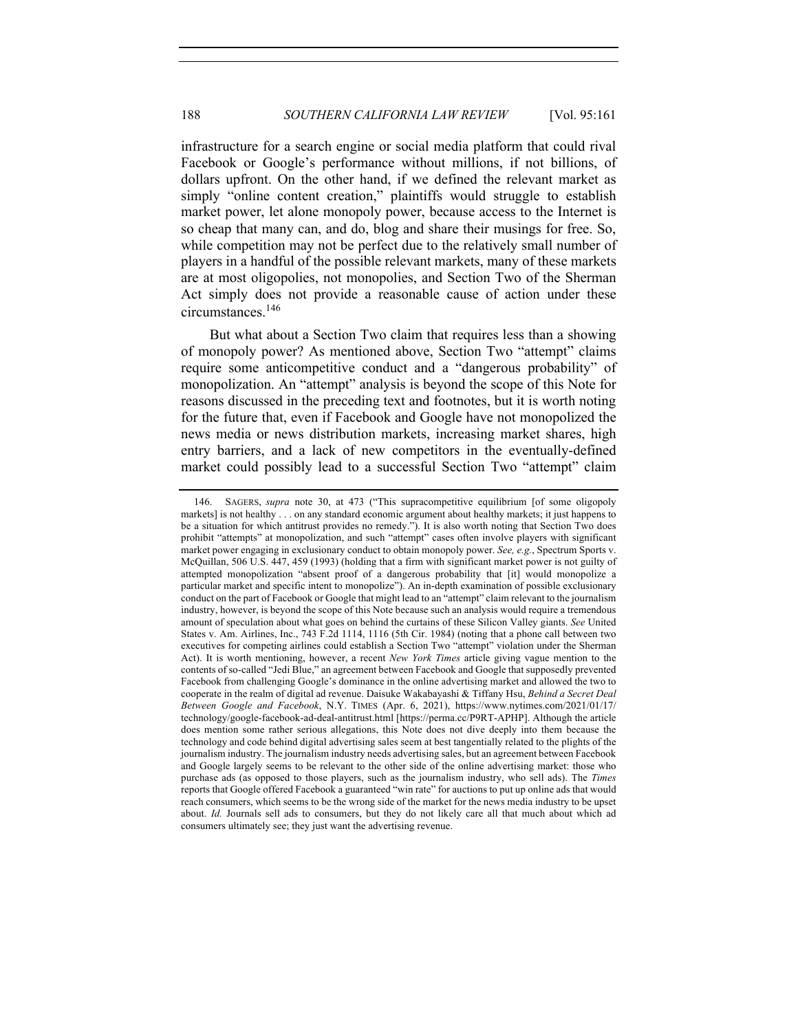infrastructure for a search engine or social media platform that could rival Facebook or Google's performance without millions, if not billions, of dollars upfront. On the other hand, if we defined the relevant market as simply "online content creation," plaintiffs would struggle to establish market power, let alone monopoly power, because access to the Internet is so cheap that many can, and do, blog and share their musings for free. So, while competition may not be perfect due to the relatively small number of players in a handful of the possible relevant markets, many of these markets are at most oligopolies, not monopolies, and Section Two of the Sherman Act simply does not provide a reasonable cause of action under these circumstances.[146]

But what about a Section Two claim that requires less than a showing of monopoly power? As mentioned above, Section Two "attempt" claims require some anticompetitive conduct and a "dangerous probability" of monopolization. An "attempt" analysis is beyond the scope of this Note for reasons discussed in the preceding text and footnotes, but it is worth noting for the future that, even if Facebook and Google have not monopolized the news media or news distribution markets, increasing market shares, high entry barriers, and a lack of new competitors in the eventually-defined market could possibly lead to a successful Section Two "attempt" claim

---

146. SAGERS, *supra* note 30, at 473 ("This supracompetitive equilibrium [of some oligopoly markets] is not healthy . . . on any standard economic argument about healthy markets; it just happens to be a situation for which antitrust provides no remedy."). It is also worth noting that Section Two does prohibit "attempts" at monopolization, and such "attempt" cases often involve players with significant market power engaging in exclusionary conduct to obtain monopoly power. *See, e.g.*, Spectrum Sports v. McQuillan, 506 U.S. 447, 459 (1993) (holding that a firm with significant market power is not guilty of attempted monopolization "absent proof of a dangerous probability that [it] would monopolize a particular market and specific intent to monopolize"). An in-depth examination of possible exclusionary conduct on the part of Facebook or Google that might lead to an "attempt" claim relevant to the journalism industry, however, is beyond the scope of this Note because such an analysis would require a tremendous amount of speculation about what goes on behind the curtains of these Silicon Valley giants. *See* United States v. Am. Airlines, Inc., 743 F.2d 1114, 1116 (5th Cir. 1984) (noting that a phone call between two executives for competing airlines could establish a Section Two "attempt" violation under the Sherman Act). It is worth mentioning, however, a recent *New York Times* article giving vague mention to the contents of so-called "Jedi Blue," an agreement between Facebook and Google that supposedly prevented Facebook from challenging Google's dominance in the online advertising market and allowed the two to cooperate in the realm of digital ad revenue. Daisuke Wakabayashi & Tiffany Hsu, *Behind a Secret Deal Between Google and Facebook*, N.Y. TIMES (Apr. 6, 2021), https://www.nytimes.com/2021/01/17/technology/google-facebook-ad-deal-antitrust.html [https://perma.cc/P9RT-APHP]. Although the article does mention some rather serious allegations, this Note does not dive deeply into them because the technology and code behind digital advertising sales seem at best tangentially related to the plights of the journalism industry. The journalism industry needs advertising sales, but an agreement between Facebook and Google largely seems to be relevant to the other side of the online advertising market: those who purchase ads (as opposed to those players, such as the journalism industry, who sell ads). The *Times* reports that Google offered Facebook a guaranteed "win rate" for auctions to put up online ads that would reach consumers, which seems to be the wrong side of the market for the news media industry to be upset about. *Id.* Journals sell ads to consumers, but they do not likely care all that much about which ad consumers ultimately see; they just want the advertising revenue.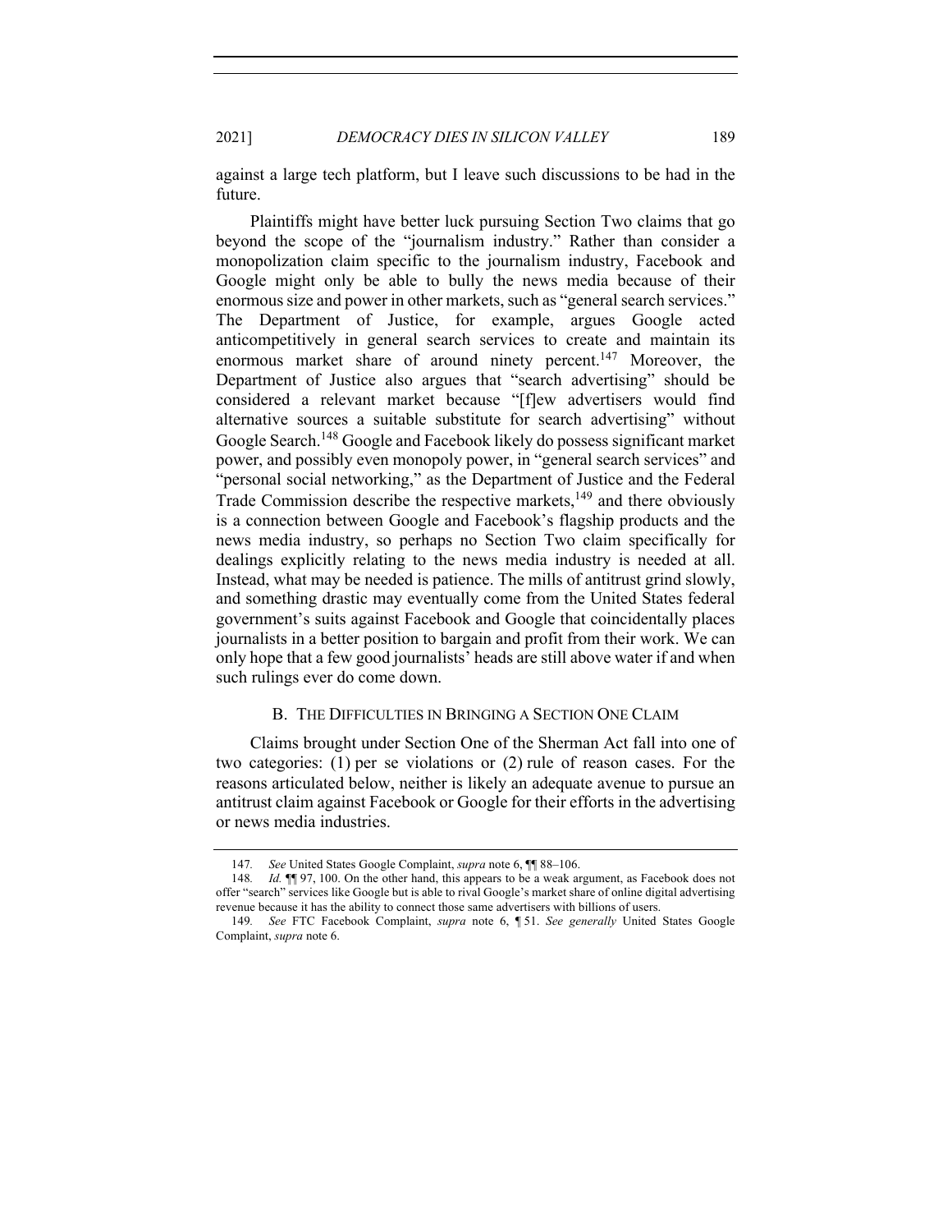against a large tech platform, but I leave such discussions to be had in the future.

Plaintiffs might have better luck pursuing Section Two claims that go beyond the scope of the "journalism industry." Rather than consider a monopolization claim specific to the journalism industry, Facebook and Google might only be able to bully the news media because of their enormous size and power in other markets, such as "general search services." The Department of Justice, for example, argues Google acted anticompetitively in general search services to create and maintain its enormous market share of around ninety percent.[147] Moreover, the Department of Justice also argues that "search advertising" should be considered a relevant market because "[f]ew advertisers would find alternative sources a suitable substitute for search advertising" without Google Search.[148] Google and Facebook likely do possess significant market power, and possibly even monopoly power, in "general search services" and "personal social networking," as the Department of Justice and the Federal Trade Commission describe the respective markets,[149] and there obviously is a connection between Google and Facebook's flagship products and the news media industry, so perhaps no Section Two claim specifically for dealings explicitly relating to the news media industry is needed at all. Instead, what may be needed is patience. The mills of antitrust grind slowly, and something drastic may eventually come from the United States federal government's suits against Facebook and Google that coincidentally places journalists in a better position to bargain and profit from their work. We can only hope that a few good journalists' heads are still above water if and when such rulings ever do come down.

### B. The Difficulties in Bringing a Section One Claim

Claims brought under Section One of the Sherman Act fall into one of two categories: (1) per se violations or (2) rule of reason cases. For the reasons articulated below, neither is likely an adequate avenue to pursue an antitrust claim against Facebook or Google for their efforts in the advertising or news media industries.

---

147. *See* United States Google Complaint, *supra* note 6, ¶¶ 88–106.

148. *Id.* ¶¶ 97, 100. On the other hand, this appears to be a weak argument, as Facebook does not offer "search" services like Google but is able to rival Google's market share of online digital advertising revenue because it has the ability to connect those same advertisers with billions of users.

149. *See* FTC Facebook Complaint, *supra* note 6, ¶ 51. *See generally* United States Google Complaint, *supra* note 6.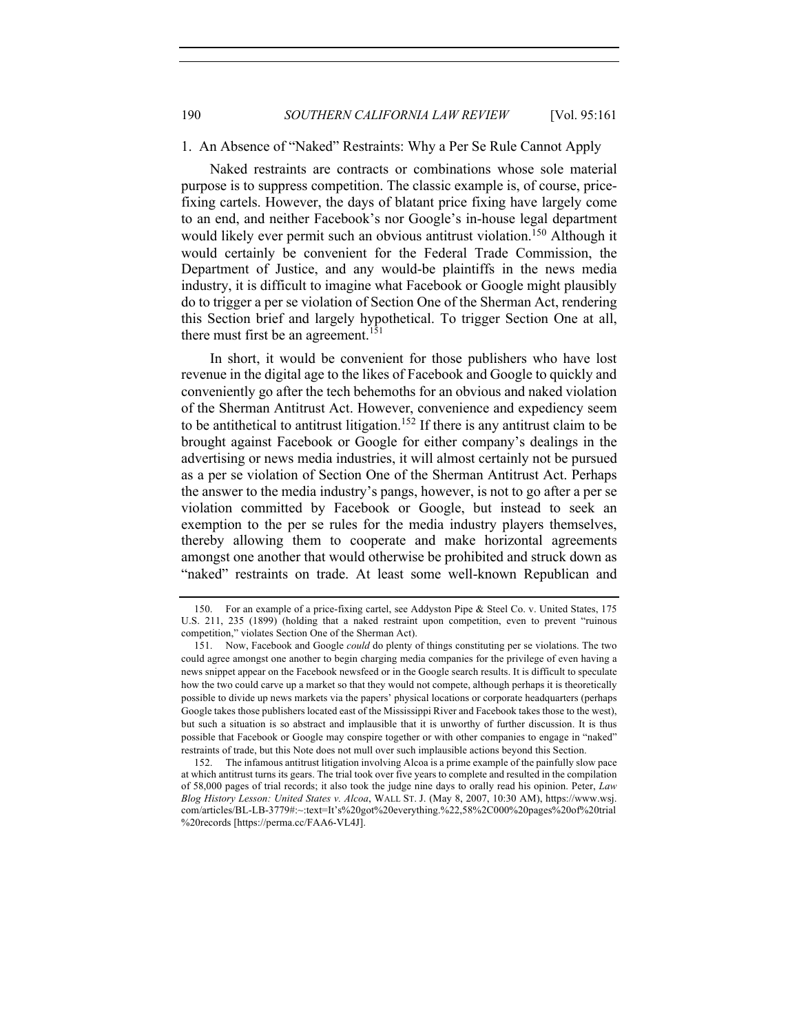### 1. An Absence of "Naked" Restraints: Why a Per Se Rule Cannot Apply

Naked restraints are contracts or combinations whose sole material purpose is to suppress competition. The classic example is, of course, price-fixing cartels. However, the days of blatant price fixing have largely come to an end, and neither Facebook's nor Google's in-house legal department would likely ever permit such an obvious antitrust violation.[150] Although it would certainly be convenient for the Federal Trade Commission, the Department of Justice, and any would-be plaintiffs in the news media industry, it is difficult to imagine what Facebook or Google might plausibly do to trigger a per se violation of Section One of the Sherman Act, rendering this Section brief and largely hypothetical. To trigger Section One at all, there must first be an agreement.[151]

In short, it would be convenient for those publishers who have lost revenue in the digital age to the likes of Facebook and Google to quickly and conveniently go after the tech behemoths for an obvious and naked violation of the Sherman Antitrust Act. However, convenience and expediency seem to be antithetical to antitrust litigation.[152] If there is any antitrust claim to be brought against Facebook or Google for either company's dealings in the advertising or news media industries, it will almost certainly not be pursued as a per se violation of Section One of the Sherman Antitrust Act. Perhaps the answer to the media industry's pangs, however, is not to go after a per se violation committed by Facebook or Google, but instead to seek an exemption to the per se rules for the media industry players themselves, thereby allowing them to cooperate and make horizontal agreements amongst one another that would otherwise be prohibited and struck down as "naked" restraints on trade. At least some well-known Republican and

---

150. For an example of a price-fixing cartel, see Addyston Pipe & Steel Co. v. United States, 175 U.S. 211, 235 (1899) (holding that a naked restraint upon competition, even to prevent "ruinous competition," violates Section One of the Sherman Act).

151. Now, Facebook and Google *could* do plenty of things constituting per se violations. The two could agree amongst one another to begin charging media companies for the privilege of even having a news snippet appear on the Facebook newsfeed or in the Google search results. It is difficult to speculate how the two could carve up a market so that they would not compete, although perhaps it is theoretically possible to divide up news markets via the papers' physical locations or corporate headquarters (perhaps Google takes those publishers located east of the Mississippi River and Facebook takes those to the west), but such a situation is so abstract and implausible that it is unworthy of further discussion. It is thus possible that Facebook or Google may conspire together or with other companies to engage in "naked" restraints of trade, but this Note does not mull over such implausible actions beyond this Section.

152. The infamous antitrust litigation involving Alcoa is a prime example of the painfully slow pace at which antitrust turns its gears. The trial took over five years to complete and resulted in the compilation of 58,000 pages of trial records; it also took the judge nine days to orally read his opinion. Peter, *Law Blog History Lesson: United States v. Alcoa*, WALL ST. J. (May 8, 2007, 10:30 AM), https://www.wsj.com/articles/BL-LB-3779#:~:text=It's%20got%20everything.%22,58%2C000%20pages%20of%20trial%20records [https://perma.cc/FAA6-VL4J].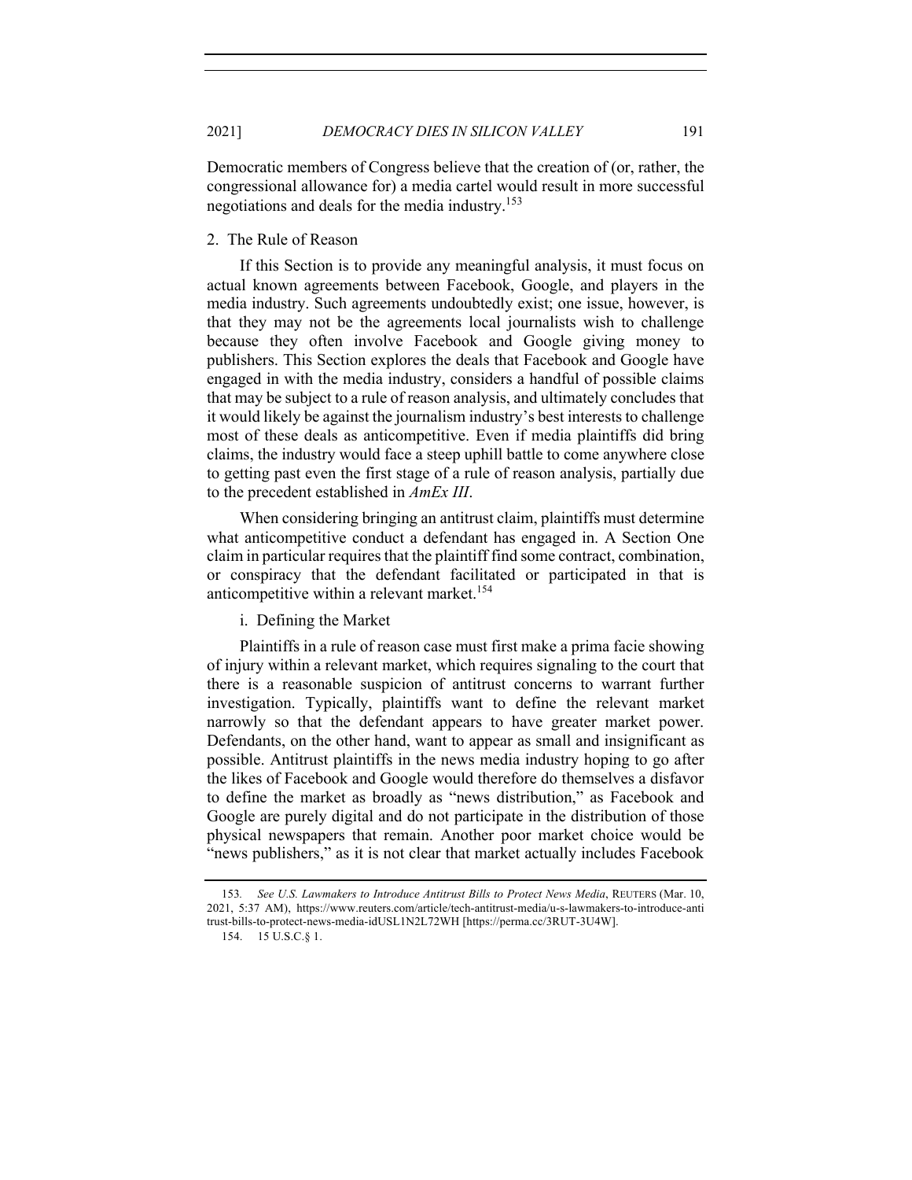Democratic members of Congress believe that the creation of (or, rather, the congressional allowance for) a media cartel would result in more successful negotiations and deals for the media industry.[153]

### 2. The Rule of Reason

If this Section is to provide any meaningful analysis, it must focus on actual known agreements between Facebook, Google, and players in the media industry. Such agreements undoubtedly exist; one issue, however, is that they may not be the agreements local journalists wish to challenge because they often involve Facebook and Google giving money to publishers. This Section explores the deals that Facebook and Google have engaged in with the media industry, considers a handful of possible claims that may be subject to a rule of reason analysis, and ultimately concludes that it would likely be against the journalism industry's best interests to challenge most of these deals as anticompetitive. Even if media plaintiffs did bring claims, the industry would face a steep uphill battle to come anywhere close to getting past even the first stage of a rule of reason analysis, partially due to the precedent established in *AmEx III*.

When considering bringing an antitrust claim, plaintiffs must determine what anticompetitive conduct a defendant has engaged in. A Section One claim in particular requires that the plaintiff find some contract, combination, or conspiracy that the defendant facilitated or participated in that is anticompetitive within a relevant market.[154]

#### i. Defining the Market

Plaintiffs in a rule of reason case must first make a prima facie showing of injury within a relevant market, which requires signaling to the court that there is a reasonable suspicion of antitrust concerns to warrant further investigation. Typically, plaintiffs want to define the relevant market narrowly so that the defendant appears to have greater market power. Defendants, on the other hand, want to appear as small and insignificant as possible. Antitrust plaintiffs in the news media industry hoping to go after the likes of Facebook and Google would therefore do themselves a disfavor to define the market as broadly as "news distribution," as Facebook and Google are purely digital and do not participate in the distribution of those physical newspapers that remain. Another poor market choice would be "news publishers," as it is not clear that market actually includes Facebook

---

153. *See U.S. Lawmakers to Introduce Antitrust Bills to Protect News Media*, REUTERS (Mar. 10, 2021, 5:37 AM), https://www.reuters.com/article/tech-antitrust-media/u-s-lawmakers-to-introduce-antitrust-bills-to-protect-news-media-idUSL1N2L72WH [https://perma.cc/3RUT-3U4W].

154. 15 U.S.C.§ 1.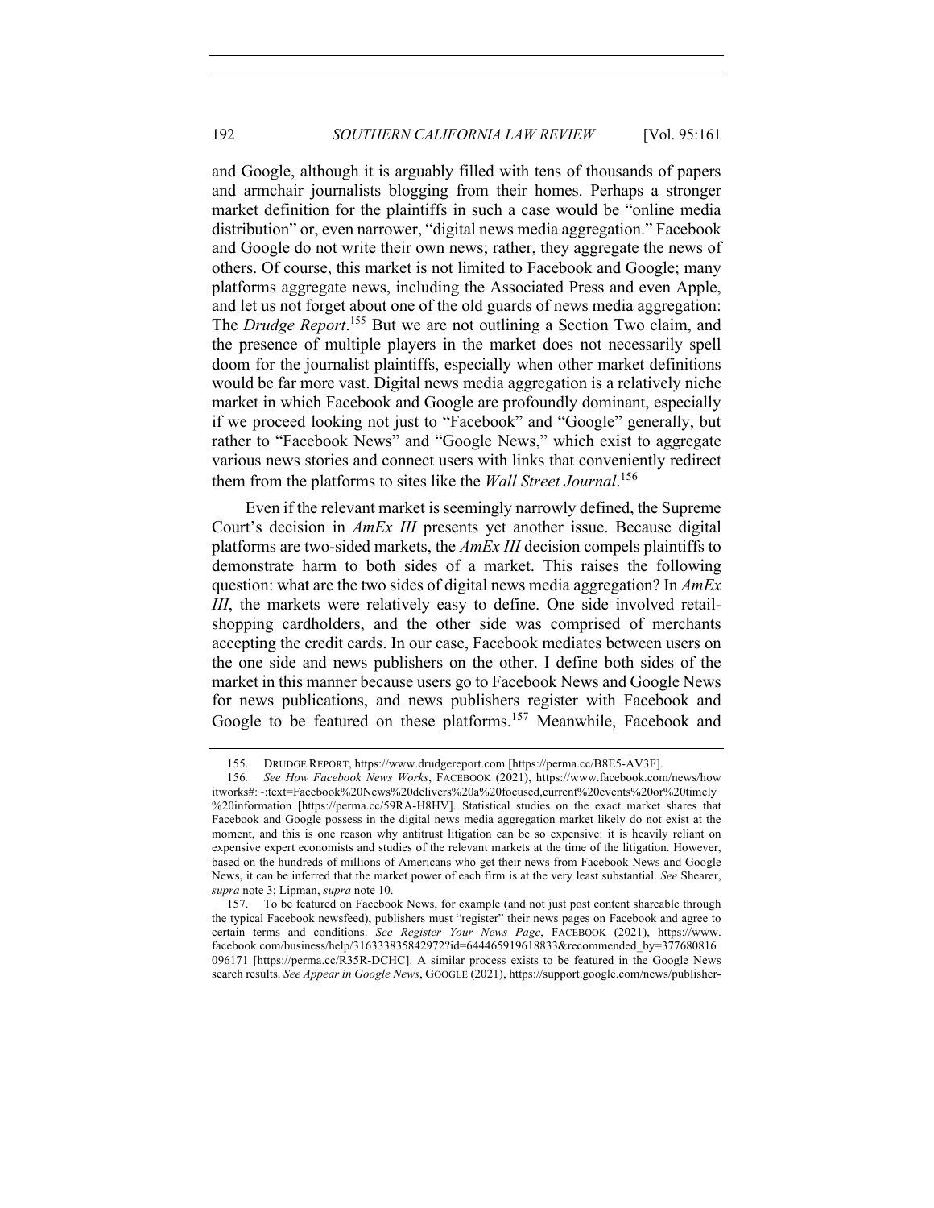and Google, although it is arguably filled with tens of thousands of papers and armchair journalists blogging from their homes. Perhaps a stronger market definition for the plaintiffs in such a case would be "online media distribution" or, even narrower, "digital news media aggregation." Facebook and Google do not write their own news; rather, they aggregate the news of others. Of course, this market is not limited to Facebook and Google; many platforms aggregate news, including the Associated Press and even Apple, and let us not forget about one of the old guards of news media aggregation: The *Drudge Report*.[155] But we are not outlining a Section Two claim, and the presence of multiple players in the market does not necessarily spell doom for the journalist plaintiffs, especially when other market definitions would be far more vast. Digital news media aggregation is a relatively niche market in which Facebook and Google are profoundly dominant, especially if we proceed looking not just to "Facebook" and "Google" generally, but rather to "Facebook News" and "Google News," which exist to aggregate various news stories and connect users with links that conveniently redirect them from the platforms to sites like the *Wall Street Journal*.[156]

Even if the relevant market is seemingly narrowly defined, the Supreme Court's decision in *AmEx III* presents yet another issue. Because digital platforms are two-sided markets, the *AmEx III* decision compels plaintiffs to demonstrate harm to both sides of a market. This raises the following question: what are the two sides of digital news media aggregation? In *AmEx III*, the markets were relatively easy to define. One side involved retail-shopping cardholders, and the other side was comprised of merchants accepting the credit cards. In our case, Facebook mediates between users on the one side and news publishers on the other. I define both sides of the market in this manner because users go to Facebook News and Google News for news publications, and news publishers register with Facebook and Google to be featured on these platforms.[157] Meanwhile, Facebook and

---

155. DRUDGE REPORT, https://www.drudgereport.com [https://perma.cc/B8E5-AV3F].

156. *See How Facebook News Works*, FACEBOOK (2021), https://www.facebook.com/news/howitworks#:~:text=Facebook%20News%20delivers%20a%20focused,current%20events%20or%20timely%20information [https://perma.cc/59RA-H8HV]. Statistical studies on the exact market shares that Facebook and Google possess in the digital news media aggregation market likely do not exist at the moment, and this is one reason why antitrust litigation can be so expensive: it is heavily reliant on expensive expert economists and studies of the relevant markets at the time of the litigation. However, based on the hundreds of millions of Americans who get their news from Facebook News and Google News, it can be inferred that the market power of each firm is at the very least substantial. *See* Shearer, *supra* note 3; Lipman, *supra* note 10.

157. To be featured on Facebook News, for example (and not just post content shareable through the typical Facebook newsfeed), publishers must "register" their news pages on Facebook and agree to certain terms and conditions. *See Register Your News Page*, FACEBOOK (2021), https://www.facebook.com/business/help/316333835842972?id=644465919618833&recommended_by=377680816096171 [https://perma.cc/R35R-DCHC]. A similar process exists to be featured in the Google News search results. *See Appear in Google News*, GOOGLE (2021), https://support.google.com/news/publisher-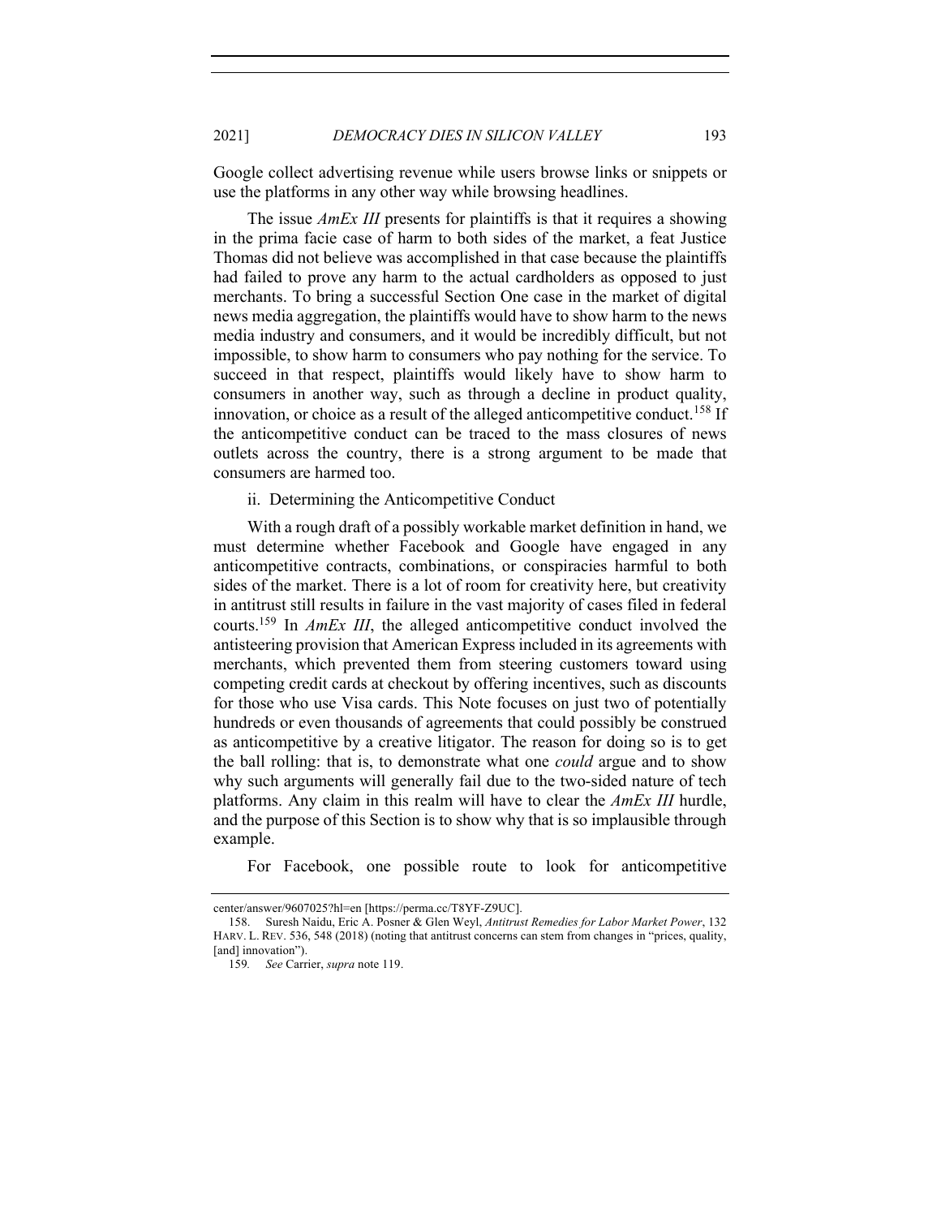Google collect advertising revenue while users browse links or snippets or use the platforms in any other way while browsing headlines.

The issue *AmEx III* presents for plaintiffs is that it requires a showing in the prima facie case of harm to both sides of the market, a feat Justice Thomas did not believe was accomplished in that case because the plaintiffs had failed to prove any harm to the actual cardholders as opposed to just merchants. To bring a successful Section One case in the market of digital news media aggregation, the plaintiffs would have to show harm to the news media industry and consumers, and it would be incredibly difficult, but not impossible, to show harm to consumers who pay nothing for the service. To succeed in that respect, plaintiffs would likely have to show harm to consumers in another way, such as through a decline in product quality, innovation, or choice as a result of the alleged anticompetitive conduct.[158] If the anticompetitive conduct can be traced to the mass closures of news outlets across the country, there is a strong argument to be made that consumers are harmed too.

ii. Determining the Anticompetitive Conduct

With a rough draft of a possibly workable market definition in hand, we must determine whether Facebook and Google have engaged in any anticompetitive contracts, combinations, or conspiracies harmful to both sides of the market. There is a lot of room for creativity here, but creativity in antitrust still results in failure in the vast majority of cases filed in federal courts.[159] In *AmEx III*, the alleged anticompetitive conduct involved the antisteering provision that American Express included in its agreements with merchants, which prevented them from steering customers toward using competing credit cards at checkout by offering incentives, such as discounts for those who use Visa cards. This Note focuses on just two of potentially hundreds or even thousands of agreements that could possibly be construed as anticompetitive by a creative litigator. The reason for doing so is to get the ball rolling: that is, to demonstrate what one *could* argue and to show why such arguments will generally fail due to the two-sided nature of tech platforms. Any claim in this realm will have to clear the *AmEx III* hurdle, and the purpose of this Section is to show why that is so implausible through example.

For Facebook, one possible route to look for anticompetitive

center/answer/9607025?hl=en [https://perma.cc/T8YF-Z9UC].

158. Suresh Naidu, Eric A. Posner & Glen Weyl, *Antitrust Remedies for Labor Market Power*, 132 HARV. L. REV. 536, 548 (2018) (noting that antitrust concerns can stem from changes in "prices, quality, [and] innovation").

159. *See* Carrier, *supra* note 119.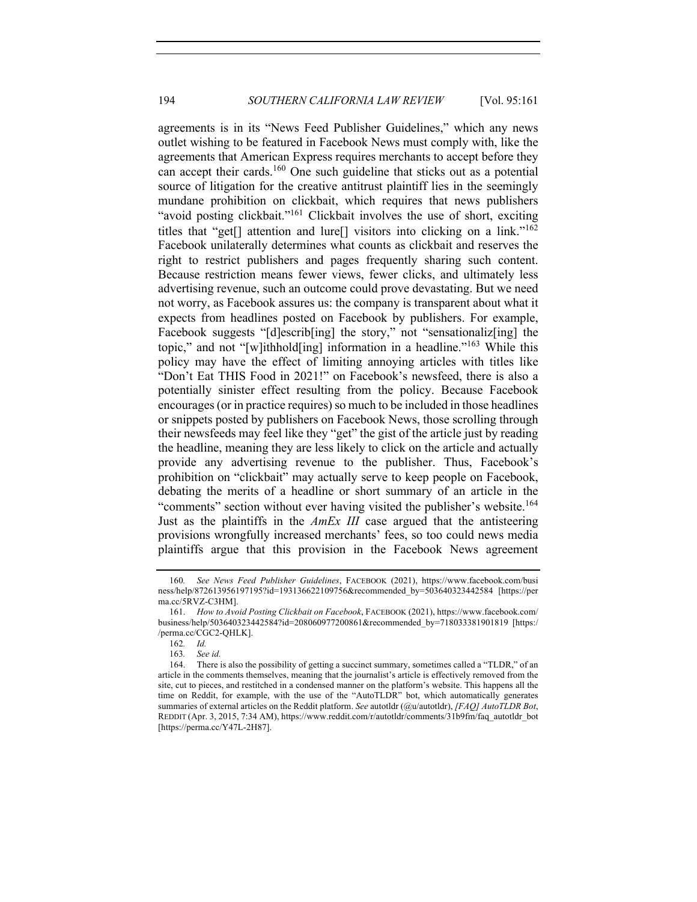agreements is in its "News Feed Publisher Guidelines," which any news outlet wishing to be featured in Facebook News must comply with, like the agreements that American Express requires merchants to accept before they can accept their cards.[160] One such guideline that sticks out as a potential source of litigation for the creative antitrust plaintiff lies in the seemingly mundane prohibition on clickbait, which requires that news publishers "avoid posting clickbait."[161] Clickbait involves the use of short, exciting titles that "get[] attention and lure[] visitors into clicking on a link."[162] Facebook unilaterally determines what counts as clickbait and reserves the right to restrict publishers and pages frequently sharing such content. Because restriction means fewer views, fewer clicks, and ultimately less advertising revenue, such an outcome could prove devastating. But we need not worry, as Facebook assures us: the company is transparent about what it expects from headlines posted on Facebook by publishers. For example, Facebook suggests "[d]escrib[ing] the story," not "sensationaliz[ing] the topic," and not "[w]ithhold[ing] information in a headline."[163] While this policy may have the effect of limiting annoying articles with titles like "Don't Eat THIS Food in 2021!" on Facebook's newsfeed, there is also a potentially sinister effect resulting from the policy. Because Facebook encourages (or in practice requires) so much to be included in those headlines or snippets posted by publishers on Facebook News, those scrolling through their newsfeeds may feel like they "get" the gist of the article just by reading the headline, meaning they are less likely to click on the article and actually provide any advertising revenue to the publisher. Thus, Facebook's prohibition on "clickbait" may actually serve to keep people on Facebook, debating the merits of a headline or short summary of an article in the "comments" section without ever having visited the publisher's website.[164] Just as the plaintiffs in the *AmEx III* case argued that the antisteering provisions wrongfully increased merchants' fees, so too could news media plaintiffs argue that this provision in the Facebook News agreement

---

160. *See News Feed Publisher Guidelines*, FACEBOOK (2021), https://www.facebook.com/business/help/872613956197195?id=193136622109756&recommended_by=503640323442584 [https://perma.cc/5RVZ-C3HM].

161. *How to Avoid Posting Clickbait on Facebook*, FACEBOOK (2021), https://www.facebook.com/business/help/503640323442584?id=208060977200861&recommended_by=718033381901819 [https://perma.cc/CGC2-QHLK].

162. *Id.*

163. *See id.*

164. There is also the possibility of getting a succinct summary, sometimes called a "TLDR," of an article in the comments themselves, meaning that the journalist's article is effectively removed from the site, cut to pieces, and restitched in a condensed manner on the platform's website. This happens all the time on Reddit, for example, with the use of the "AutoTLDR" bot, which automatically generates summaries of external articles on the Reddit platform. *See* autotldr (@u/autotldr), *[FAQ] AutoTLDR Bot*, REDDIT (Apr. 3, 2015, 7:34 AM), https://www.reddit.com/r/autotldr/comments/31b9fm/faq_autotldr_bot [https://perma.cc/Y47L-2H87].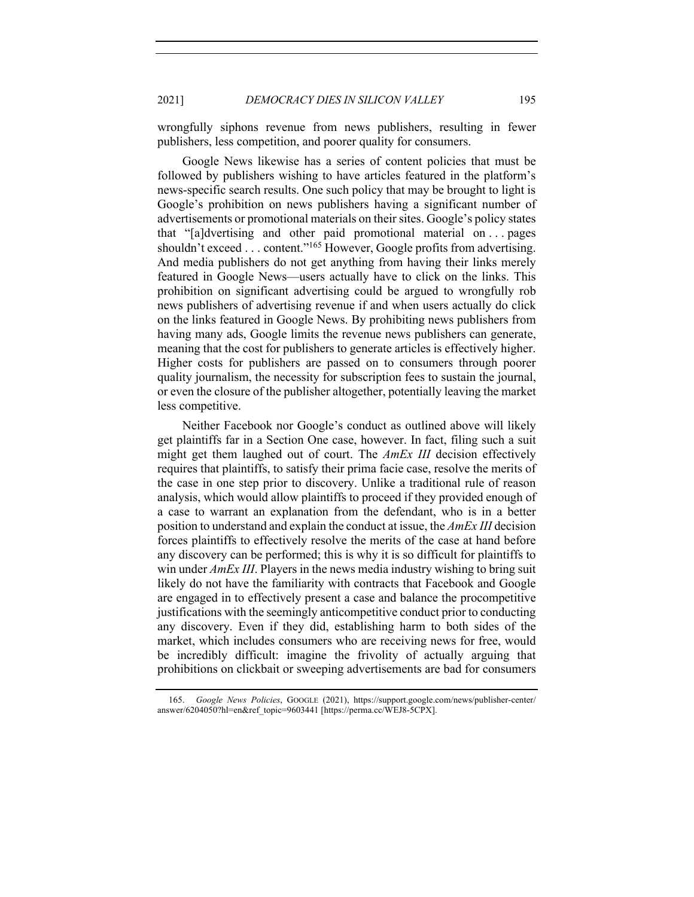wrongfully siphons revenue from news publishers, resulting in fewer publishers, less competition, and poorer quality for consumers.

Google News likewise has a series of content policies that must be followed by publishers wishing to have articles featured in the platform's news-specific search results. One such policy that may be brought to light is Google's prohibition on news publishers having a significant number of advertisements or promotional materials on their sites. Google's policy states that "[a]dvertising and other paid promotional material on . . . pages shouldn't exceed . . . content."[165] However, Google profits from advertising. And media publishers do not get anything from having their links merely featured in Google News—users actually have to click on the links. This prohibition on significant advertising could be argued to wrongfully rob news publishers of advertising revenue if and when users actually do click on the links featured in Google News. By prohibiting news publishers from having many ads, Google limits the revenue news publishers can generate, meaning that the cost for publishers to generate articles is effectively higher. Higher costs for publishers are passed on to consumers through poorer quality journalism, the necessity for subscription fees to sustain the journal, or even the closure of the publisher altogether, potentially leaving the market less competitive.

Neither Facebook nor Google's conduct as outlined above will likely get plaintiffs far in a Section One case, however. In fact, filing such a suit might get them laughed out of court. The *AmEx III* decision effectively requires that plaintiffs, to satisfy their prima facie case, resolve the merits of the case in one step prior to discovery. Unlike a traditional rule of reason analysis, which would allow plaintiffs to proceed if they provided enough of a case to warrant an explanation from the defendant, who is in a better position to understand and explain the conduct at issue, the *AmEx III* decision forces plaintiffs to effectively resolve the merits of the case at hand before any discovery can be performed; this is why it is so difficult for plaintiffs to win under *AmEx III*. Players in the news media industry wishing to bring suit likely do not have the familiarity with contracts that Facebook and Google are engaged in to effectively present a case and balance the procompetitive justifications with the seemingly anticompetitive conduct prior to conducting any discovery. Even if they did, establishing harm to both sides of the market, which includes consumers who are receiving news for free, would be incredibly difficult: imagine the frivolity of actually arguing that prohibitions on clickbait or sweeping advertisements are bad for consumers

165. *Google News Policies*, GOOGLE (2021), https://support.google.com/news/publisher-center/answer/6204050?hl=en&ref_topic=9603441 [https://perma.cc/WEJ8-5CPX].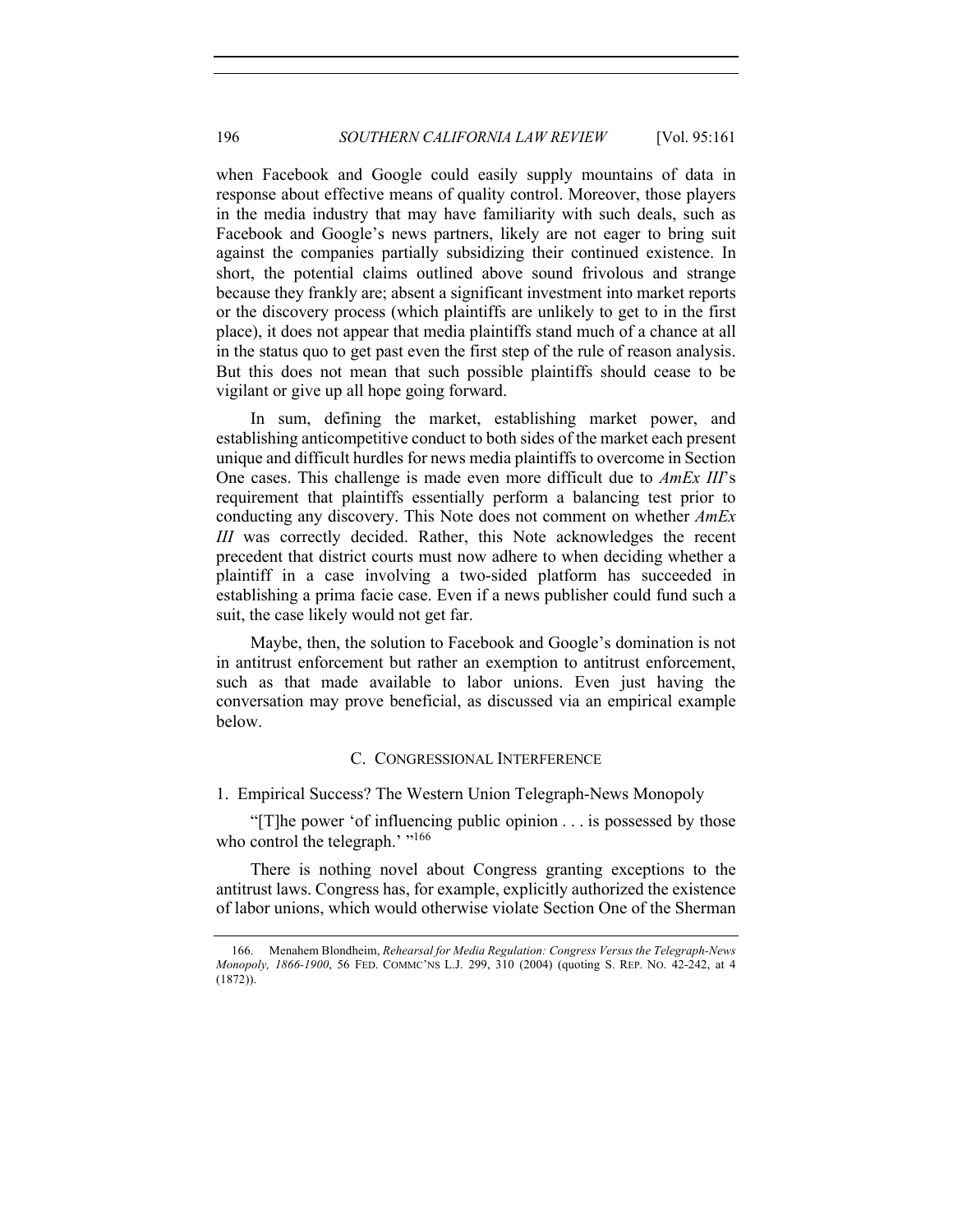when Facebook and Google could easily supply mountains of data in response about effective means of quality control. Moreover, those players in the media industry that may have familiarity with such deals, such as Facebook and Google's news partners, likely are not eager to bring suit against the companies partially subsidizing their continued existence. In short, the potential claims outlined above sound frivolous and strange because they frankly are; absent a significant investment into market reports or the discovery process (which plaintiffs are unlikely to get to in the first place), it does not appear that media plaintiffs stand much of a chance at all in the status quo to get past even the first step of the rule of reason analysis. But this does not mean that such possible plaintiffs should cease to be vigilant or give up all hope going forward.

In sum, defining the market, establishing market power, and establishing anticompetitive conduct to both sides of the market each present unique and difficult hurdles for news media plaintiffs to overcome in Section One cases. This challenge is made even more difficult due to *AmEx III*'s requirement that plaintiffs essentially perform a balancing test prior to conducting any discovery. This Note does not comment on whether *AmEx III* was correctly decided. Rather, this Note acknowledges the recent precedent that district courts must now adhere to when deciding whether a plaintiff in a case involving a two-sided platform has succeeded in establishing a prima facie case. Even if a news publisher could fund such a suit, the case likely would not get far.

Maybe, then, the solution to Facebook and Google's domination is not in antitrust enforcement but rather an exemption to antitrust enforcement, such as that made available to labor unions. Even just having the conversation may prove beneficial, as discussed via an empirical example below.

### C. CONGRESSIONAL INTERFERENCE

#### 1. Empirical Success? The Western Union Telegraph-News Monopoly

"[T]he power 'of influencing public opinion . . . is possessed by those who control the telegraph.' "[166]

There is nothing novel about Congress granting exceptions to the antitrust laws. Congress has, for example, explicitly authorized the existence of labor unions, which would otherwise violate Section One of the Sherman

---

166. Menahem Blondheim, *Rehearsal for Media Regulation: Congress Versus the Telegraph-News Monopoly, 1866-1900*, 56 FED. COMMC'NS L.J. 299, 310 (2004) (quoting S. REP. NO. 42-242, at 4 (1872)).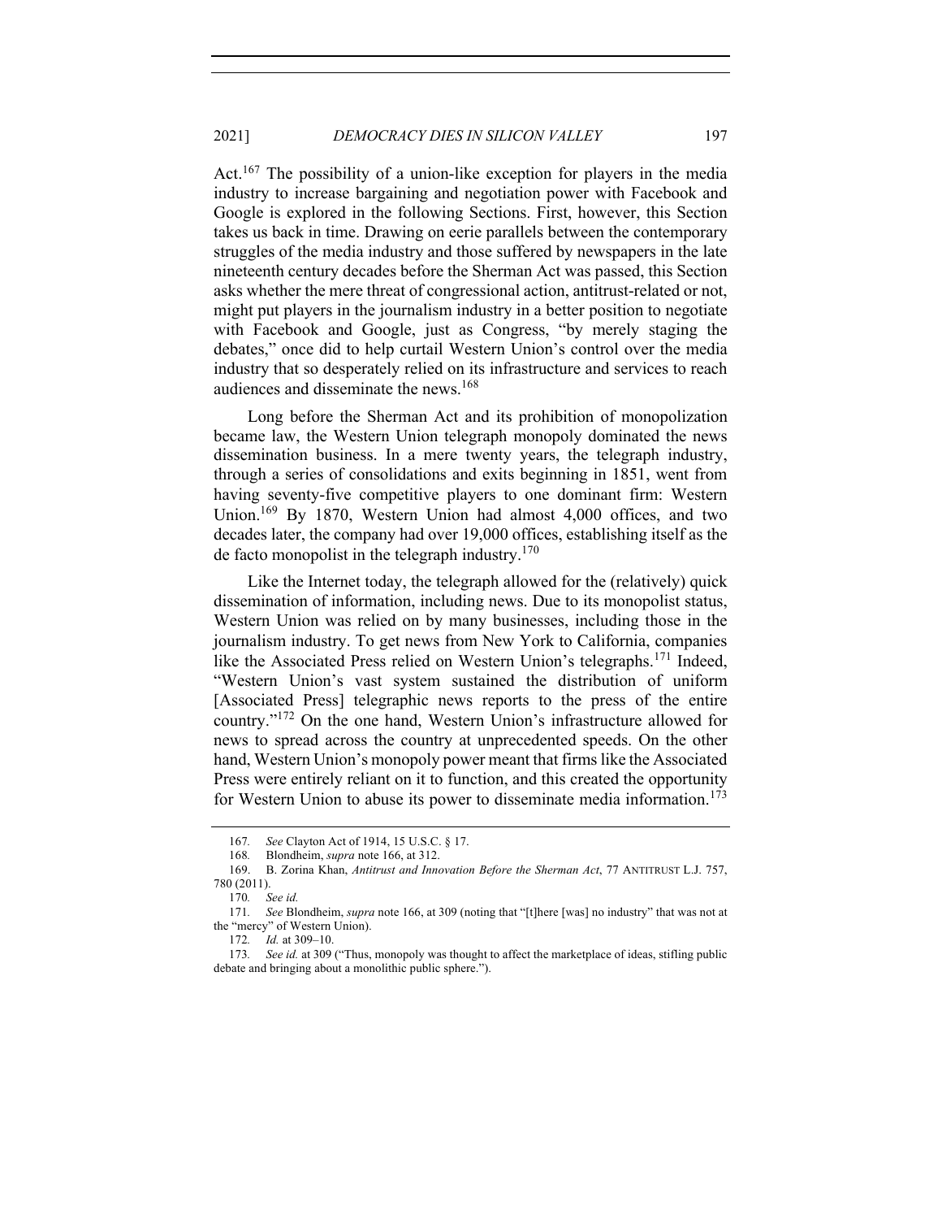Act.[167] The possibility of a union-like exception for players in the media industry to increase bargaining and negotiation power with Facebook and Google is explored in the following Sections. First, however, this Section takes us back in time. Drawing on eerie parallels between the contemporary struggles of the media industry and those suffered by newspapers in the late nineteenth century decades before the Sherman Act was passed, this Section asks whether the mere threat of congressional action, antitrust-related or not, might put players in the journalism industry in a better position to negotiate with Facebook and Google, just as Congress, "by merely staging the debates," once did to help curtail Western Union's control over the media industry that so desperately relied on its infrastructure and services to reach audiences and disseminate the news.[168]

Long before the Sherman Act and its prohibition of monopolization became law, the Western Union telegraph monopoly dominated the news dissemination business. In a mere twenty years, the telegraph industry, through a series of consolidations and exits beginning in 1851, went from having seventy-five competitive players to one dominant firm: Western Union.[169] By 1870, Western Union had almost 4,000 offices, and two decades later, the company had over 19,000 offices, establishing itself as the de facto monopolist in the telegraph industry.[170]

Like the Internet today, the telegraph allowed for the (relatively) quick dissemination of information, including news. Due to its monopolist status, Western Union was relied on by many businesses, including those in the journalism industry. To get news from New York to California, companies like the Associated Press relied on Western Union's telegraphs.[171] Indeed, "Western Union's vast system sustained the distribution of uniform [Associated Press] telegraphic news reports to the press of the entire country."[172] On the one hand, Western Union's infrastructure allowed for news to spread across the country at unprecedented speeds. On the other hand, Western Union's monopoly power meant that firms like the Associated Press were entirely reliant on it to function, and this created the opportunity for Western Union to abuse its power to disseminate media information.[173]

---

167. *See* Clayton Act of 1914, 15 U.S.C. § 17.

168. Blondheim, *supra* note 166, at 312.

169. B. Zorina Khan, *Antitrust and Innovation Before the Sherman Act*, 77 ANTITRUST L.J. 757, 780 (2011).

170. *See id.*

171. *See* Blondheim, *supra* note 166, at 309 (noting that "[t]here [was] no industry" that was not at the "mercy" of Western Union).

172. *Id.* at 309–10.

173. *See id.* at 309 ("Thus, monopoly was thought to affect the marketplace of ideas, stifling public debate and bringing about a monolithic public sphere.").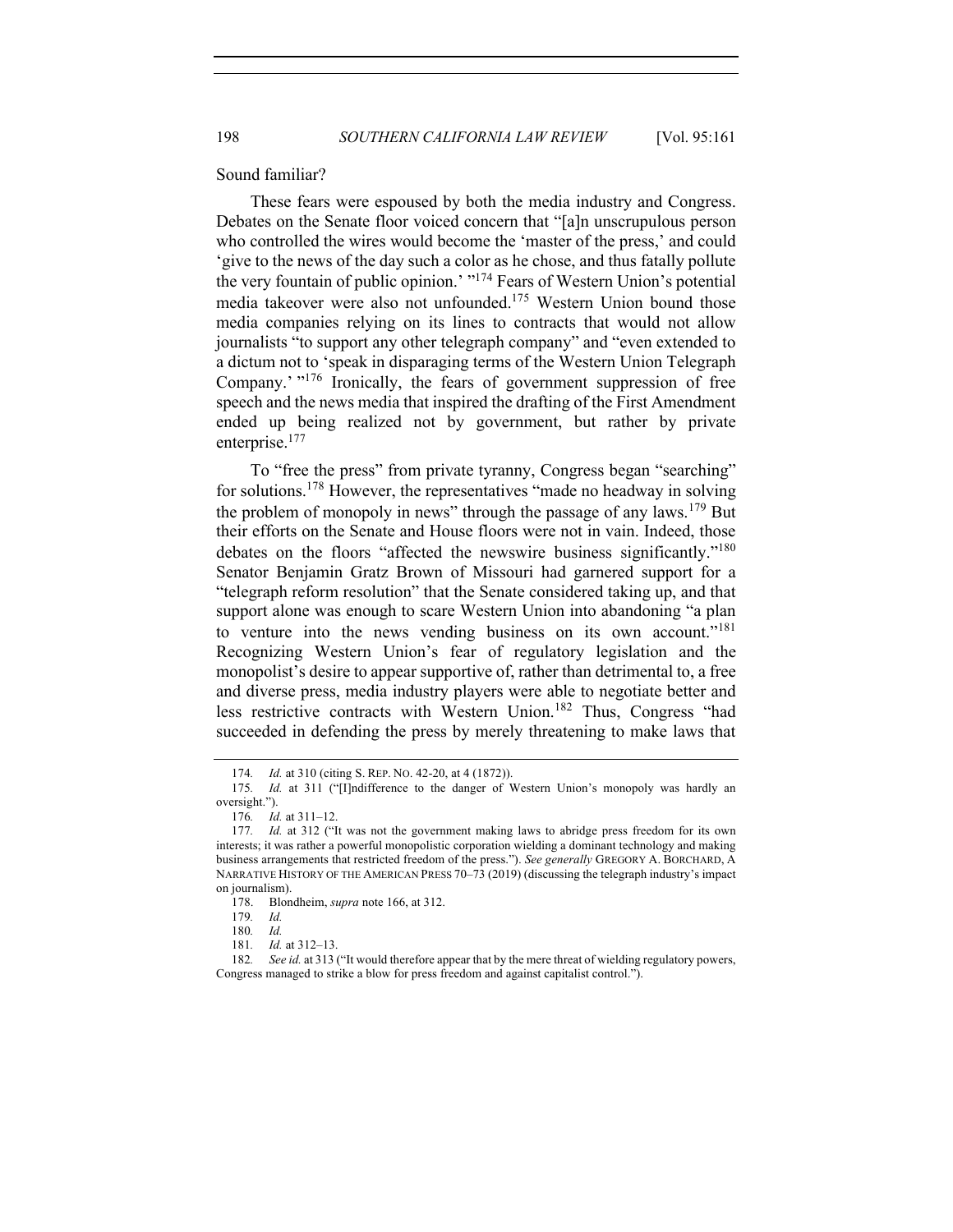Sound familiar?

These fears were espoused by both the media industry and Congress. Debates on the Senate floor voiced concern that "[a]n unscrupulous person who controlled the wires would become the 'master of the press,' and could 'give to the news of the day such a color as he chose, and thus fatally pollute the very fountain of public opinion.' "[174] Fears of Western Union's potential media takeover were also not unfounded.[175] Western Union bound those media companies relying on its lines to contracts that would not allow journalists "to support any other telegraph company" and "even extended to a dictum not to 'speak in disparaging terms of the Western Union Telegraph Company.' "[176] Ironically, the fears of government suppression of free speech and the news media that inspired the drafting of the First Amendment ended up being realized not by government, but rather by private enterprise.[177]

To "free the press" from private tyranny, Congress began "searching" for solutions.[178] However, the representatives "made no headway in solving the problem of monopoly in news" through the passage of any laws.[179] But their efforts on the Senate and House floors were not in vain. Indeed, those debates on the floors "affected the newswire business significantly."[180] Senator Benjamin Gratz Brown of Missouri had garnered support for a "telegraph reform resolution" that the Senate considered taking up, and that support alone was enough to scare Western Union into abandoning "a plan to venture into the news vending business on its own account."[181] Recognizing Western Union's fear of regulatory legislation and the monopolist's desire to appear supportive of, rather than detrimental to, a free and diverse press, media industry players were able to negotiate better and less restrictive contracts with Western Union.[182] Thus, Congress "had succeeded in defending the press by merely threatening to make laws that

---

174. *Id.* at 310 (citing S. REP. NO. 42-20, at 4 (1872)).

175. *Id.* at 311 ("[I]ndifference to the danger of Western Union's monopoly was hardly an oversight.").

176. *Id.* at 311–12.

177. *Id.* at 312 ("It was not the government making laws to abridge press freedom for its own interests; it was rather a powerful monopolistic corporation wielding a dominant technology and making business arrangements that restricted freedom of the press."). *See generally* GREGORY A. BORCHARD, A NARRATIVE HISTORY OF THE AMERICAN PRESS 70–73 (2019) (discussing the telegraph industry's impact on journalism).

178. Blondheim, *supra* note 166, at 312.

179. *Id.*

180. *Id.*

181. *Id.* at 312–13.

182. *See id.* at 313 ("It would therefore appear that by the mere threat of wielding regulatory powers, Congress managed to strike a blow for press freedom and against capitalist control.").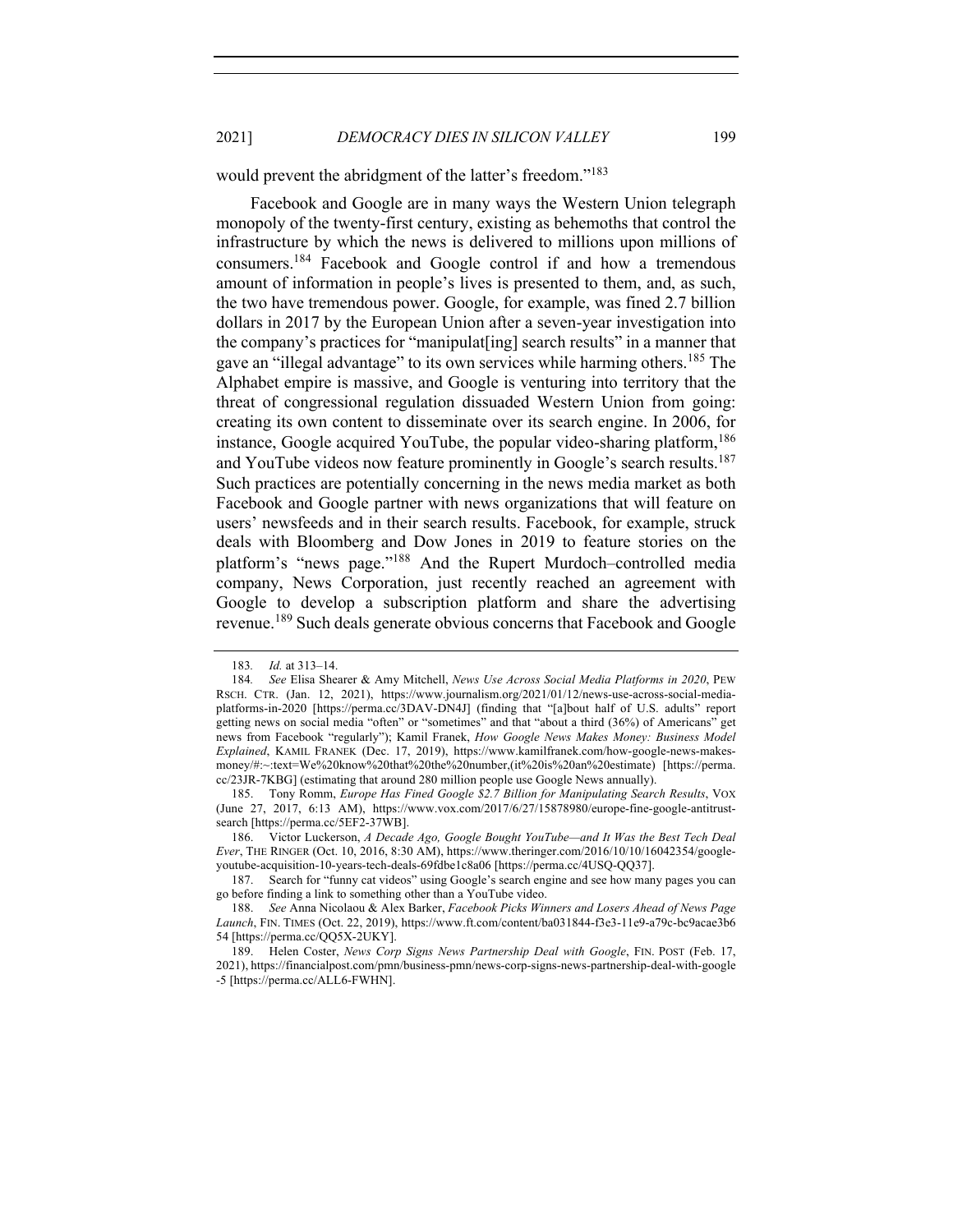would prevent the abridgment of the latter's freedom."[183]

Facebook and Google are in many ways the Western Union telegraph monopoly of the twenty-first century, existing as behemoths that control the infrastructure by which the news is delivered to millions upon millions of consumers.[184] Facebook and Google control if and how a tremendous amount of information in people's lives is presented to them, and, as such, the two have tremendous power. Google, for example, was fined 2.7 billion dollars in 2017 by the European Union after a seven-year investigation into the company's practices for "manipulat[ing] search results" in a manner that gave an "illegal advantage" to its own services while harming others.[185] The Alphabet empire is massive, and Google is venturing into territory that the threat of congressional regulation dissuaded Western Union from going: creating its own content to disseminate over its search engine. In 2006, for instance, Google acquired YouTube, the popular video-sharing platform,[186] and YouTube videos now feature prominently in Google's search results.[187] Such practices are potentially concerning in the news media market as both Facebook and Google partner with news organizations that will feature on users' newsfeeds and in their search results. Facebook, for example, struck deals with Bloomberg and Dow Jones in 2019 to feature stories on the platform's "news page."[188] And the Rupert Murdoch–controlled media company, News Corporation, just recently reached an agreement with Google to develop a subscription platform and share the advertising revenue.[189] Such deals generate obvious concerns that Facebook and Google

---

183. *Id.* at 313–14.

184. *See* Elisa Shearer & Amy Mitchell, *News Use Across Social Media Platforms in 2020*, PEW RSCH. CTR. (Jan. 12, 2021), https://www.journalism.org/2021/01/12/news-use-across-social-media-platforms-in-2020 [https://perma.cc/3DAV-DN4J] (finding that "[a]bout half of U.S. adults" report getting news on social media "often" or "sometimes" and that "about a third (36%) of Americans" get news from Facebook "regularly"); Kamil Franek, *How Google News Makes Money: Business Model Explained*, KAMIL FRANEK (Dec. 17, 2019), https://www.kamilfranek.com/how-google-news-makes-money/#:~:text=We%20know%20that%20the%20number,(it%20is%20an%20estimate) [https://perma.cc/23JR-7KBG] (estimating that around 280 million people use Google News annually).

185. Tony Romm, *Europe Has Fined Google $2.7 Billion for Manipulating Search Results*, VOX (June 27, 2017, 6:13 AM), https://www.vox.com/2017/6/27/15878980/europe-fine-google-antitrust-search [https://perma.cc/5EF2-37WB].

186. Victor Luckerson, *A Decade Ago, Google Bought YouTube—and It Was the Best Tech Deal Ever*, THE RINGER (Oct. 10, 2016, 8:30 AM), https://www.theringer.com/2016/10/10/16042354/google-youtube-acquisition-10-years-tech-deals-69fdbe1c8a06 [https://perma.cc/4USQ-QQ37].

187. Search for "funny cat videos" using Google's search engine and see how many pages you can go before finding a link to something other than a YouTube video.

188. *See* Anna Nicolaou & Alex Barker, *Facebook Picks Winners and Losers Ahead of News Page Launch*, FIN. TIMES (Oct. 22, 2019), https://www.ft.com/content/ba031844-f3e3-11e9-a79c-bc9acae3b654 [https://perma.cc/QQ5X-2UKY].

189. Helen Coster, *News Corp Signs News Partnership Deal with Google*, FIN. POST (Feb. 17, 2021), https://financialpost.com/pmn/business-pmn/news-corp-signs-news-partnership-deal-with-google-5 [https://perma.cc/ALL6-FWHN].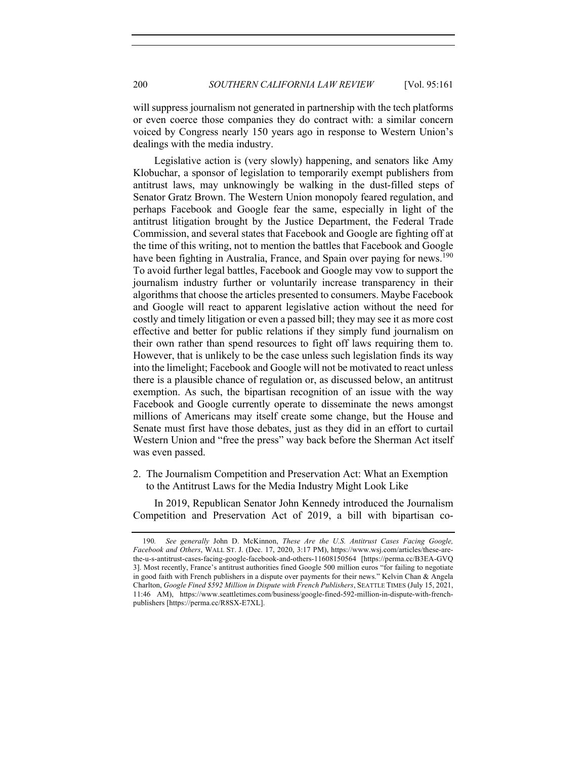will suppress journalism not generated in partnership with the tech platforms or even coerce those companies they do contract with: a similar concern voiced by Congress nearly 150 years ago in response to Western Union's dealings with the media industry.

Legislative action is (very slowly) happening, and senators like Amy Klobuchar, a sponsor of legislation to temporarily exempt publishers from antitrust laws, may unknowingly be walking in the dust-filled steps of Senator Gratz Brown. The Western Union monopoly feared regulation, and perhaps Facebook and Google fear the same, especially in light of the antitrust litigation brought by the Justice Department, the Federal Trade Commission, and several states that Facebook and Google are fighting off at the time of this writing, not to mention the battles that Facebook and Google have been fighting in Australia, France, and Spain over paying for news.[190] To avoid further legal battles, Facebook and Google may vow to support the journalism industry further or voluntarily increase transparency in their algorithms that choose the articles presented to consumers. Maybe Facebook and Google will react to apparent legislative action without the need for costly and timely litigation or even a passed bill; they may see it as more cost effective and better for public relations if they simply fund journalism on their own rather than spend resources to fight off laws requiring them to. However, that is unlikely to be the case unless such legislation finds its way into the limelight; Facebook and Google will not be motivated to react unless there is a plausible chance of regulation or, as discussed below, an antitrust exemption. As such, the bipartisan recognition of an issue with the way Facebook and Google currently operate to disseminate the news amongst millions of Americans may itself create some change, but the House and Senate must first have those debates, just as they did in an effort to curtail Western Union and "free the press" way back before the Sherman Act itself was even passed.

2. The Journalism Competition and Preservation Act: What an Exemption to the Antitrust Laws for the Media Industry Might Look Like

In 2019, Republican Senator John Kennedy introduced the Journalism Competition and Preservation Act of 2019, a bill with bipartisan co-

---

190. *See generally* John D. McKinnon, *These Are the U.S. Antitrust Cases Facing Google, Facebook and Others*, WALL ST. J. (Dec. 17, 2020, 3:17 PM), https://www.wsj.com/articles/these-are-the-u-s-antitrust-cases-facing-google-facebook-and-others-11608150564 [https://perma.cc/B3EA-GVQ3]. Most recently, France's antitrust authorities fined Google 500 million euros "for failing to negotiate in good faith with French publishers in a dispute over payments for their news." Kelvin Chan & Angela Charlton, *Google Fined $592 Million in Dispute with French Publishers*, SEATTLE TIMES (July 15, 2021, 11:46 AM), https://www.seattletimes.com/business/google-fined-592-million-in-dispute-with-french-publishers [https://perma.cc/R8SX-E7XL].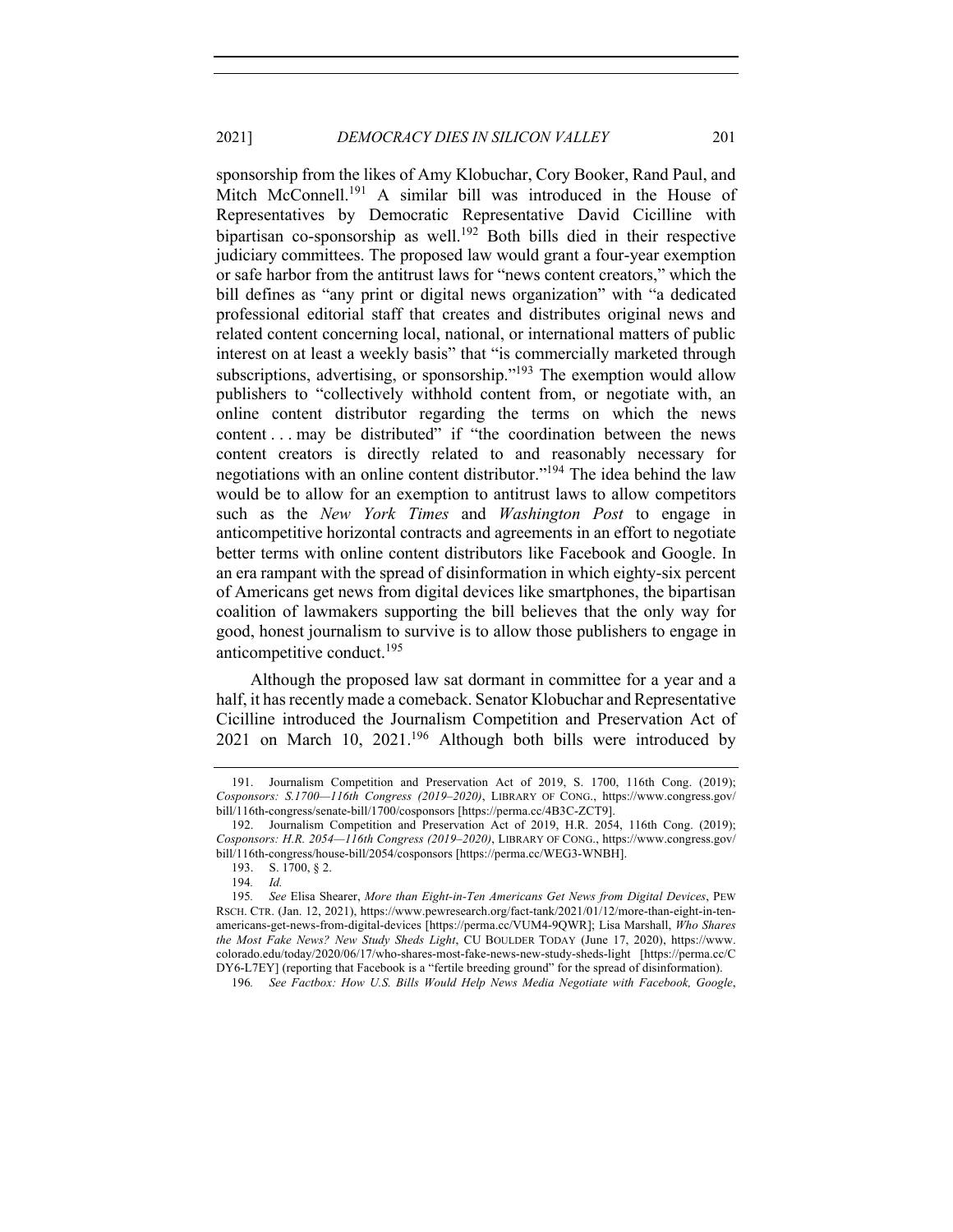sponsorship from the likes of Amy Klobuchar, Cory Booker, Rand Paul, and Mitch McConnell.[191] A similar bill was introduced in the House of Representatives by Democratic Representative David Cicilline with bipartisan co-sponsorship as well.[192] Both bills died in their respective judiciary committees. The proposed law would grant a four-year exemption or safe harbor from the antitrust laws for "news content creators," which the bill defines as "any print or digital news organization" with "a dedicated professional editorial staff that creates and distributes original news and related content concerning local, national, or international matters of public interest on at least a weekly basis" that "is commercially marketed through subscriptions, advertising, or sponsorship."[193] The exemption would allow publishers to "collectively withhold content from, or negotiate with, an online content distributor regarding the terms on which the news content . . . may be distributed" if "the coordination between the news content creators is directly related to and reasonably necessary for negotiations with an online content distributor."[194] The idea behind the law would be to allow for an exemption to antitrust laws to allow competitors such as the *New York Times* and *Washington Post* to engage in anticompetitive horizontal contracts and agreements in an effort to negotiate better terms with online content distributors like Facebook and Google. In an era rampant with the spread of disinformation in which eighty-six percent of Americans get news from digital devices like smartphones, the bipartisan coalition of lawmakers supporting the bill believes that the only way for good, honest journalism to survive is to allow those publishers to engage in anticompetitive conduct.[195]

Although the proposed law sat dormant in committee for a year and a half, it has recently made a comeback. Senator Klobuchar and Representative Cicilline introduced the Journalism Competition and Preservation Act of 2021 on March 10, 2021.[196] Although both bills were introduced by

---

191. Journalism Competition and Preservation Act of 2019, S. 1700, 116th Cong. (2019); *Cosponsors: S.1700—116th Congress (2019–2020)*, LIBRARY OF CONG., https://www.congress.gov/bill/116th-congress/senate-bill/1700/cosponsors [https://perma.cc/4B3C-ZCT9].

192. Journalism Competition and Preservation Act of 2019, H.R. 2054, 116th Cong. (2019); *Cosponsors: H.R. 2054—116th Congress (2019–2020)*, LIBRARY OF CONG., https://www.congress.gov/bill/116th-congress/house-bill/2054/cosponsors [https://perma.cc/WEG3-WNBH].

193. S. 1700, § 2.

194. *Id.*

195. *See* Elisa Shearer, *More than Eight-in-Ten Americans Get News from Digital Devices*, PEW RSCH. CTR. (Jan. 12, 2021), https://www.pewresearch.org/fact-tank/2021/01/12/more-than-eight-in-ten-americans-get-news-from-digital-devices [https://perma.cc/VUM4-9QWR]; Lisa Marshall, *Who Shares the Most Fake News? New Study Sheds Light*, CU BOULDER TODAY (June 17, 2020), https://www.colorado.edu/today/2020/06/17/who-shares-most-fake-news-new-study-sheds-light [https://perma.cc/CDY6-L7EY] (reporting that Facebook is a "fertile breeding ground" for the spread of disinformation).

196. *See Factbox: How U.S. Bills Would Help News Media Negotiate with Facebook, Google*,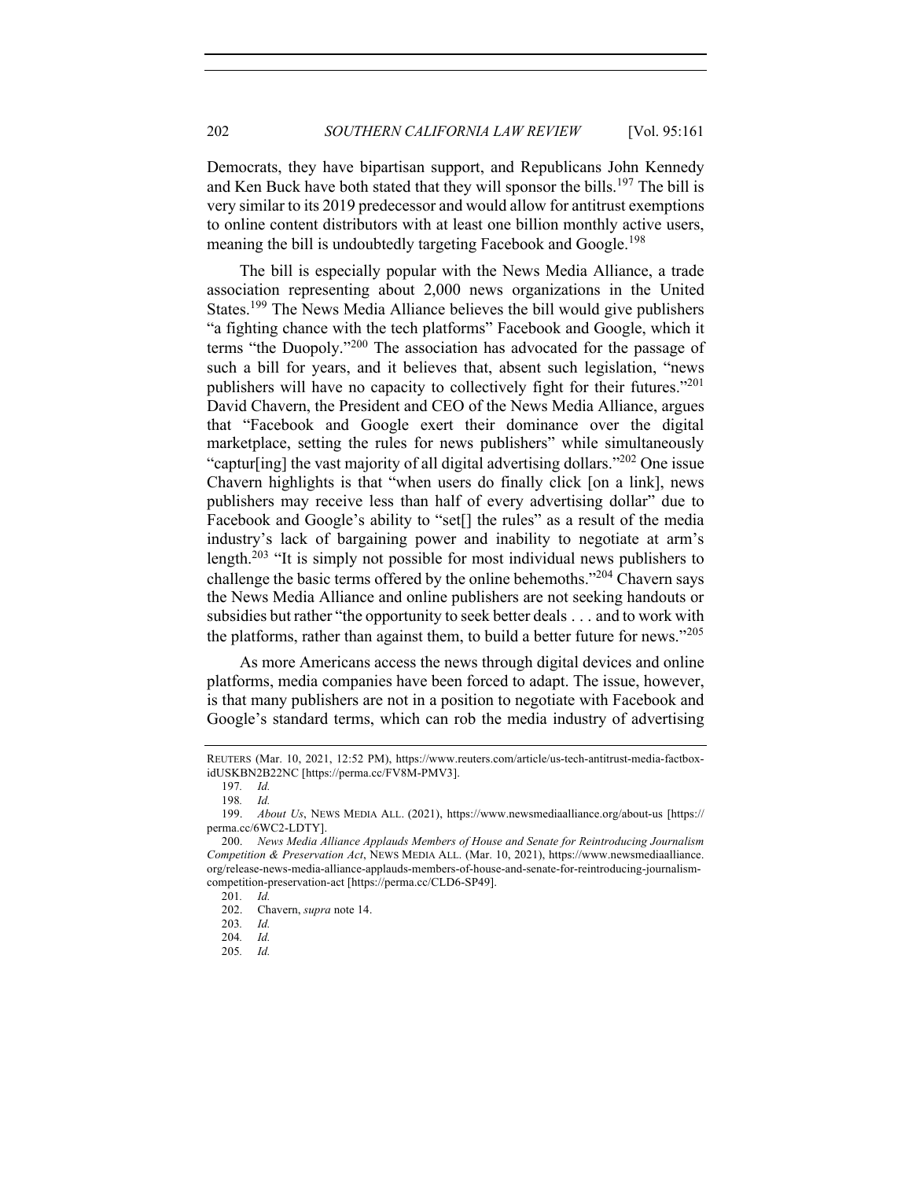Democrats, they have bipartisan support, and Republicans John Kennedy and Ken Buck have both stated that they will sponsor the bills.[197] The bill is very similar to its 2019 predecessor and would allow for antitrust exemptions to online content distributors with at least one billion monthly active users, meaning the bill is undoubtedly targeting Facebook and Google.[198]

The bill is especially popular with the News Media Alliance, a trade association representing about 2,000 news organizations in the United States.[199] The News Media Alliance believes the bill would give publishers "a fighting chance with the tech platforms" Facebook and Google, which it terms "the Duopoly."[200] The association has advocated for the passage of such a bill for years, and it believes that, absent such legislation, "news publishers will have no capacity to collectively fight for their futures."[201] David Chavern, the President and CEO of the News Media Alliance, argues that "Facebook and Google exert their dominance over the digital marketplace, setting the rules for news publishers" while simultaneously "captur[ing] the vast majority of all digital advertising dollars."[202] One issue Chavern highlights is that "when users do finally click [on a link], news publishers may receive less than half of every advertising dollar" due to Facebook and Google's ability to "set[] the rules" as a result of the media industry's lack of bargaining power and inability to negotiate at arm's length.[203] "It is simply not possible for most individual news publishers to challenge the basic terms offered by the online behemoths."[204] Chavern says the News Media Alliance and online publishers are not seeking handouts or subsidies but rather "the opportunity to seek better deals . . . and to work with the platforms, rather than against them, to build a better future for news."[205]

As more Americans access the news through digital devices and online platforms, media companies have been forced to adapt. The issue, however, is that many publishers are not in a position to negotiate with Facebook and Google's standard terms, which can rob the media industry of advertising

REUTERS (Mar. 10, 2021, 12:52 PM), https://www.reuters.com/article/us-tech-antitrust-media-factbox-idUSKBN2B22NC [https://perma.cc/FV8M-PMV3].

197. *Id.*

198. *Id.*

199. *About Us*, NEWS MEDIA ALL. (2021), https://www.newsmediaalliance.org/about-us [https://perma.cc/6WC2-LDTY].

200. *News Media Alliance Applauds Members of House and Senate for Reintroducing Journalism Competition & Preservation Act*, NEWS MEDIA ALL. (Mar. 10, 2021), https://www.newsmediaalliance.org/release-news-media-alliance-applauds-members-of-house-and-senate-for-reintroducing-journalism-competition-preservation-act [https://perma.cc/CLD6-SP49].

201. *Id.*

202. Chavern, *supra* note 14.

203. *Id.*

204. *Id.*

205. *Id.*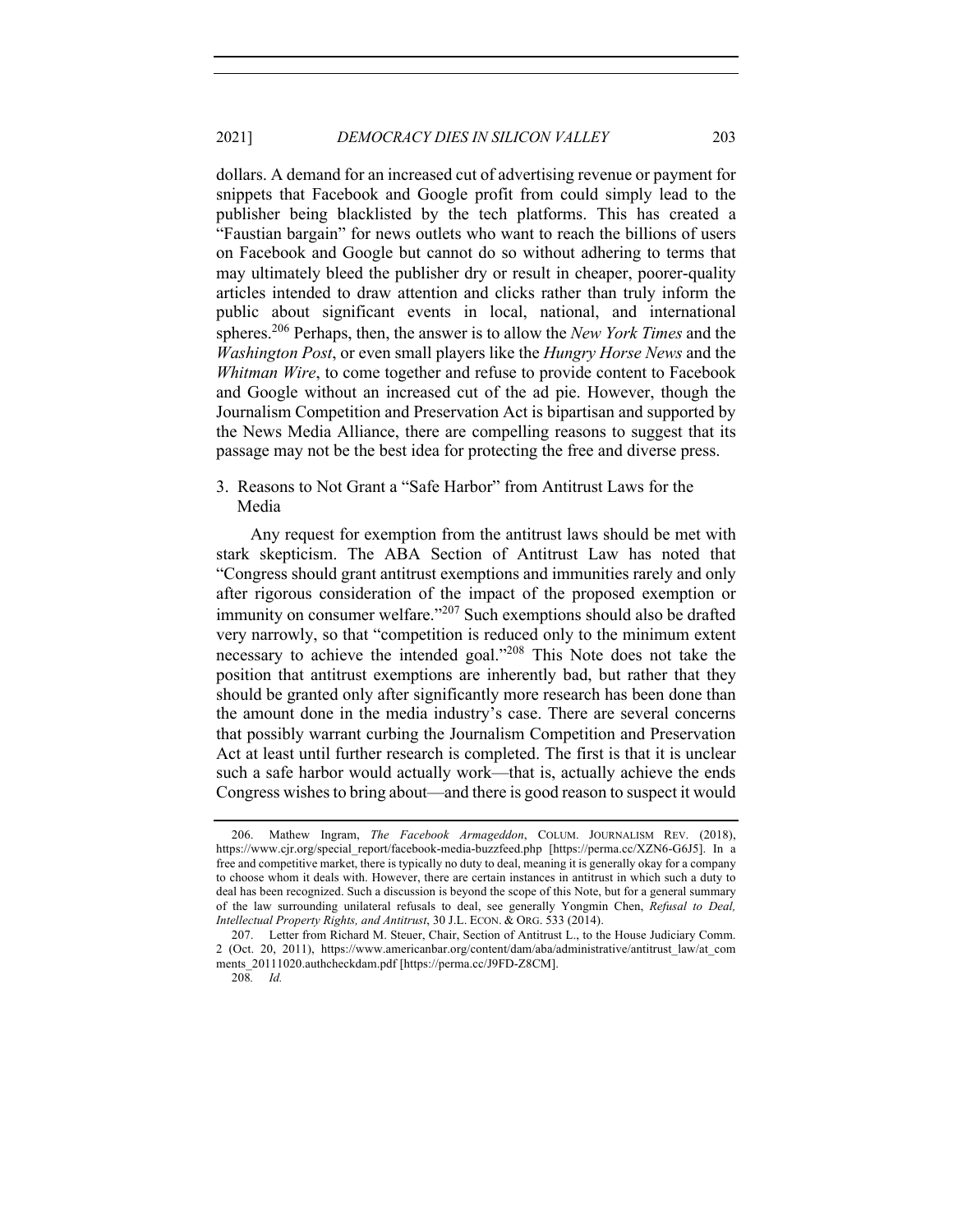dollars. A demand for an increased cut of advertising revenue or payment for snippets that Facebook and Google profit from could simply lead to the publisher being blacklisted by the tech platforms. This has created a "Faustian bargain" for news outlets who want to reach the billions of users on Facebook and Google but cannot do so without adhering to terms that may ultimately bleed the publisher dry or result in cheaper, poorer-quality articles intended to draw attention and clicks rather than truly inform the public about significant events in local, national, and international spheres.[206] Perhaps, then, the answer is to allow the *New York Times* and the *Washington Post*, or even small players like the *Hungry Horse News* and the *Whitman Wire*, to come together and refuse to provide content to Facebook and Google without an increased cut of the ad pie. However, though the Journalism Competition and Preservation Act is bipartisan and supported by the News Media Alliance, there are compelling reasons to suggest that its passage may not be the best idea for protecting the free and diverse press.

### 3. Reasons to Not Grant a "Safe Harbor" from Antitrust Laws for the Media

Any request for exemption from the antitrust laws should be met with stark skepticism. The ABA Section of Antitrust Law has noted that "Congress should grant antitrust exemptions and immunities rarely and only after rigorous consideration of the impact of the proposed exemption or immunity on consumer welfare."[207] Such exemptions should also be drafted very narrowly, so that "competition is reduced only to the minimum extent necessary to achieve the intended goal."[208] This Note does not take the position that antitrust exemptions are inherently bad, but rather that they should be granted only after significantly more research has been done than the amount done in the media industry's case. There are several concerns that possibly warrant curbing the Journalism Competition and Preservation Act at least until further research is completed. The first is that it is unclear such a safe harbor would actually work—that is, actually achieve the ends Congress wishes to bring about—and there is good reason to suspect it would

---

206. Mathew Ingram, *The Facebook Armageddon*, COLUM. JOURNALISM REV. (2018), https://www.cjr.org/special_report/facebook-media-buzzfeed.php [https://perma.cc/XZN6-G6J5]. In a free and competitive market, there is typically no duty to deal, meaning it is generally okay for a company to choose whom it deals with. However, there are certain instances in antitrust in which such a duty to deal has been recognized. Such a discussion is beyond the scope of this Note, but for a general summary of the law surrounding unilateral refusals to deal, see generally Yongmin Chen, *Refusal to Deal, Intellectual Property Rights, and Antitrust*, 30 J.L. ECON. & ORG. 533 (2014).

207. Letter from Richard M. Steuer, Chair, Section of Antitrust L., to the House Judiciary Comm. 2 (Oct. 20, 2011), https://www.americanbar.org/content/dam/aba/administrative/antitrust_law/at_comments_20111020.authcheckdam.pdf [https://perma.cc/J9FD-Z8CM].

208. *Id.*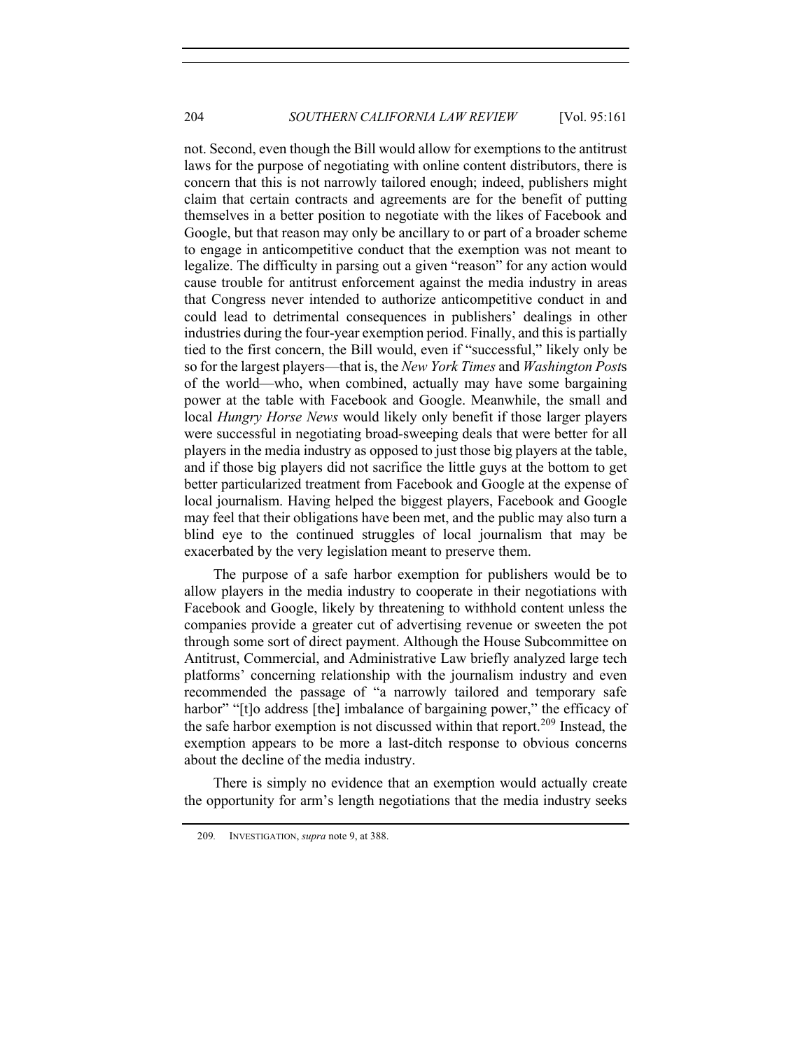not. Second, even though the Bill would allow for exemptions to the antitrust laws for the purpose of negotiating with online content distributors, there is concern that this is not narrowly tailored enough; indeed, publishers might claim that certain contracts and agreements are for the benefit of putting themselves in a better position to negotiate with the likes of Facebook and Google, but that reason may only be ancillary to or part of a broader scheme to engage in anticompetitive conduct that the exemption was not meant to legalize. The difficulty in parsing out a given "reason" for any action would cause trouble for antitrust enforcement against the media industry in areas that Congress never intended to authorize anticompetitive conduct in and could lead to detrimental consequences in publishers' dealings in other industries during the four-year exemption period. Finally, and this is partially tied to the first concern, the Bill would, even if "successful," likely only be so for the largest players—that is, the *New York Times* and *Washington Post*s of the world—who, when combined, actually may have some bargaining power at the table with Facebook and Google. Meanwhile, the small and local *Hungry Horse News* would likely only benefit if those larger players were successful in negotiating broad-sweeping deals that were better for all players in the media industry as opposed to just those big players at the table, and if those big players did not sacrifice the little guys at the bottom to get better particularized treatment from Facebook and Google at the expense of local journalism. Having helped the biggest players, Facebook and Google may feel that their obligations have been met, and the public may also turn a blind eye to the continued struggles of local journalism that may be exacerbated by the very legislation meant to preserve them.

The purpose of a safe harbor exemption for publishers would be to allow players in the media industry to cooperate in their negotiations with Facebook and Google, likely by threatening to withhold content unless the companies provide a greater cut of advertising revenue or sweeten the pot through some sort of direct payment. Although the House Subcommittee on Antitrust, Commercial, and Administrative Law briefly analyzed large tech platforms' concerning relationship with the journalism industry and even recommended the passage of "a narrowly tailored and temporary safe harbor" "[t]o address [the] imbalance of bargaining power," the efficacy of the safe harbor exemption is not discussed within that report.[209] Instead, the exemption appears to be more a last-ditch response to obvious concerns about the decline of the media industry.

There is simply no evidence that an exemption would actually create the opportunity for arm's length negotiations that the media industry seeks

209. INVESTIGATION, *supra* note 9, at 388.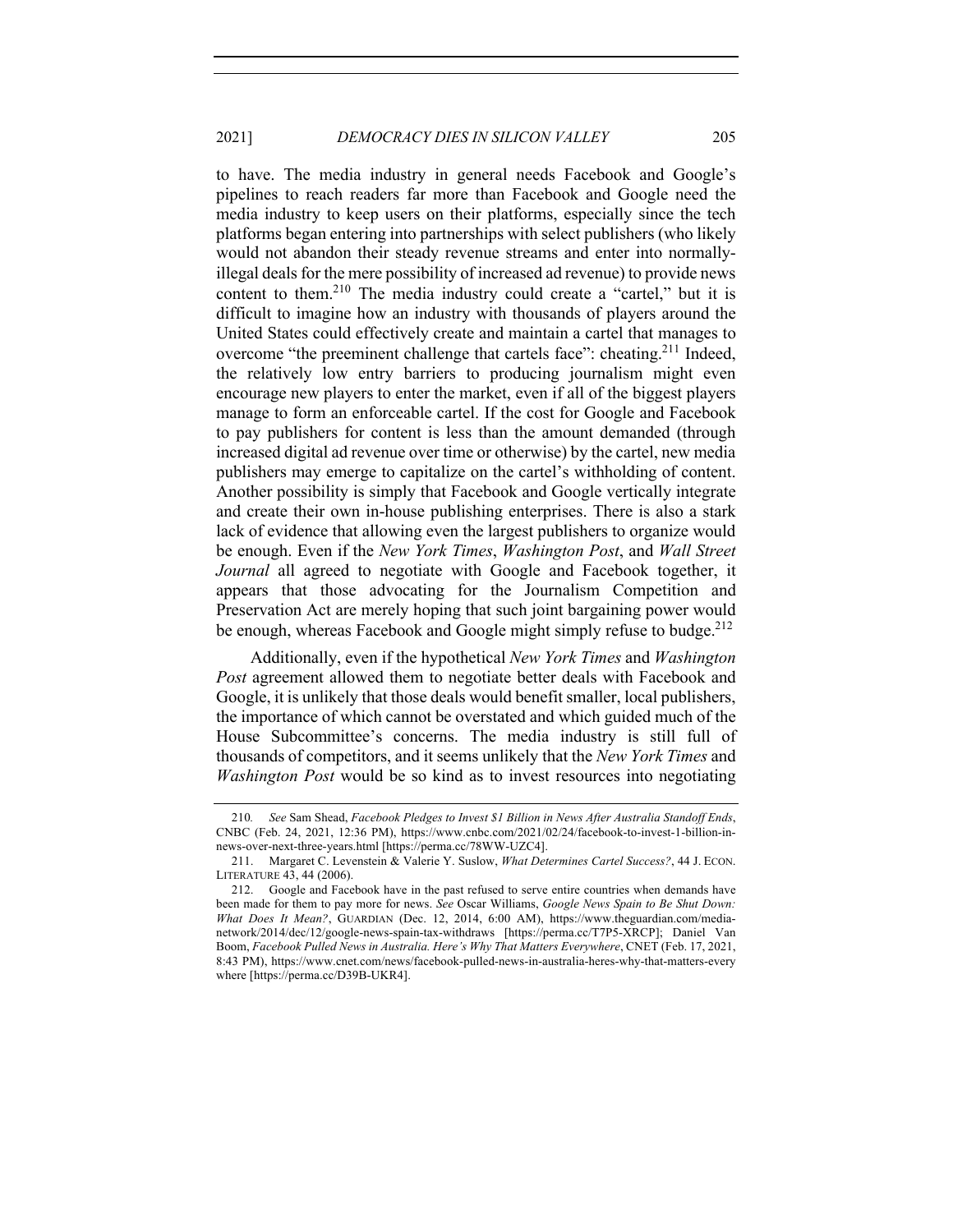to have. The media industry in general needs Facebook and Google's pipelines to reach readers far more than Facebook and Google need the media industry to keep users on their platforms, especially since the tech platforms began entering into partnerships with select publishers (who likely would not abandon their steady revenue streams and enter into normally-illegal deals for the mere possibility of increased ad revenue) to provide news content to them.[210] The media industry could create a "cartel," but it is difficult to imagine how an industry with thousands of players around the United States could effectively create and maintain a cartel that manages to overcome "the preeminent challenge that cartels face": cheating.[211] Indeed, the relatively low entry barriers to producing journalism might even encourage new players to enter the market, even if all of the biggest players manage to form an enforceable cartel. If the cost for Google and Facebook to pay publishers for content is less than the amount demanded (through increased digital ad revenue over time or otherwise) by the cartel, new media publishers may emerge to capitalize on the cartel's withholding of content. Another possibility is simply that Facebook and Google vertically integrate and create their own in-house publishing enterprises. There is also a stark lack of evidence that allowing even the largest publishers to organize would be enough. Even if the *New York Times*, *Washington Post*, and *Wall Street Journal* all agreed to negotiate with Google and Facebook together, it appears that those advocating for the Journalism Competition and Preservation Act are merely hoping that such joint bargaining power would be enough, whereas Facebook and Google might simply refuse to budge.[212]

Additionally, even if the hypothetical *New York Times* and *Washington Post* agreement allowed them to negotiate better deals with Facebook and Google, it is unlikely that those deals would benefit smaller, local publishers, the importance of which cannot be overstated and which guided much of the House Subcommittee's concerns. The media industry is still full of thousands of competitors, and it seems unlikely that the *New York Times* and *Washington Post* would be so kind as to invest resources into negotiating

---

210. *See* Sam Shead, *Facebook Pledges to Invest $1 Billion in News After Australia Standoff Ends*, CNBC (Feb. 24, 2021, 12:36 PM), https://www.cnbc.com/2021/02/24/facebook-to-invest-1-billion-in-news-over-next-three-years.html [https://perma.cc/78WW-UZC4].

211. Margaret C. Levenstein & Valerie Y. Suslow, *What Determines Cartel Success?*, 44 J. ECON. LITERATURE 43, 44 (2006).

212. Google and Facebook have in the past refused to serve entire countries when demands have been made for them to pay more for news. *See* Oscar Williams, *Google News Spain to Be Shut Down: What Does It Mean?*, GUARDIAN (Dec. 12, 2014, 6:00 AM), https://www.theguardian.com/media-network/2014/dec/12/google-news-spain-tax-withdraws [https://perma.cc/T7P5-XRCP]; Daniel Van Boom, *Facebook Pulled News in Australia. Here's Why That Matters Everywhere*, CNET (Feb. 17, 2021, 8:43 PM), https://www.cnet.com/news/facebook-pulled-news-in-australia-heres-why-that-matters-everywhere [https://perma.cc/D39B-UKR4].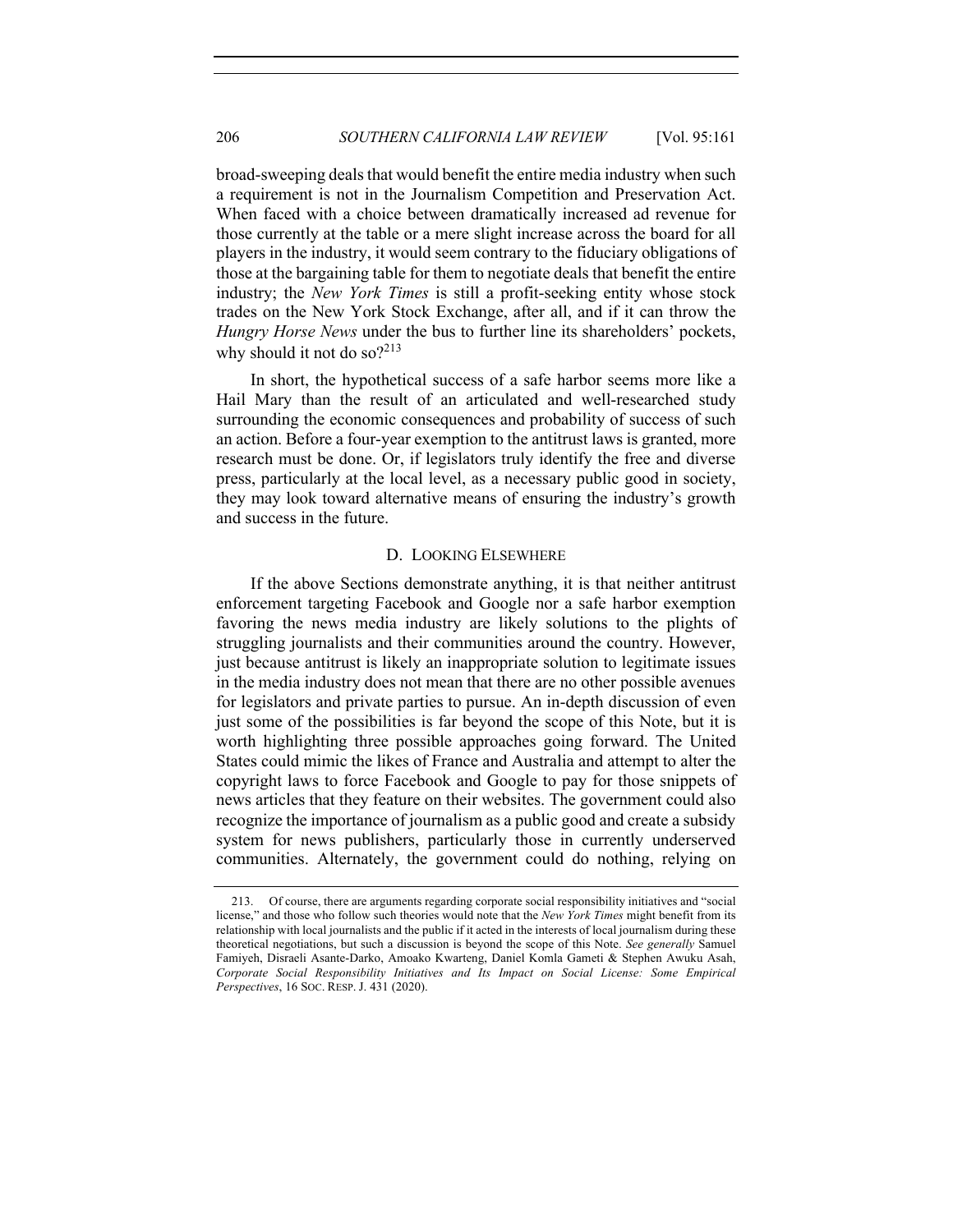broad-sweeping deals that would benefit the entire media industry when such a requirement is not in the Journalism Competition and Preservation Act. When faced with a choice between dramatically increased ad revenue for those currently at the table or a mere slight increase across the board for all players in the industry, it would seem contrary to the fiduciary obligations of those at the bargaining table for them to negotiate deals that benefit the entire industry; the *New York Times* is still a profit-seeking entity whose stock trades on the New York Stock Exchange, after all, and if it can throw the *Hungry Horse News* under the bus to further line its shareholders' pockets, why should it not do so?[213]

In short, the hypothetical success of a safe harbor seems more like a Hail Mary than the result of an articulated and well-researched study surrounding the economic consequences and probability of success of such an action. Before a four-year exemption to the antitrust laws is granted, more research must be done. Or, if legislators truly identify the free and diverse press, particularly at the local level, as a necessary public good in society, they may look toward alternative means of ensuring the industry's growth and success in the future.

### D. LOOKING ELSEWHERE

If the above Sections demonstrate anything, it is that neither antitrust enforcement targeting Facebook and Google nor a safe harbor exemption favoring the news media industry are likely solutions to the plights of struggling journalists and their communities around the country. However, just because antitrust is likely an inappropriate solution to legitimate issues in the media industry does not mean that there are no other possible avenues for legislators and private parties to pursue. An in-depth discussion of even just some of the possibilities is far beyond the scope of this Note, but it is worth highlighting three possible approaches going forward. The United States could mimic the likes of France and Australia and attempt to alter the copyright laws to force Facebook and Google to pay for those snippets of news articles that they feature on their websites. The government could also recognize the importance of journalism as a public good and create a subsidy system for news publishers, particularly those in currently underserved communities. Alternately, the government could do nothing, relying on

---

213. Of course, there are arguments regarding corporate social responsibility initiatives and "social license," and those who follow such theories would note that the *New York Times* might benefit from its relationship with local journalists and the public if it acted in the interests of local journalism during these theoretical negotiations, but such a discussion is beyond the scope of this Note. *See generally* Samuel Famiyeh, Disraeli Asante-Darko, Amoako Kwarteng, Daniel Komla Gameti & Stephen Awuku Asah, *Corporate Social Responsibility Initiatives and Its Impact on Social License: Some Empirical Perspectives*, 16 SOC. RESP. J. 431 (2020).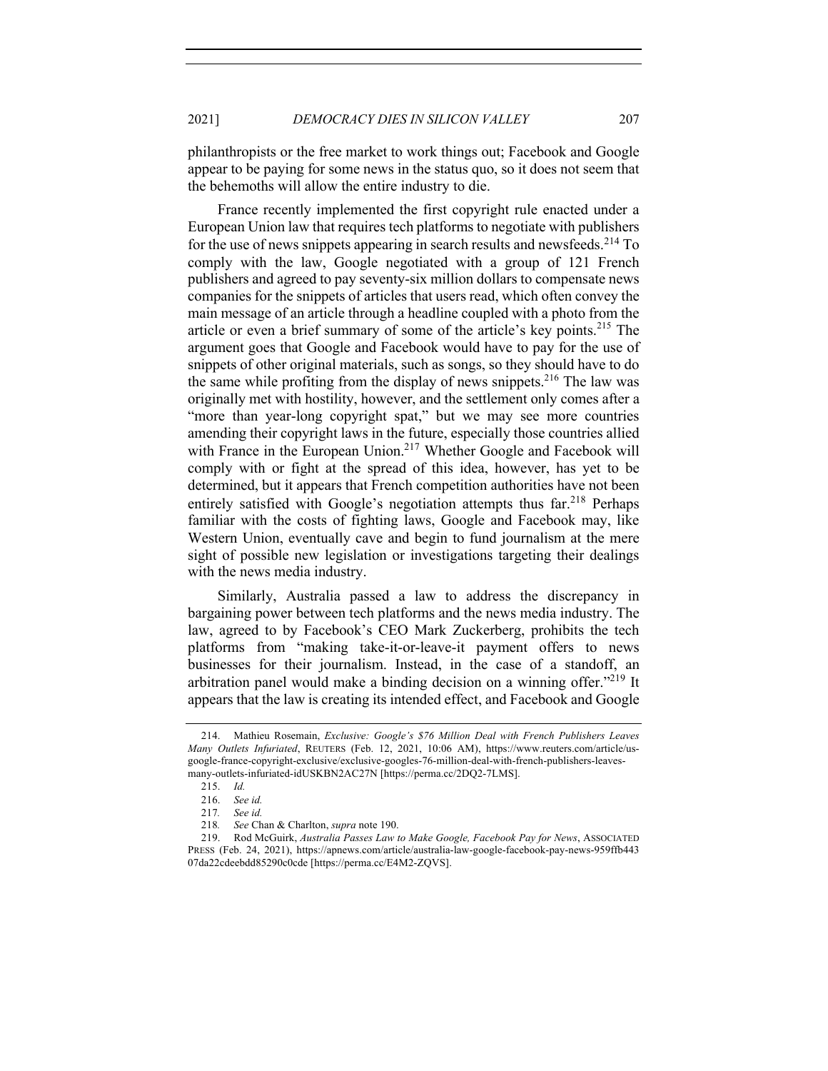philanthropists or the free market to work things out; Facebook and Google appear to be paying for some news in the status quo, so it does not seem that the behemoths will allow the entire industry to die.

France recently implemented the first copyright rule enacted under a European Union law that requires tech platforms to negotiate with publishers for the use of news snippets appearing in search results and newsfeeds.[214] To comply with the law, Google negotiated with a group of 121 French publishers and agreed to pay seventy-six million dollars to compensate news companies for the snippets of articles that users read, which often convey the main message of an article through a headline coupled with a photo from the article or even a brief summary of some of the article's key points.[215] The argument goes that Google and Facebook would have to pay for the use of snippets of other original materials, such as songs, so they should have to do the same while profiting from the display of news snippets.[216] The law was originally met with hostility, however, and the settlement only comes after a "more than year-long copyright spat," but we may see more countries amending their copyright laws in the future, especially those countries allied with France in the European Union.[217] Whether Google and Facebook will comply with or fight at the spread of this idea, however, has yet to be determined, but it appears that French competition authorities have not been entirely satisfied with Google's negotiation attempts thus far.[218] Perhaps familiar with the costs of fighting laws, Google and Facebook may, like Western Union, eventually cave and begin to fund journalism at the mere sight of possible new legislation or investigations targeting their dealings with the news media industry.

Similarly, Australia passed a law to address the discrepancy in bargaining power between tech platforms and the news media industry. The law, agreed to by Facebook's CEO Mark Zuckerberg, prohibits the tech platforms from "making take-it-or-leave-it payment offers to news businesses for their journalism. Instead, in the case of a standoff, an arbitration panel would make a binding decision on a winning offer."[219] It appears that the law is creating its intended effect, and Facebook and Google

214. Mathieu Rosemain, *Exclusive: Google's $76 Million Deal with French Publishers Leaves Many Outlets Infuriated*, REUTERS (Feb. 12, 2021, 10:06 AM), https://www.reuters.com/article/us-google-france-copyright-exclusive/exclusive-googles-76-million-deal-with-french-publishers-leaves-many-outlets-infuriated-idUSKBN2AC27N [https://perma.cc/2DQ2-7LMS].

215. *Id.*

216. *See id.*

217. *See id.*

218. *See* Chan & Charlton, *supra* note 190.

219. Rod McGuirk, *Australia Passes Law to Make Google, Facebook Pay for News*, ASSOCIATED PRESS (Feb. 24, 2021), https://apnews.com/article/australia-law-google-facebook-pay-news-959ffb44307da22cdeebdd85290c0cde [https://perma.cc/E4M2-ZQVS].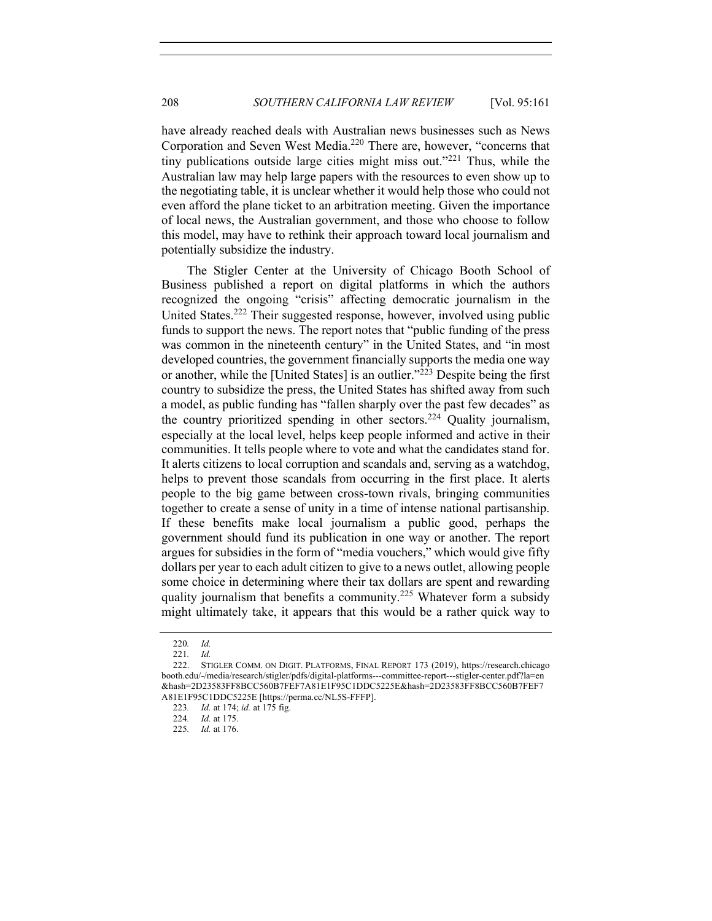have already reached deals with Australian news businesses such as News Corporation and Seven West Media.[220] There are, however, "concerns that tiny publications outside large cities might miss out."[221] Thus, while the Australian law may help large papers with the resources to even show up to the negotiating table, it is unclear whether it would help those who could not even afford the plane ticket to an arbitration meeting. Given the importance of local news, the Australian government, and those who choose to follow this model, may have to rethink their approach toward local journalism and potentially subsidize the industry.

The Stigler Center at the University of Chicago Booth School of Business published a report on digital platforms in which the authors recognized the ongoing "crisis" affecting democratic journalism in the United States.[222] Their suggested response, however, involved using public funds to support the news. The report notes that "public funding of the press was common in the nineteenth century" in the United States, and "in most developed countries, the government financially supports the media one way or another, while the [United States] is an outlier."[223] Despite being the first country to subsidize the press, the United States has shifted away from such a model, as public funding has "fallen sharply over the past few decades" as the country prioritized spending in other sectors.[224] Quality journalism, especially at the local level, helps keep people informed and active in their communities. It tells people where to vote and what the candidates stand for. It alerts citizens to local corruption and scandals and, serving as a watchdog, helps to prevent those scandals from occurring in the first place. It alerts people to the big game between cross-town rivals, bringing communities together to create a sense of unity in a time of intense national partisanship. If these benefits make local journalism a public good, perhaps the government should fund its publication in one way or another. The report argues for subsidies in the form of "media vouchers," which would give fifty dollars per year to each adult citizen to give to a news outlet, allowing people some choice in determining where their tax dollars are spent and rewarding quality journalism that benefits a community.[225] Whatever form a subsidy might ultimately take, it appears that this would be a rather quick way to

---

220. *Id.*

221. *Id.*

222. STIGLER COMM. ON DIGIT. PLATFORMS, FINAL REPORT 173 (2019), https://research.chicagobooth.edu/-/media/research/stigler/pdfs/digital-platforms---committee-report---stigler-center.pdf?la=en&hash=2D23583FF8BCC560B7FEF7A81E1F95C1DDC5225E&hash=2D23583FF8BCC560B7FEF7A81E1F95C1DDC5225E [https://perma.cc/NL5S-FFFP].

223. *Id.* at 174; *id.* at 175 fig.

224. *Id.* at 175.

225. *Id.* at 176.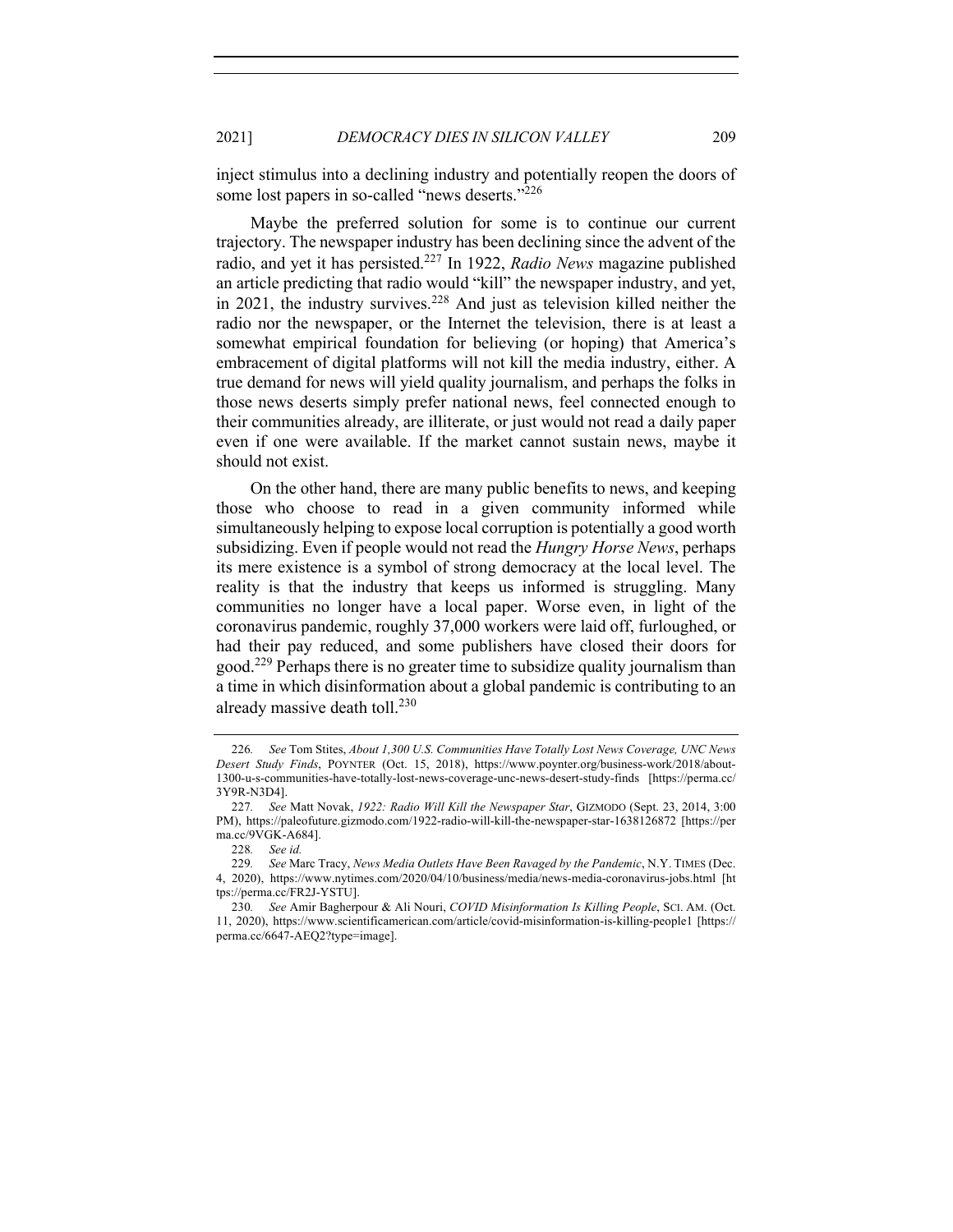inject stimulus into a declining industry and potentially reopen the doors of some lost papers in so-called "news deserts."[226]

Maybe the preferred solution for some is to continue our current trajectory. The newspaper industry has been declining since the advent of the radio, and yet it has persisted.[227] In 1922, *Radio News* magazine published an article predicting that radio would "kill" the newspaper industry, and yet, in 2021, the industry survives.[228] And just as television killed neither the radio nor the newspaper, or the Internet the television, there is at least a somewhat empirical foundation for believing (or hoping) that America's embracement of digital platforms will not kill the media industry, either. A true demand for news will yield quality journalism, and perhaps the folks in those news deserts simply prefer national news, feel connected enough to their communities already, are illiterate, or just would not read a daily paper even if one were available. If the market cannot sustain news, maybe it should not exist.

On the other hand, there are many public benefits to news, and keeping those who choose to read in a given community informed while simultaneously helping to expose local corruption is potentially a good worth subsidizing. Even if people would not read the *Hungry Horse News*, perhaps its mere existence is a symbol of strong democracy at the local level. The reality is that the industry that keeps us informed is struggling. Many communities no longer have a local paper. Worse even, in light of the coronavirus pandemic, roughly 37,000 workers were laid off, furloughed, or had their pay reduced, and some publishers have closed their doors for good.[229] Perhaps there is no greater time to subsidize quality journalism than a time in which disinformation about a global pandemic is contributing to an already massive death toll.[230]

---

226. *See* Tom Stites, *About 1,300 U.S. Communities Have Totally Lost News Coverage, UNC News Desert Study Finds*, POYNTER (Oct. 15, 2018), https://www.poynter.org/business-work/2018/about-1300-u-s-communities-have-totally-lost-news-coverage-unc-news-desert-study-finds [https://perma.cc/3Y9R-N3D4].

227. *See* Matt Novak, *1922: Radio Will Kill the Newspaper Star*, GIZMODO (Sept. 23, 2014, 3:00 PM), https://paleofuture.gizmodo.com/1922-radio-will-kill-the-newspaper-star-1638126872 [https://perma.cc/9VGK-A684].

228. *See id.*

229. *See* Marc Tracy, *News Media Outlets Have Been Ravaged by the Pandemic*, N.Y. TIMES (Dec. 4, 2020), https://www.nytimes.com/2020/04/10/business/media/news-media-coronavirus-jobs.html [https://perma.cc/FR2J-YSTU].

230. *See* Amir Bagherpour & Ali Nouri, *COVID Misinformation Is Killing People*, SCI. AM. (Oct. 11, 2020), https://www.scientificamerican.com/article/covid-misinformation-is-killing-people1 [https://perma.cc/6647-AEQ2?type=image].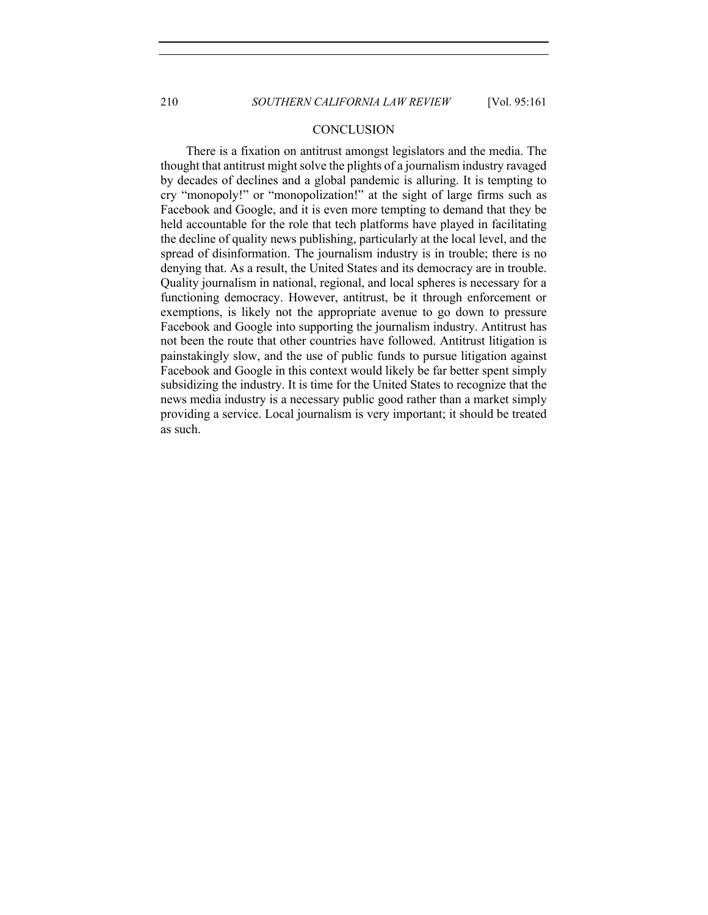## CONCLUSION

There is a fixation on antitrust amongst legislators and the media. The thought that antitrust might solve the plights of a journalism industry ravaged by decades of declines and a global pandemic is alluring. It is tempting to cry "monopoly!" or "monopolization!" at the sight of large firms such as Facebook and Google, and it is even more tempting to demand that they be held accountable for the role that tech platforms have played in facilitating the decline of quality news publishing, particularly at the local level, and the spread of disinformation. The journalism industry is in trouble; there is no denying that. As a result, the United States and its democracy are in trouble. Quality journalism in national, regional, and local spheres is necessary for a functioning democracy. However, antitrust, be it through enforcement or exemptions, is likely not the appropriate avenue to go down to pressure Facebook and Google into supporting the journalism industry. Antitrust has not been the route that other countries have followed. Antitrust litigation is painstakingly slow, and the use of public funds to pursue litigation against Facebook and Google in this context would likely be far better spent simply subsidizing the industry. It is time for the United States to recognize that the news media industry is a necessary public good rather than a market simply providing a service. Local journalism is very important; it should be treated as such.